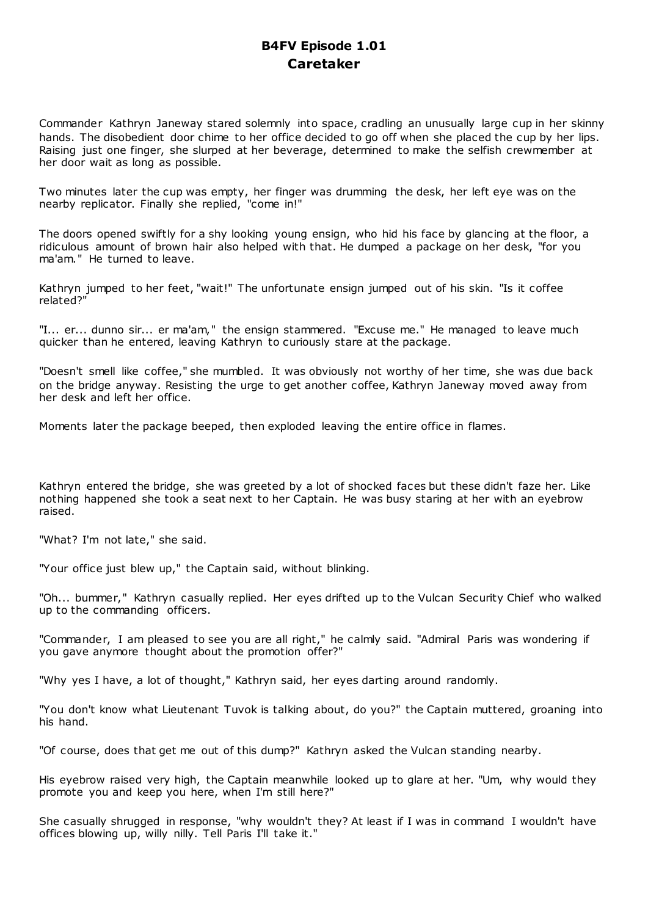# B4FV Episode 1.01
## Caretaker

Commander Kathryn Janeway stared solemnly into space, cradling an unusually large cup in her skinny hands. The disobedient door chime to her office decided to go off when she placed the cup by her lips. Raising just one finger, she slurped at her beverage, determined to make the selfish crewmember at her door wait as long as possible.

Two minutes later the cup was empty, her finger was drumming the desk, her left eye was on the nearby replicator. Finally she replied, "come in!"

The doors opened swiftly for a shy looking young ensign, who hid his face by glancing at the floor, a ridiculous amount of brown hair also helped with that. He dumped a package on her desk, "for you ma'am." He turned to leave.

Kathryn jumped to her feet, "wait!" The unfortunate ensign jumped out of his skin. "Is it coffee related?"

"I... er... dunno sir... er ma'am," the ensign stammered. "Excuse me." He managed to leave much quicker than he entered, leaving Kathryn to curiously stare at the package.

"Doesn't smell like coffee," she mumbled. It was obviously not worthy of her time, she was due back on the bridge anyway. Resisting the urge to get another coffee, Kathryn Janeway moved away from her desk and left her office.

Moments later the package beeped, then exploded leaving the entire office in flames.

Kathryn entered the bridge, she was greeted by a lot of shocked faces but these didn't faze her. Like nothing happened she took a seat next to her Captain. He was busy staring at her with an eyebrow raised.

"What? I'm not late," she said.

"Your office just blew up," the Captain said, without blinking.

"Oh... bummer," Kathryn casually replied. Her eyes drifted up to the Vulcan Security Chief who walked up to the commanding officers.

"Commander, I am pleased to see you are all right," he calmly said. "Admiral Paris was wondering if you gave anymore thought about the promotion offer?"

"Why yes I have, a lot of thought," Kathryn said, her eyes darting around randomly.

"You don't know what Lieutenant Tuvok is talking about, do you?" the Captain muttered, groaning into his hand.

"Of course, does that get me out of this dump?" Kathryn asked the Vulcan standing nearby.

His eyebrow raised very high, the Captain meanwhile looked up to glare at her. "Um, why would they promote you and keep you here, when I'm still here?"

She casually shrugged in response, "why wouldn't they? At least if I was in command I wouldn't have offices blowing up, willy nilly. Tell Paris I'll take it."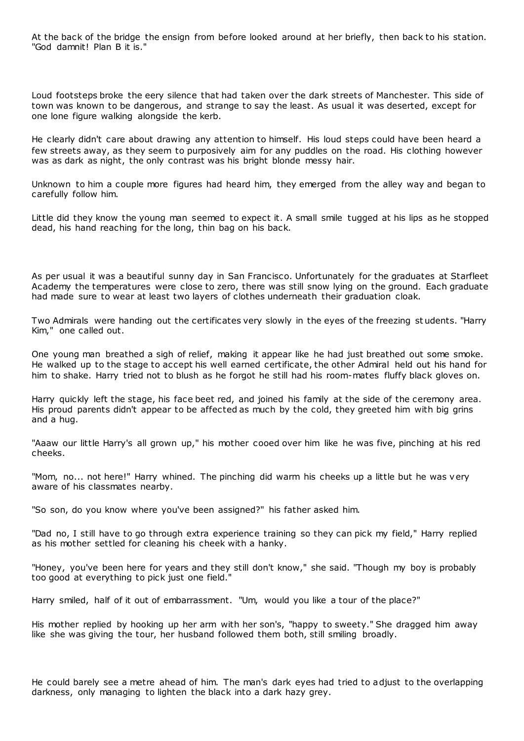At the back of the bridge the ensign from before looked around at her briefly, then back to his station. "God damnit! Plan B it is."

Loud footsteps broke the eery silence that had taken over the dark streets of Manchester. This side of town was known to be dangerous, and strange to say the least. As usual it was deserted, except for one lone figure walking alongside the kerb.

He clearly didn't care about drawing any attention to himself. His loud steps could have been heard a few streets away, as they seem to purposively aim for any puddles on the road. His clothing however was as dark as night, the only contrast was his bright blonde messy hair.

Unknown to him a couple more figures had heard him, they emerged from the alley way and began to carefully follow him.

Little did they know the young man seemed to expect it. A small smile tugged at his lips as he stopped dead, his hand reaching for the long, thin bag on his back.

As per usual it was a beautiful sunny day in San Francisco. Unfortunately for the graduates at Starfleet Academy the temperatures were close to zero, there was still snow lying on the ground. Each graduate had made sure to wear at least two layers of clothes underneath their graduation cloak.

Two Admirals were handing out the certificates very slowly in the eyes of the freezing students. "Harry Kim," one called out.

One young man breathed a sigh of relief, making it appear like he had just breathed out some smoke. He walked up to the stage to accept his well earned certificate, the other Admiral held out his hand for him to shake. Harry tried not to blush as he forgot he still had his room-mates fluffy black gloves on.

Harry quickly left the stage, his face beet red, and joined his family at the side of the ceremony area. His proud parents didn't appear to be affected as much by the cold, they greeted him with big grins and a hug.

"Aaaw our little Harry's all grown up," his mother cooed over him like he was five, pinching at his red cheeks.

"Mom, no... not here!" Harry whined. The pinching did warm his cheeks up a little but he was very aware of his classmates nearby.

"So son, do you know where you've been assigned?" his father asked him.

"Dad no, I still have to go through extra experience training so they can pick my field," Harry replied as his mother settled for cleaning his cheek with a hanky.

"Honey, you've been here for years and they still don't know," she said. "Though my boy is probably too good at everything to pick just one field."

Harry smiled, half of it out of embarrassment. "Um, would you like a tour of the place?"

His mother replied by hooking up her arm with her son's, "happy to sweety." She dragged him away like she was giving the tour, her husband followed them both, still smiling broadly.

He could barely see a metre ahead of him. The man's dark eyes had tried to adjust to the overlapping darkness, only managing to lighten the black into a dark hazy grey.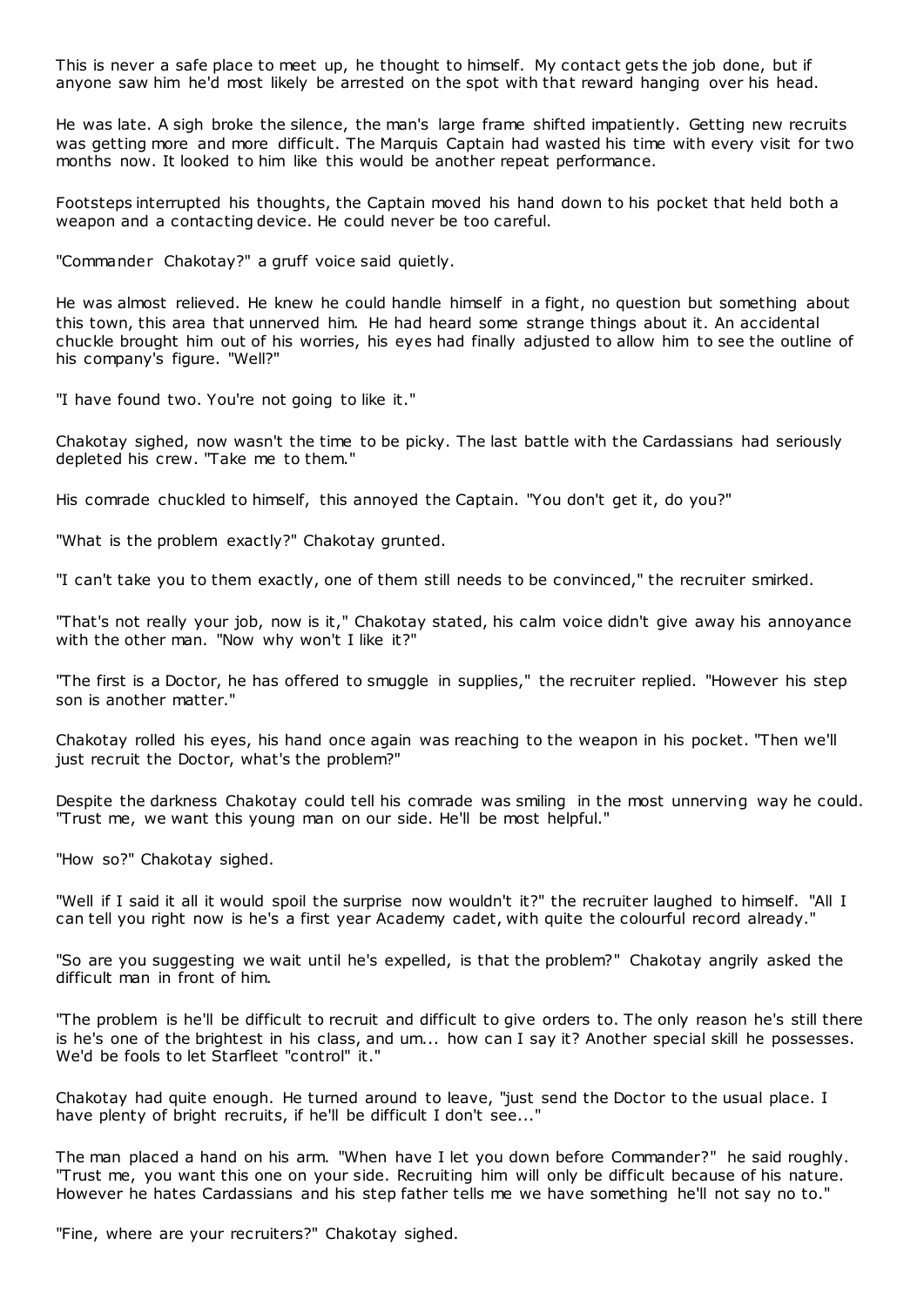This is never a safe place to meet up, he thought to himself. My contact gets the job done, but if anyone saw him he'd most likely be arrested on the spot with that reward hanging over his head.

He was late. A sigh broke the silence, the man's large frame shifted impatiently. Getting new recruits was getting more and more difficult. The Marquis Captain had wasted his time with every visit for two months now. It looked to him like this would be another repeat performance.

Footsteps interrupted his thoughts, the Captain moved his hand down to his pocket that held both a weapon and a contacting device. He could never be too careful.

"Commander Chakotay?" a gruff voice said quietly.

He was almost relieved. He knew he could handle himself in a fight, no question but something about this town, this area that unnerved him. He had heard some strange things about it. An accidental chuckle brought him out of his worries, his eyes had finally adjusted to allow him to see the outline of his company's figure. "Well?"

"I have found two. You're not going to like it."

Chakotay sighed, now wasn't the time to be picky. The last battle with the Cardassians had seriously depleted his crew. "Take me to them."

His comrade chuckled to himself, this annoyed the Captain. "You don't get it, do you?"

"What is the problem exactly?" Chakotay grunted.

"I can't take you to them exactly, one of them still needs to be convinced," the recruiter smirked.

"That's not really your job, now is it," Chakotay stated, his calm voice didn't give away his annoyance with the other man. "Now why won't I like it?"

"The first is a Doctor, he has offered to smuggle in supplies," the recruiter replied. "However his step son is another matter."

Chakotay rolled his eyes, his hand once again was reaching to the weapon in his pocket. "Then we'll just recruit the Doctor, what's the problem?"

Despite the darkness Chakotay could tell his comrade was smiling in the most unnerving way he could. "Trust me, we want this young man on our side. He'll be most helpful."

"How so?" Chakotay sighed.

"Well if I said it all it would spoil the surprise now wouldn't it?" the recruiter laughed to himself. "All I can tell you right now is he's a first year Academy cadet, with quite the colourful record already."

"So are you suggesting we wait until he's expelled, is that the problem?" Chakotay angrily asked the difficult man in front of him.

"The problem is he'll be difficult to recruit and difficult to give orders to. The only reason he's still there is he's one of the brightest in his class, and um... how can I say it? Another special skill he possesses. We'd be fools to let Starfleet "control" it."

Chakotay had quite enough. He turned around to leave, "just send the Doctor to the usual place. I have plenty of bright recruits, if he'll be difficult I don't see..."

The man placed a hand on his arm. "When have I let you down before Commander?" he said roughly. "Trust me, you want this one on your side. Recruiting him will only be difficult because of his nature. However he hates Cardassians and his step father tells me we have something he'll not say no to."

"Fine, where are your recruiters?" Chakotay sighed.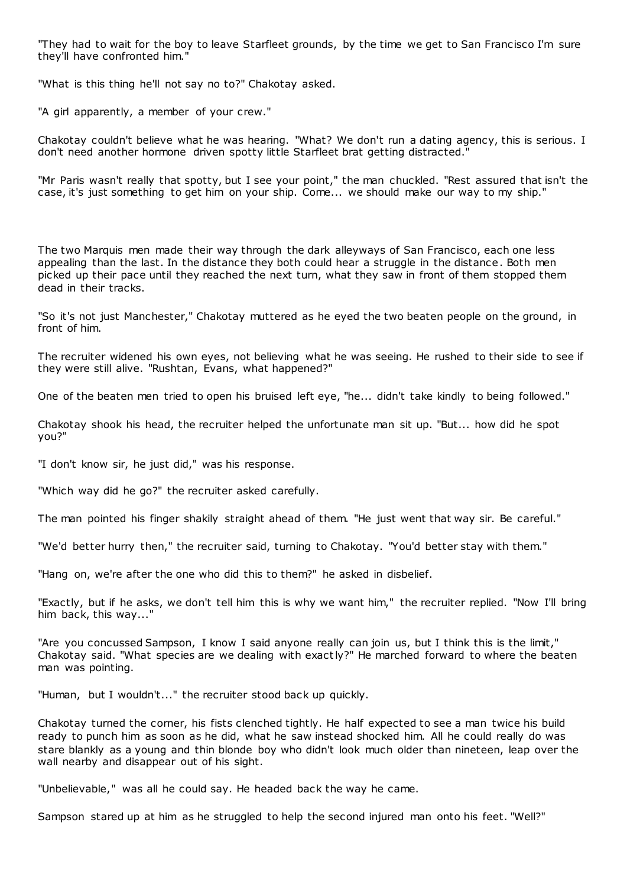"They had to wait for the boy to leave Starfleet grounds, by the time we get to San Francisco I'm sure they'll have confronted him."

"What is this thing he'll not say no to?" Chakotay asked.

"A girl apparently, a member of your crew."

Chakotay couldn't believe what he was hearing. "What? We don't run a dating agency, this is serious. I don't need another hormone driven spotty little Starfleet brat getting distracted."

"Mr Paris wasn't really that spotty, but I see your point," the man chuckled. "Rest assured that isn't the case, it's just something to get him on your ship. Come... we should make our way to my ship."

The two Marquis men made their way through the dark alleyways of San Francisco, each one less appealing than the last. In the distance they both could hear a struggle in the distance. Both men picked up their pace until they reached the next turn, what they saw in front of them stopped them dead in their tracks.

"So it's not just Manchester," Chakotay muttered as he eyed the two beaten people on the ground, in front of him.

The recruiter widened his own eyes, not believing what he was seeing. He rushed to their side to see if they were still alive. "Rushtan, Evans, what happened?"

One of the beaten men tried to open his bruised left eye, "he... didn't take kindly to being followed."

Chakotay shook his head, the recruiter helped the unfortunate man sit up. "But... how did he spot you?"

"I don't know sir, he just did," was his response.

"Which way did he go?" the recruiter asked carefully.

The man pointed his finger shakily straight ahead of them. "He just went that way sir. Be careful."

"We'd better hurry then," the recruiter said, turning to Chakotay. "You'd better stay with them."

"Hang on, we're after the one who did this to them?" he asked in disbelief.

"Exactly, but if he asks, we don't tell him this is why we want him," the recruiter replied. "Now I'll bring him back, this way..."

"Are you concussed Sampson, I know I said anyone really can join us, but I think this is the limit," Chakotay said. "What species are we dealing with exactly?" He marched forward to where the beaten man was pointing.

"Human, but I wouldn't..." the recruiter stood back up quickly.

Chakotay turned the corner, his fists clenched tightly. He half expected to see a man twice his build ready to punch him as soon as he did, what he saw instead shocked him. All he could really do was stare blankly as a young and thin blonde boy who didn't look much older than nineteen, leap over the wall nearby and disappear out of his sight.

"Unbelievable," was all he could say. He headed back the way he came.

Sampson stared up at him as he struggled to help the second injured man onto his feet. "Well?"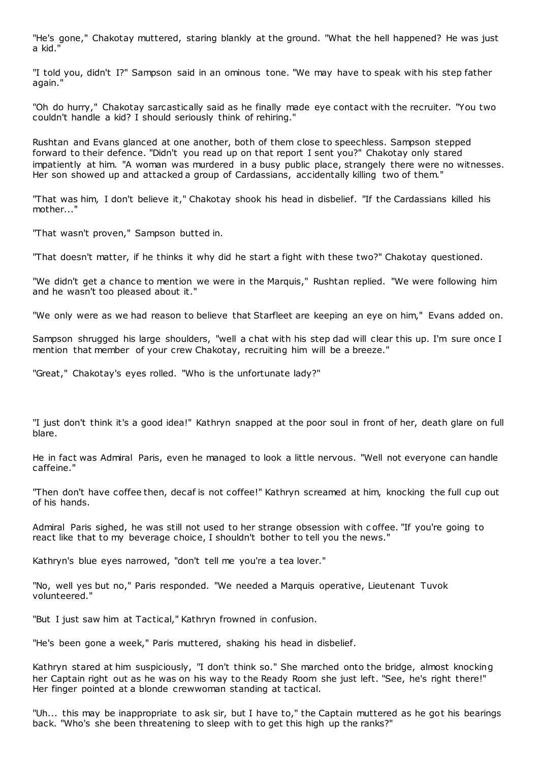"He's gone," Chakotay muttered, staring blankly at the ground. "What the hell happened? He was just a kid."

"I told you, didn't I?" Sampson said in an ominous tone. "We may have to speak with his step father again."

"Oh do hurry," Chakotay sarcastically said as he finally made eye contact with the recruiter. "You two couldn't handle a kid? I should seriously think of rehiring."

Rushtan and Evans glanced at one another, both of them close to speechless. Sampson stepped forward to their defence. "Didn't you read up on that report I sent you?" Chakotay only stared impatiently at him. "A woman was murdered in a busy public place, strangely there were no witnesses. Her son showed up and attacked a group of Cardassians, accidentally killing two of them."

"That was him, I don't believe it," Chakotay shook his head in disbelief. "If the Cardassians killed his mother..."

"That wasn't proven," Sampson butted in.

"That doesn't matter, if he thinks it why did he start a fight with these two?" Chakotay questioned.

"We didn't get a chance to mention we were in the Marquis," Rushtan replied. "We were following him and he wasn't too pleased about it."

"We only were as we had reason to believe that Starfleet are keeping an eye on him," Evans added on.

Sampson shrugged his large shoulders, "well a chat with his step dad will clear this up. I'm sure once I mention that member of your crew Chakotay, recruiting him will be a breeze."

"Great," Chakotay's eyes rolled. "Who is the unfortunate lady?"

"I just don't think it's a good idea!" Kathryn snapped at the poor soul in front of her, death glare on full blare.

He in fact was Admiral Paris, even he managed to look a little nervous. "Well not everyone can handle caffeine."

"Then don't have coffee then, decaf is not coffee!" Kathryn screamed at him, knocking the full cup out of his hands.

Admiral Paris sighed, he was still not used to her strange obsession with coffee. "If you're going to react like that to my beverage choice, I shouldn't bother to tell you the news."

Kathryn's blue eyes narrowed, "don't tell me you're a tea lover."

"No, well yes but no," Paris responded. "We needed a Marquis operative, Lieutenant Tuvok volunteered."

"But I just saw him at Tactical," Kathryn frowned in confusion.

"He's been gone a week," Paris muttered, shaking his head in disbelief.

Kathryn stared at him suspiciously, "I don't think so." She marched onto the bridge, almost knocking her Captain right out as he was on his way to the Ready Room she just left. "See, he's right there!" Her finger pointed at a blonde crewwoman standing at tactical.

"Uh... this may be inappropriate to ask sir, but I have to," the Captain muttered as he got his bearings back. "Who's she been threatening to sleep with to get this high up the ranks?"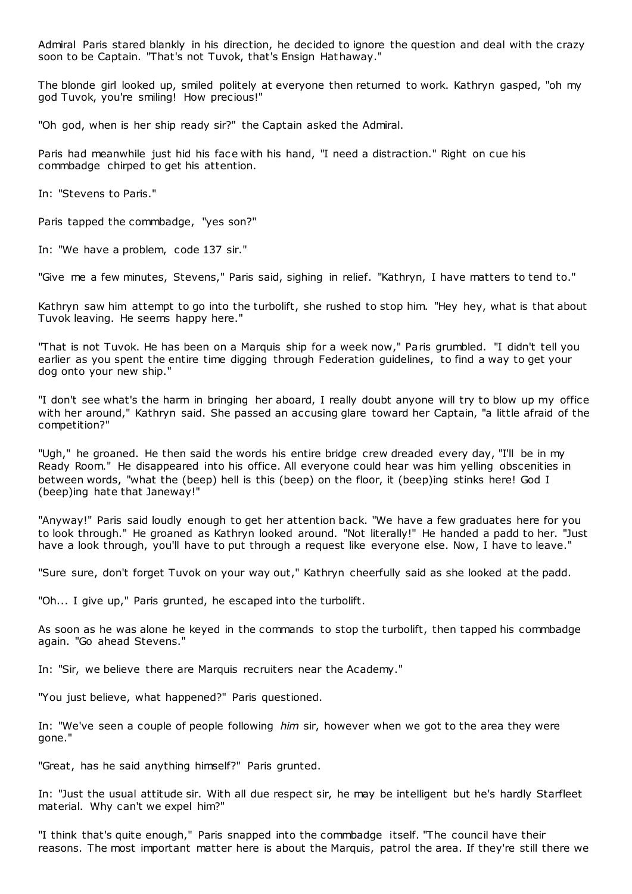Admiral Paris stared blankly in his direction, he decided to ignore the question and deal with the crazy soon to be Captain. "That's not Tuvok, that's Ensign Hathaway."

The blonde girl looked up, smiled politely at everyone then returned to work. Kathryn gasped, "oh my god Tuvok, you're smiling! How precious!"

"Oh god, when is her ship ready sir?" the Captain asked the Admiral.

Paris had meanwhile just hid his face with his hand, "I need a distraction." Right on cue his commbadge chirped to get his attention.

In: "Stevens to Paris."

Paris tapped the commbadge, "yes son?"

In: "We have a problem, code 137 sir."

"Give me a few minutes, Stevens," Paris said, sighing in relief. "Kathryn, I have matters to tend to."

Kathryn saw him attempt to go into the turbolift, she rushed to stop him. "Hey hey, what is that about Tuvok leaving. He seems happy here."

"That is not Tuvok. He has been on a Marquis ship for a week now," Paris grumbled. "I didn't tell you earlier as you spent the entire time digging through Federation guidelines, to find a way to get your dog onto your new ship."

"I don't see what's the harm in bringing her aboard, I really doubt anyone will try to blow up my office with her around," Kathryn said. She passed an accusing glare toward her Captain, "a little afraid of the competition?"

"Ugh," he groaned. He then said the words his entire bridge crew dreaded every day, "I'll be in my Ready Room." He disappeared into his office. All everyone could hear was him yelling obscenities in between words, "what the (beep) hell is this (beep) on the floor, it (beep)ing stinks here! God I (beep)ing hate that Janeway!"

"Anyway!" Paris said loudly enough to get her attention back. "We have a few graduates here for you to look through." He groaned as Kathryn looked around. "Not literally!" He handed a padd to her. "Just have a look through, you'll have to put through a request like everyone else. Now, I have to leave."

"Sure sure, don't forget Tuvok on your way out," Kathryn cheerfully said as she looked at the padd.

"Oh... I give up," Paris grunted, he escaped into the turbolift.

As soon as he was alone he keyed in the commands to stop the turbolift, then tapped his commbadge again. "Go ahead Stevens."

In: "Sir, we believe there are Marquis recruiters near the Academy."

"You just believe, what happened?" Paris questioned.

In: "We've seen a couple of people following *him* sir, however when we got to the area they were gone."

"Great, has he said anything himself?" Paris grunted.

In: "Just the usual attitude sir. With all due respect sir, he may be intelligent but he's hardly Starfleet material. Why can't we expel him?"

"I think that's quite enough," Paris snapped into the commbadge itself. "The council have their reasons. The most important matter here is about the Marquis, patrol the area. If they're still there we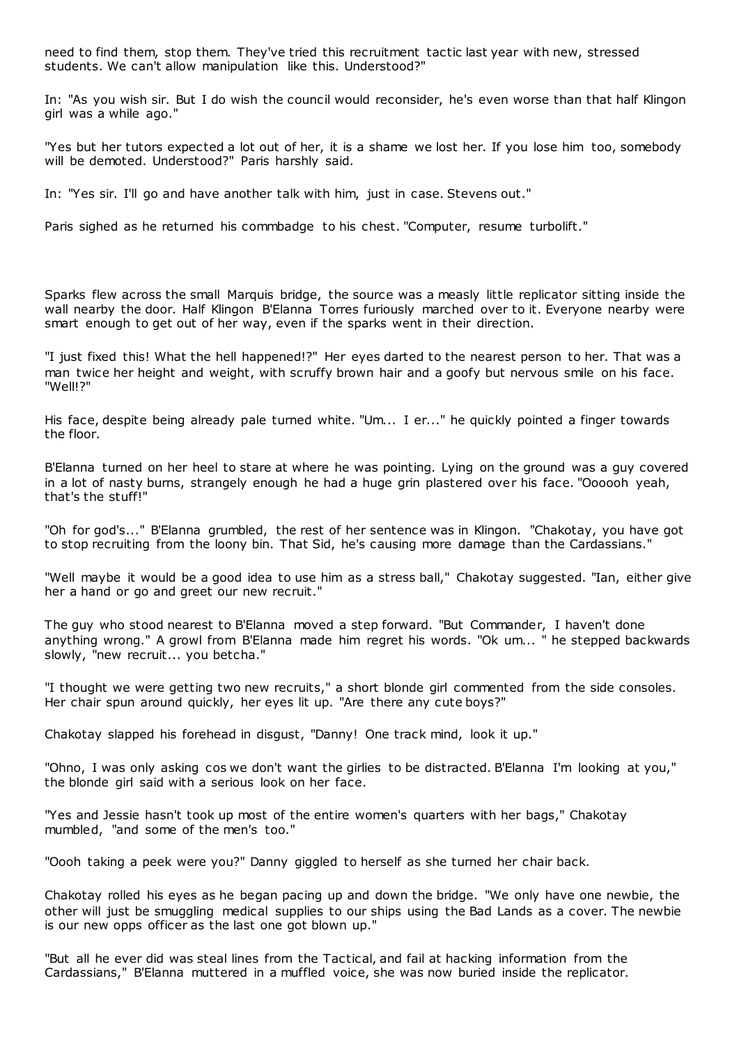need to find them, stop them. They've tried this recruitment tactic last year with new, stressed students. We can't allow manipulation like this. Understood?"

In: "As you wish sir. But I do wish the council would reconsider, he's even worse than that half Klingon girl was a while ago."

"Yes but her tutors expected a lot out of her, it is a shame we lost her. If you lose him too, somebody will be demoted. Understood?" Paris harshly said.

In: "Yes sir. I'll go and have another talk with him, just in case. Stevens out."

Paris sighed as he returned his commbadge to his chest. "Computer, resume turbolift."

Sparks flew across the small Marquis bridge, the source was a measly little replicator sitting inside the wall nearby the door. Half Klingon B'Elanna Torres furiously marched over to it. Everyone nearby were smart enough to get out of her way, even if the sparks went in their direction.

"I just fixed this! What the hell happened!?" Her eyes darted to the nearest person to her. That was a man twice her height and weight, with scruffy brown hair and a goofy but nervous smile on his face. "Well!?"

His face, despite being already pale turned white. "Um... I er..." he quickly pointed a finger towards the floor.

B'Elanna turned on her heel to stare at where he was pointing. Lying on the ground was a guy covered in a lot of nasty burns, strangely enough he had a huge grin plastered over his face. "Oooooh yeah, that's the stuff!"

"Oh for god's..." B'Elanna grumbled, the rest of her sentence was in Klingon. "Chakotay, you have got to stop recruiting from the loony bin. That Sid, he's causing more damage than the Cardassians."

"Well maybe it would be a good idea to use him as a stress ball," Chakotay suggested. "Ian, either give her a hand or go and greet our new recruit."

The guy who stood nearest to B'Elanna moved a step forward. "But Commander, I haven't done anything wrong." A growl from B'Elanna made him regret his words. "Ok um... " he stepped backwards slowly, "new recruit... you betcha."

"I thought we were getting two new recruits," a short blonde girl commented from the side consoles. Her chair spun around quickly, her eyes lit up. "Are there any cute boys?"

Chakotay slapped his forehead in disgust, "Danny! One track mind, look it up."

"Ohno, I was only asking cos we don't want the girlies to be distracted. B'Elanna I'm looking at you," the blonde girl said with a serious look on her face.

"Yes and Jessie hasn't took up most of the entire women's quarters with her bags," Chakotay mumbled, "and some of the men's too."

"Oooh taking a peek were you?" Danny giggled to herself as she turned her chair back.

Chakotay rolled his eyes as he began pacing up and down the bridge. "We only have one newbie, the other will just be smuggling medical supplies to our ships using the Bad Lands as a cover. The newbie is our new opps officer as the last one got blown up."

"But all he ever did was steal lines from the Tactical, and fail at hacking information from the Cardassians," B'Elanna muttered in a muffled voice, she was now buried inside the replicator.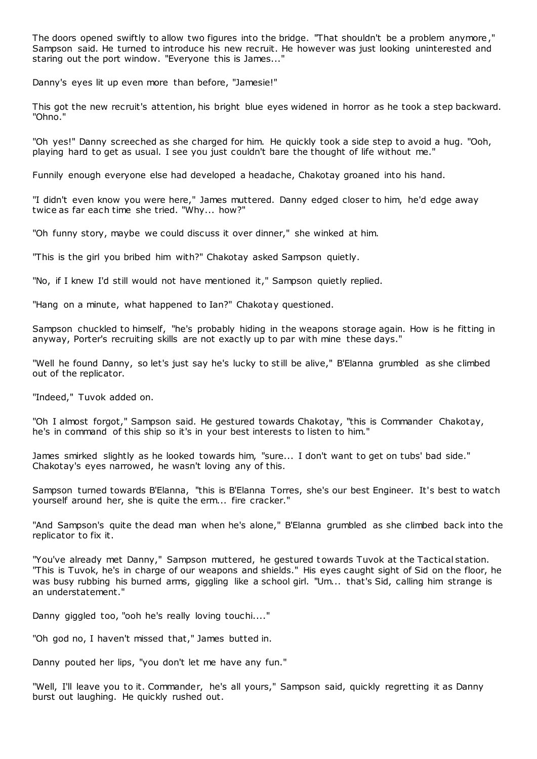The doors opened swiftly to allow two figures into the bridge. "That shouldn't be a problem anymore," Sampson said. He turned to introduce his new recruit. He however was just looking uninterested and staring out the port window. "Everyone this is James..."

Danny's eyes lit up even more than before, "Jamesie!"

This got the new recruit's attention, his bright blue eyes widened in horror as he took a step backward. "Ohno."

"Oh yes!" Danny screeched as she charged for him. He quickly took a side step to avoid a hug. "Ooh, playing hard to get as usual. I see you just couldn't bare the thought of life without me."

Funnily enough everyone else had developed a headache, Chakotay groaned into his hand.

"I didn't even know you were here," James muttered. Danny edged closer to him, he'd edge away twice as far each time she tried. "Why... how?"

"Oh funny story, maybe we could discuss it over dinner," she winked at him.

"This is the girl you bribed him with?" Chakotay asked Sampson quietly.

"No, if I knew I'd still would not have mentioned it," Sampson quietly replied.

"Hang on a minute, what happened to Ian?" Chakotay questioned.

Sampson chuckled to himself, "he's probably hiding in the weapons storage again. How is he fitting in anyway, Porter's recruiting skills are not exactly up to par with mine these days."

"Well he found Danny, so let's just say he's lucky to still be alive," B'Elanna grumbled as she climbed out of the replicator.

"Indeed," Tuvok added on.

"Oh I almost forgot," Sampson said. He gestured towards Chakotay, "this is Commander Chakotay, he's in command of this ship so it's in your best interests to listen to him."

James smirked slightly as he looked towards him, "sure... I don't want to get on tubs' bad side." Chakotay's eyes narrowed, he wasn't loving any of this.

Sampson turned towards B'Elanna, "this is B'Elanna Torres, she's our best Engineer. It's best to watch yourself around her, she is quite the erm... fire cracker."

"And Sampson's quite the dead man when he's alone," B'Elanna grumbled as she climbed back into the replicator to fix it.

"You've already met Danny," Sampson muttered, he gestured towards Tuvok at the Tactical station. "This is Tuvok, he's in charge of our weapons and shields." His eyes caught sight of Sid on the floor, he was busy rubbing his burned arms, giggling like a school girl. "Um... that's Sid, calling him strange is an understatement."

Danny giggled too, "ooh he's really loving touchi...."

"Oh god no, I haven't missed that," James butted in.

Danny pouted her lips, "you don't let me have any fun."

"Well, I'll leave you to it. Commander, he's all yours," Sampson said, quickly regretting it as Danny burst out laughing. He quickly rushed out.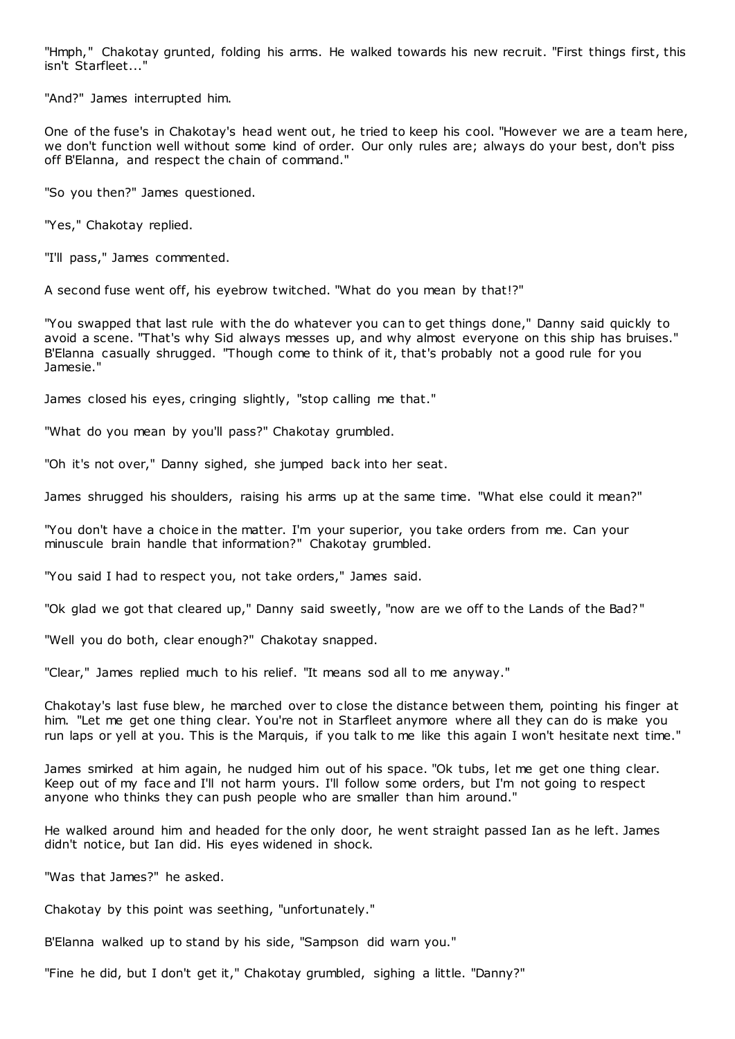"Hmph," Chakotay grunted, folding his arms. He walked towards his new recruit. "First things first, this isn't Starfleet..."

"And?" James interrupted him.

One of the fuse's in Chakotay's head went out, he tried to keep his cool. "However we are a team here, we don't function well without some kind of order. Our only rules are; always do your best, don't piss off B'Elanna, and respect the chain of command."

"So you then?" James questioned.

"Yes," Chakotay replied.

"I'll pass," James commented.

A second fuse went off, his eyebrow twitched. "What do you mean by that!?"

"You swapped that last rule with the do whatever you can to get things done," Danny said quickly to avoid a scene. "That's why Sid always messes up, and why almost everyone on this ship has bruises." B'Elanna casually shrugged. "Though come to think of it, that's probably not a good rule for you Jamesie."

James closed his eyes, cringing slightly, "stop calling me that."

"What do you mean by you'll pass?" Chakotay grumbled.

"Oh it's not over," Danny sighed, she jumped back into her seat.

James shrugged his shoulders, raising his arms up at the same time. "What else could it mean?"

"You don't have a choice in the matter. I'm your superior, you take orders from me. Can your minuscule brain handle that information?" Chakotay grumbled.

"You said I had to respect you, not take orders," James said.

"Ok glad we got that cleared up," Danny said sweetly, "now are we off to the Lands of the Bad?"

"Well you do both, clear enough?" Chakotay snapped.

"Clear," James replied much to his relief. "It means sod all to me anyway."

Chakotay's last fuse blew, he marched over to close the distance between them, pointing his finger at him. "Let me get one thing clear. You're not in Starfleet anymore where all they can do is make you run laps or yell at you. This is the Marquis, if you talk to me like this again I won't hesitate next time."

James smirked at him again, he nudged him out of his space. "Ok tubs, let me get one thing clear. Keep out of my face and I'll not harm yours. I'll follow some orders, but I'm not going to respect anyone who thinks they can push people who are smaller than him around."

He walked around him and headed for the only door, he went straight passed Ian as he left. James didn't notice, but Ian did. His eyes widened in shock.

"Was that James?" he asked.

Chakotay by this point was seething, "unfortunately."

B'Elanna walked up to stand by his side, "Sampson did warn you."

"Fine he did, but I don't get it," Chakotay grumbled, sighing a little. "Danny?"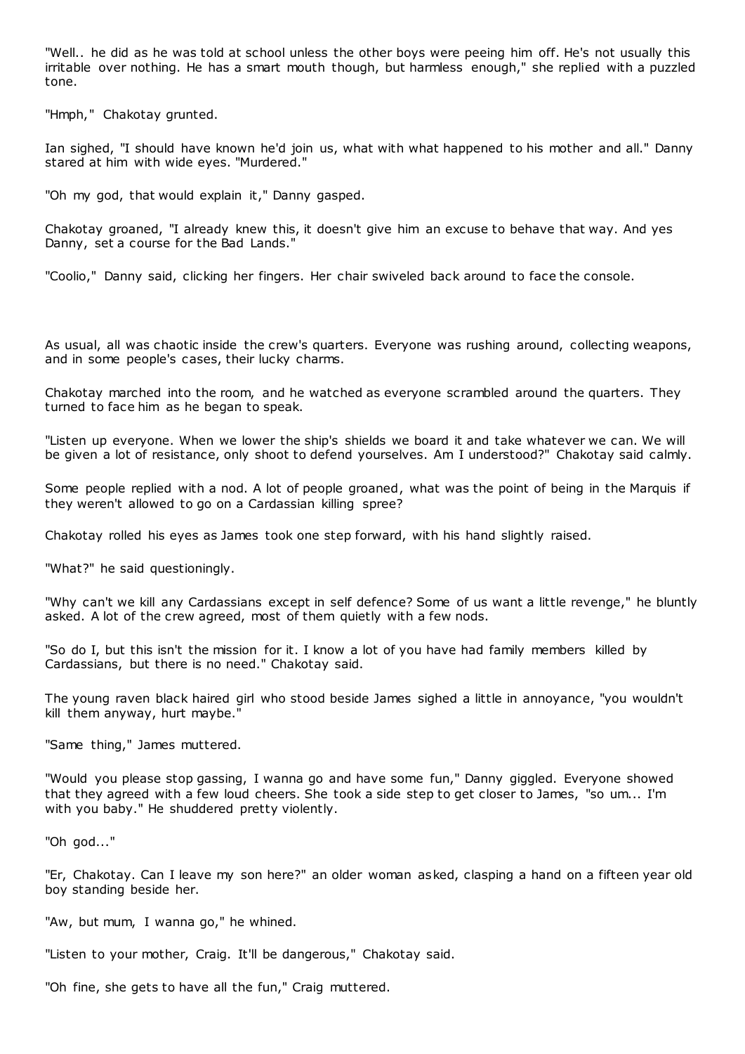"Well.. he did as he was told at school unless the other boys were peeing him off. He's not usually this irritable over nothing. He has a smart mouth though, but harmless enough," she replied with a puzzled tone.

"Hmph," Chakotay grunted.

Ian sighed, "I should have known he'd join us, what with what happened to his mother and all." Danny stared at him with wide eyes. "Murdered."

"Oh my god, that would explain it," Danny gasped.

Chakotay groaned, "I already knew this, it doesn't give him an excuse to behave that way. And yes Danny, set a course for the Bad Lands."

"Coolio," Danny said, clicking her fingers. Her chair swiveled back around to face the console.

As usual, all was chaotic inside the crew's quarters. Everyone was rushing around, collecting weapons, and in some people's cases, their lucky charms.

Chakotay marched into the room, and he watched as everyone scrambled around the quarters. They turned to face him as he began to speak.

"Listen up everyone. When we lower the ship's shields we board it and take whatever we can. We will be given a lot of resistance, only shoot to defend yourselves. Am I understood?" Chakotay said calmly.

Some people replied with a nod. A lot of people groaned, what was the point of being in the Marquis if they weren't allowed to go on a Cardassian killing spree?

Chakotay rolled his eyes as James took one step forward, with his hand slightly raised.

"What?" he said questioningly.

"Why can't we kill any Cardassians except in self defence? Some of us want a little revenge," he bluntly asked. A lot of the crew agreed, most of them quietly with a few nods.

"So do I, but this isn't the mission for it. I know a lot of you have had family members killed by Cardassians, but there is no need." Chakotay said.

The young raven black haired girl who stood beside James sighed a little in annoyance, "you wouldn't kill them anyway, hurt maybe."

"Same thing," James muttered.

"Would you please stop gassing, I wanna go and have some fun," Danny giggled. Everyone showed that they agreed with a few loud cheers. She took a side step to get closer to James, "so um... I'm with you baby." He shuddered pretty violently.

"Oh god..."

"Er, Chakotay. Can I leave my son here?" an older woman asked, clasping a hand on a fifteen year old boy standing beside her.

"Aw, but mum, I wanna go," he whined.

"Listen to your mother, Craig. It'll be dangerous," Chakotay said.

"Oh fine, she gets to have all the fun," Craig muttered.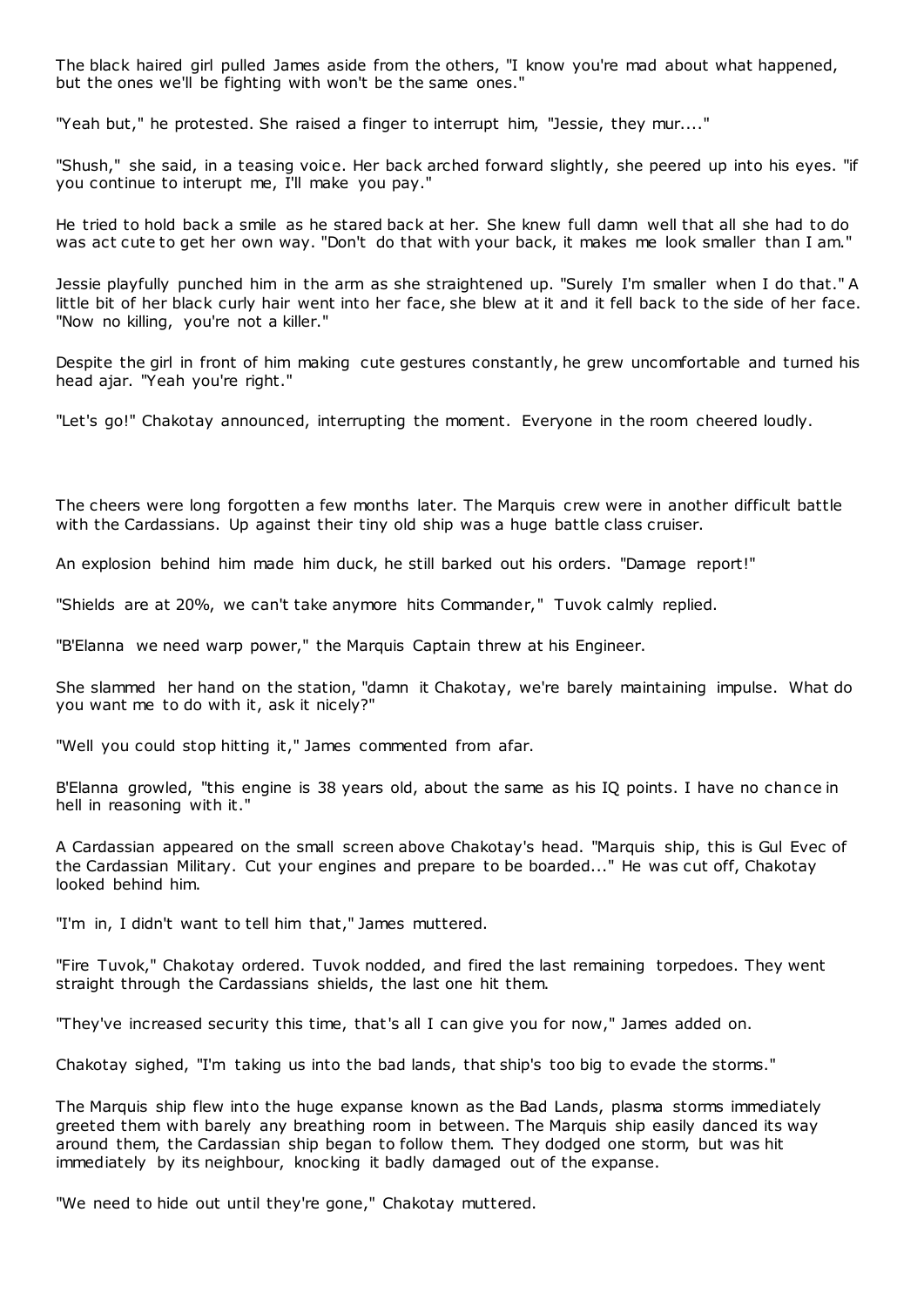The black haired girl pulled James aside from the others, "I know you're mad about what happened, but the ones we'll be fighting with won't be the same ones."

"Yeah but," he protested. She raised a finger to interrupt him, "Jessie, they mur...."

"Shush," she said, in a teasing voice. Her back arched forward slightly, she peered up into his eyes. "if you continue to interupt me, I'll make you pay."

He tried to hold back a smile as he stared back at her. She knew full damn well that all she had to do was act cute to get her own way. "Don't do that with your back, it makes me look smaller than I am."

Jessie playfully punched him in the arm as she straightened up. "Surely I'm smaller when I do that." A little bit of her black curly hair went into her face, she blew at it and it fell back to the side of her face. "Now no killing, you're not a killer."

Despite the girl in front of him making cute gestures constantly, he grew uncomfortable and turned his head ajar. "Yeah you're right."

"Let's go!" Chakotay announced, interrupting the moment. Everyone in the room cheered loudly.

The cheers were long forgotten a few months later. The Marquis crew were in another difficult battle with the Cardassians. Up against their tiny old ship was a huge battle class cruiser.

An explosion behind him made him duck, he still barked out his orders. "Damage report!"

"Shields are at 20%, we can't take anymore hits Commander," Tuvok calmly replied.

"B'Elanna we need warp power," the Marquis Captain threw at his Engineer.

She slammed her hand on the station, "damn it Chakotay, we're barely maintaining impulse. What do you want me to do with it, ask it nicely?"

"Well you could stop hitting it," James commented from afar.

B'Elanna growled, "this engine is 38 years old, about the same as his IQ points. I have no chance in hell in reasoning with it."

A Cardassian appeared on the small screen above Chakotay's head. "Marquis ship, this is Gul Evec of the Cardassian Military. Cut your engines and prepare to be boarded..." He was cut off, Chakotay looked behind him.

"I'm in, I didn't want to tell him that," James muttered.

"Fire Tuvok," Chakotay ordered. Tuvok nodded, and fired the last remaining torpedoes. They went straight through the Cardassians shields, the last one hit them.

"They've increased security this time, that's all I can give you for now," James added on.

Chakotay sighed, "I'm taking us into the bad lands, that ship's too big to evade the storms."

The Marquis ship flew into the huge expanse known as the Bad Lands, plasma storms immediately greeted them with barely any breathing room in between. The Marquis ship easily danced its way around them, the Cardassian ship began to follow them. They dodged one storm, but was hit immediately by its neighbour, knocking it badly damaged out of the expanse.

"We need to hide out until they're gone," Chakotay muttered.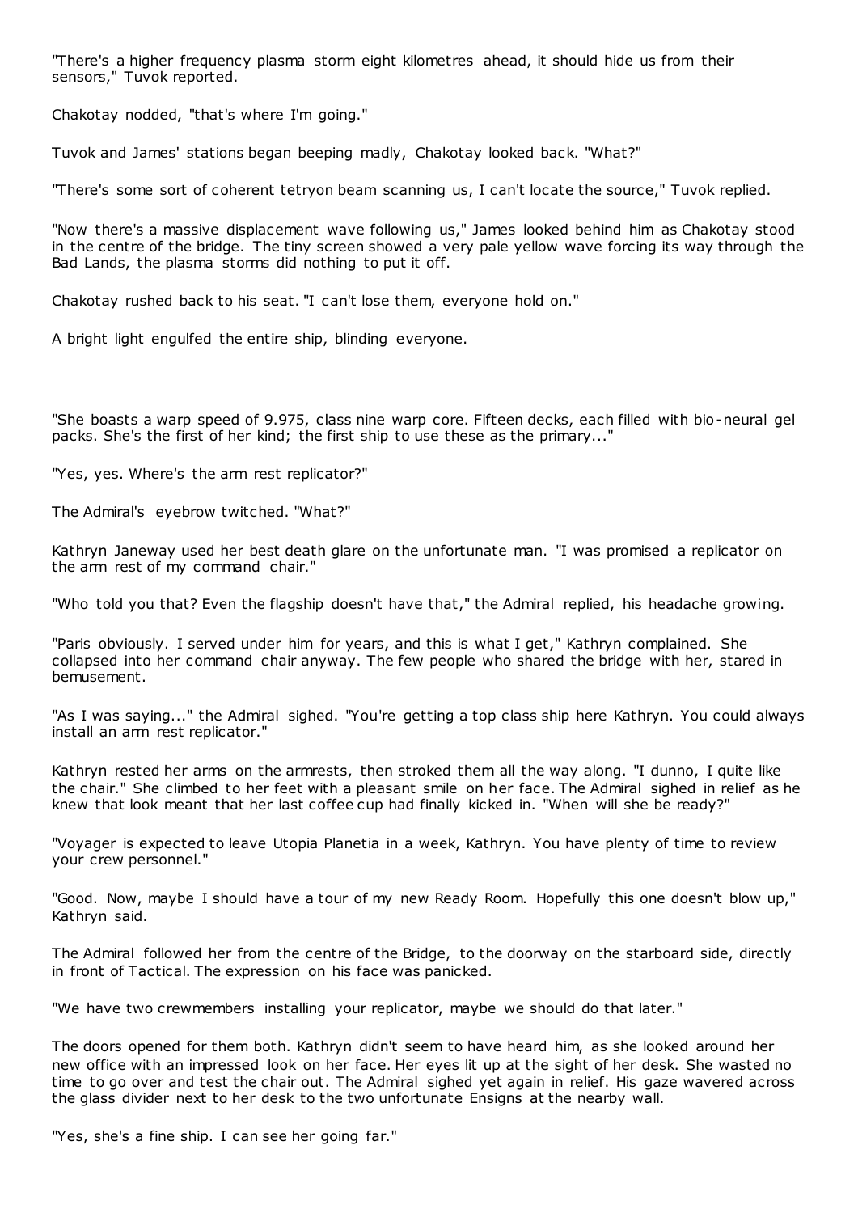"There's a higher frequency plasma storm eight kilometres ahead, it should hide us from their sensors," Tuvok reported.

Chakotay nodded, "that's where I'm going."

Tuvok and James' stations began beeping madly, Chakotay looked back. "What?"

"There's some sort of coherent tetryon beam scanning us, I can't locate the source," Tuvok replied.

"Now there's a massive displacement wave following us," James looked behind him as Chakotay stood in the centre of the bridge. The tiny screen showed a very pale yellow wave forcing its way through the Bad Lands, the plasma storms did nothing to put it off.

Chakotay rushed back to his seat. "I can't lose them, everyone hold on."

A bright light engulfed the entire ship, blinding everyone.

"She boasts a warp speed of 9.975, class nine warp core. Fifteen decks, each filled with bio-neural gel packs. She's the first of her kind; the first ship to use these as the primary..."

"Yes, yes. Where's the arm rest replicator?"

The Admiral's eyebrow twitched. "What?"

Kathryn Janeway used her best death glare on the unfortunate man. "I was promised a replicator on the arm rest of my command chair."

"Who told you that? Even the flagship doesn't have that," the Admiral replied, his headache growing.

"Paris obviously. I served under him for years, and this is what I get," Kathryn complained. She collapsed into her command chair anyway. The few people who shared the bridge with her, stared in bemusement.

"As I was saying..." the Admiral sighed. "You're getting a top class ship here Kathryn. You could always install an arm rest replicator."

Kathryn rested her arms on the armrests, then stroked them all the way along. "I dunno, I quite like the chair." She climbed to her feet with a pleasant smile on her face. The Admiral sighed in relief as he knew that look meant that her last coffee cup had finally kicked in. "When will she be ready?"

"Voyager is expected to leave Utopia Planetia in a week, Kathryn. You have plenty of time to review your crew personnel."

"Good. Now, maybe I should have a tour of my new Ready Room. Hopefully this one doesn't blow up," Kathryn said.

The Admiral followed her from the centre of the Bridge, to the doorway on the starboard side, directly in front of Tactical. The expression on his face was panicked.

"We have two crewmembers installing your replicator, maybe we should do that later."

The doors opened for them both. Kathryn didn't seem to have heard him, as she looked around her new office with an impressed look on her face. Her eyes lit up at the sight of her desk. She wasted no time to go over and test the chair out. The Admiral sighed yet again in relief. His gaze wavered across the glass divider next to her desk to the two unfortunate Ensigns at the nearby wall.

"Yes, she's a fine ship. I can see her going far."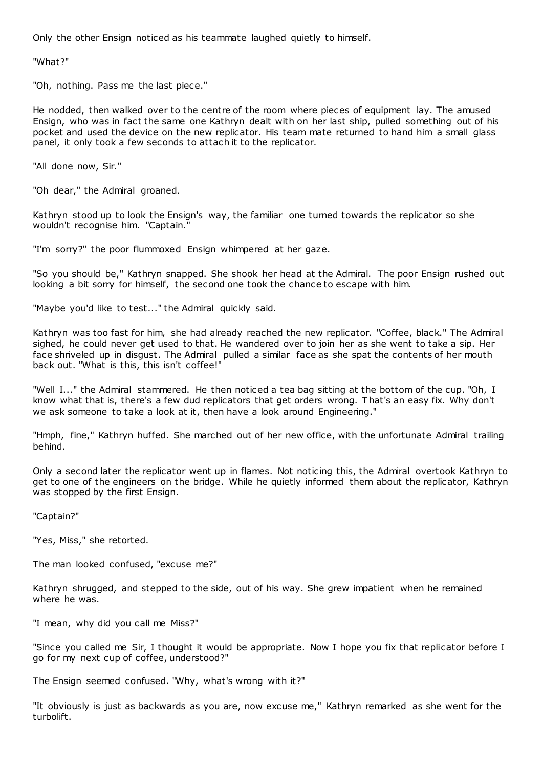Only the other Ensign noticed as his teammate laughed quietly to himself.

"What?"

"Oh, nothing. Pass me the last piece."

He nodded, then walked over to the centre of the room where pieces of equipment lay. The amused Ensign, who was in fact the same one Kathryn dealt with on her last ship, pulled something out of his pocket and used the device on the new replicator. His team mate returned to hand him a small glass panel, it only took a few seconds to attach it to the replicator.

"All done now, Sir."

"Oh dear," the Admiral groaned.

Kathryn stood up to look the Ensign's way, the familiar one turned towards the replicator so she wouldn't recognise him. "Captain."

"I'm sorry?" the poor flummoxed Ensign whimpered at her gaze.

"So you should be," Kathryn snapped. She shook her head at the Admiral. The poor Ensign rushed out looking a bit sorry for himself, the second one took the chance to escape with him.

"Maybe you'd like to test..." the Admiral quickly said.

Kathryn was too fast for him, she had already reached the new replicator. "Coffee, black." The Admiral sighed, he could never get used to that. He wandered over to join her as she went to take a sip. Her face shriveled up in disgust. The Admiral pulled a similar face as she spat the contents of her mouth back out. "What is this, this isn't coffee!"

"Well I..." the Admiral stammered. He then noticed a tea bag sitting at the bottom of the cup. "Oh, I know what that is, there's a few dud replicators that get orders wrong. That's an easy fix. Why don't we ask someone to take a look at it, then have a look around Engineering."

"Hmph, fine," Kathryn huffed. She marched out of her new office, with the unfortunate Admiral trailing behind.

Only a second later the replicator went up in flames. Not noticing this, the Admiral overtook Kathryn to get to one of the engineers on the bridge. While he quietly informed them about the replicator, Kathryn was stopped by the first Ensign.

"Captain?"

"Yes, Miss," she retorted.

The man looked confused, "excuse me?"

Kathryn shrugged, and stepped to the side, out of his way. She grew impatient when he remained where he was.

"I mean, why did you call me Miss?"

"Since you called me Sir, I thought it would be appropriate. Now I hope you fix that replicator before I go for my next cup of coffee, understood?"

The Ensign seemed confused. "Why, what's wrong with it?"

"It obviously is just as backwards as you are, now excuse me," Kathryn remarked as she went for the turbolift.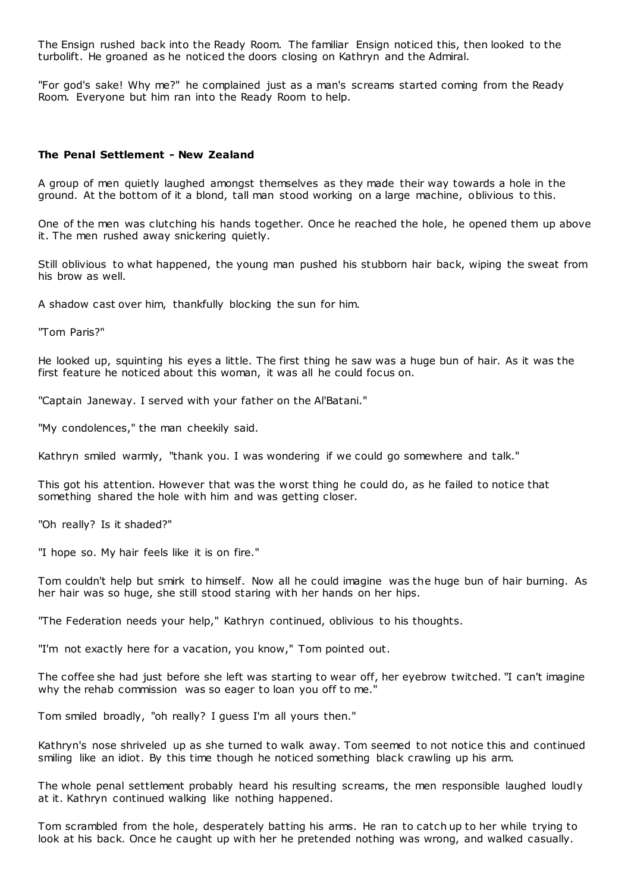The Ensign rushed back into the Ready Room. The familiar Ensign noticed this, then looked to the turbolift. He groaned as he noticed the doors closing on Kathryn and the Admiral.

"For god's sake! Why me?" he complained just as a man's screams started coming from the Ready Room. Everyone but him ran into the Ready Room to help.

### The Penal Settlement - New Zealand

A group of men quietly laughed amongst themselves as they made their way towards a hole in the ground. At the bottom of it a blond, tall man stood working on a large machine, oblivious to this.

One of the men was clutching his hands together. Once he reached the hole, he opened them up above it. The men rushed away snickering quietly.

Still oblivious to what happened, the young man pushed his stubborn hair back, wiping the sweat from his brow as well.

A shadow cast over him, thankfully blocking the sun for him.

"Tom Paris?"

He looked up, squinting his eyes a little. The first thing he saw was a huge bun of hair. As it was the first feature he noticed about this woman, it was all he could focus on.

"Captain Janeway. I served with your father on the Al'Batani."

"My condolences," the man cheekily said.

Kathryn smiled warmly, "thank you. I was wondering if we could go somewhere and talk."

This got his attention. However that was the worst thing he could do, as he failed to notice that something shared the hole with him and was getting closer.

"Oh really? Is it shaded?"

"I hope so. My hair feels like it is on fire."

Tom couldn't help but smirk to himself. Now all he could imagine was the huge bun of hair burning. As her hair was so huge, she still stood staring with her hands on her hips.

"The Federation needs your help," Kathryn continued, oblivious to his thoughts.

"I'm not exactly here for a vacation, you know," Tom pointed out.

The coffee she had just before she left was starting to wear off, her eyebrow twitched. "I can't imagine why the rehab commission was so eager to loan you off to me."

Tom smiled broadly, "oh really? I guess I'm all yours then."

Kathryn's nose shriveled up as she turned to walk away. Tom seemed to not notice this and continued smiling like an idiot. By this time though he noticed something black crawling up his arm.

The whole penal settlement probably heard his resulting screams, the men responsible laughed loudly at it. Kathryn continued walking like nothing happened.

Tom scrambled from the hole, desperately batting his arms. He ran to catch up to her while trying to look at his back. Once he caught up with her he pretended nothing was wrong, and walked casually.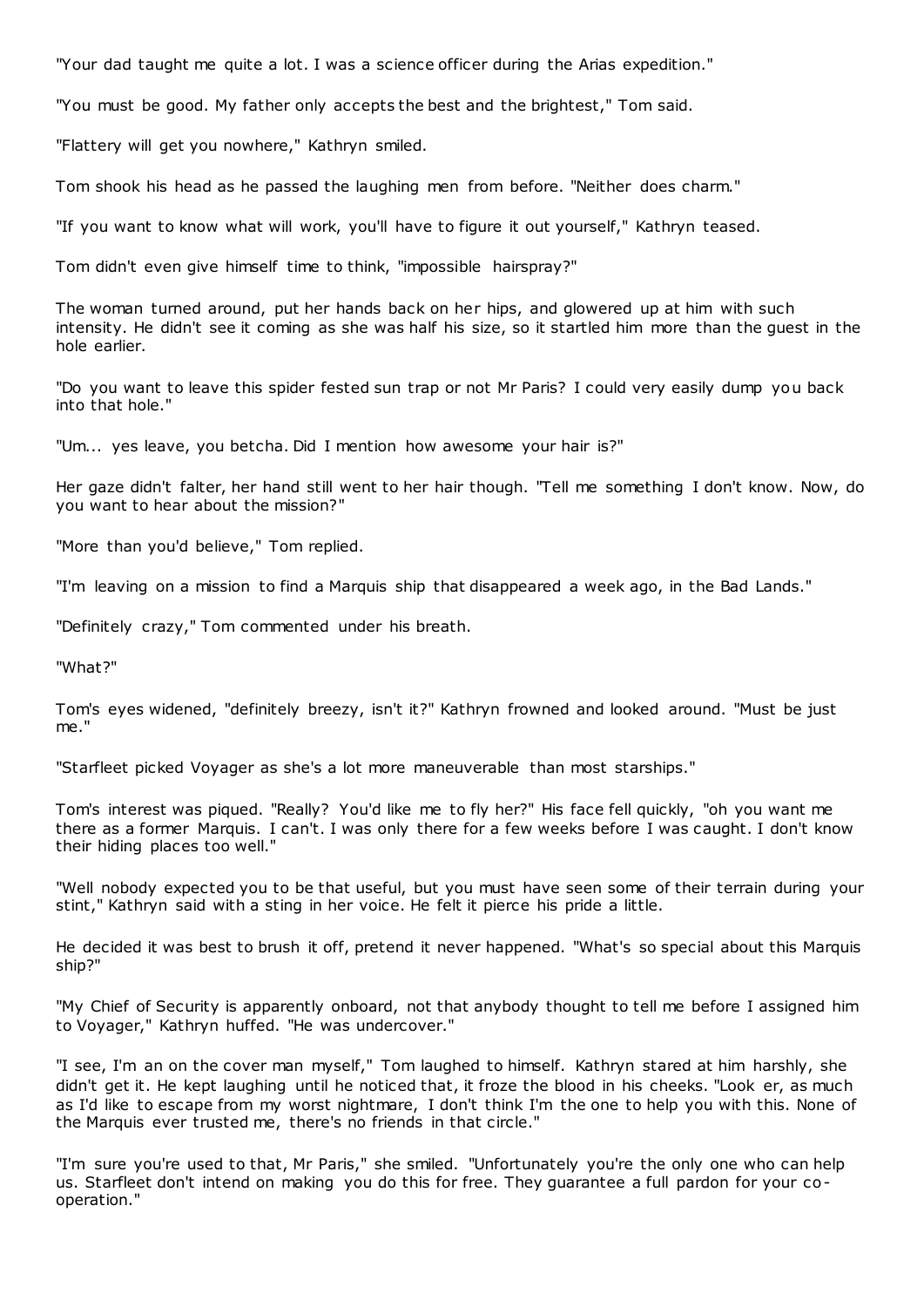"Your dad taught me quite a lot. I was a science officer during the Arias expedition."

"You must be good. My father only accepts the best and the brightest," Tom said.

"Flattery will get you nowhere," Kathryn smiled.

Tom shook his head as he passed the laughing men from before. "Neither does charm."

"If you want to know what will work, you'll have to figure it out yourself," Kathryn teased.

Tom didn't even give himself time to think, "impossible hairspray?"

The woman turned around, put her hands back on her hips, and glowered up at him with such intensity. He didn't see it coming as she was half his size, so it startled him more than the guest in the hole earlier.

"Do you want to leave this spider fested sun trap or not Mr Paris? I could very easily dump you back into that hole."

"Um... yes leave, you betcha. Did I mention how awesome your hair is?"

Her gaze didn't falter, her hand still went to her hair though. "Tell me something I don't know. Now, do you want to hear about the mission?"

"More than you'd believe," Tom replied.

"I'm leaving on a mission to find a Marquis ship that disappeared a week ago, in the Bad Lands."

"Definitely crazy," Tom commented under his breath.

"What?"

Tom's eyes widened, "definitely breezy, isn't it?" Kathryn frowned and looked around. "Must be just me."

"Starfleet picked Voyager as she's a lot more maneuverable than most starships."

Tom's interest was piqued. "Really? You'd like me to fly her?" His face fell quickly, "oh you want me there as a former Marquis. I can't. I was only there for a few weeks before I was caught. I don't know their hiding places too well."

"Well nobody expected you to be that useful, but you must have seen some of their terrain during your stint," Kathryn said with a sting in her voice. He felt it pierce his pride a little.

He decided it was best to brush it off, pretend it never happened. "What's so special about this Marquis ship?"

"My Chief of Security is apparently onboard, not that anybody thought to tell me before I assigned him to Voyager," Kathryn huffed. "He was undercover."

"I see, I'm an on the cover man myself," Tom laughed to himself. Kathryn stared at him harshly, she didn't get it. He kept laughing until he noticed that, it froze the blood in his cheeks. "Look er, as much as I'd like to escape from my worst nightmare, I don't think I'm the one to help you with this. None of the Marquis ever trusted me, there's no friends in that circle."

"I'm sure you're used to that, Mr Paris," she smiled. "Unfortunately you're the only one who can help us. Starfleet don't intend on making you do this for free. They guarantee a full pardon for your co-operation."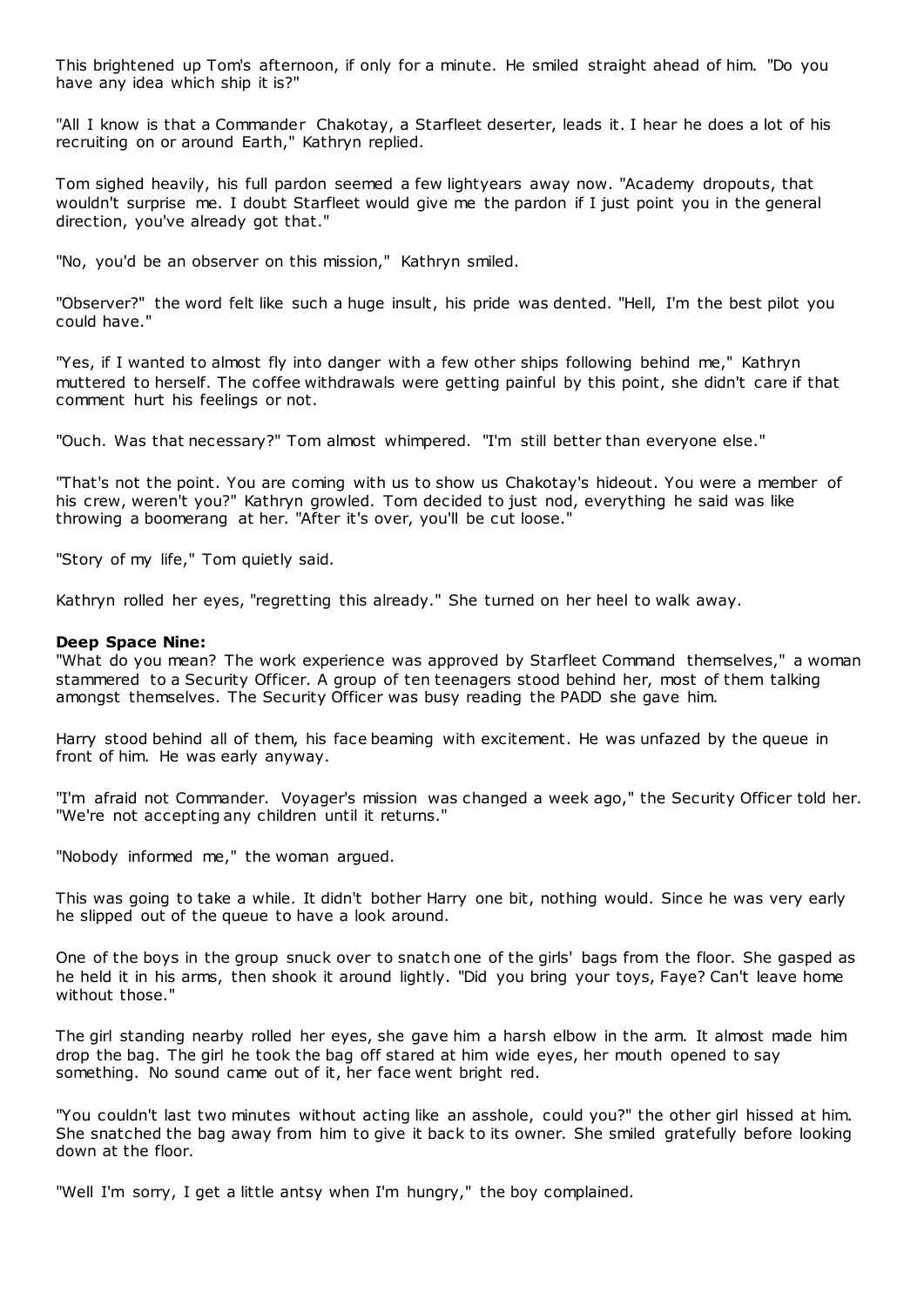This brightened up Tom's afternoon, if only for a minute. He smiled straight ahead of him. "Do you have any idea which ship it is?"

"All I know is that a Commander Chakotay, a Starfleet deserter, leads it. I hear he does a lot of his recruiting on or around Earth," Kathryn replied.

Tom sighed heavily, his full pardon seemed a few lightyears away now. "Academy dropouts, that wouldn't surprise me. I doubt Starfleet would give me the pardon if I just point you in the general direction, you've already got that."

"No, you'd be an observer on this mission," Kathryn smiled.

"Observer?" the word felt like such a huge insult, his pride was dented. "Hell, I'm the best pilot you could have."

"Yes, if I wanted to almost fly into danger with a few other ships following behind me," Kathryn muttered to herself. The coffee withdrawals were getting painful by this point, she didn't care if that comment hurt his feelings or not.

"Ouch. Was that necessary?" Tom almost whimpered. "I'm still better than everyone else."

"That's not the point. You are coming with us to show us Chakotay's hideout. You were a member of his crew, weren't you?" Kathryn growled. Tom decided to just nod, everything he said was like throwing a boomerang at her. "After it's over, you'll be cut loose."

"Story of my life," Tom quietly said.

Kathryn rolled her eyes, "regretting this already." She turned on her heel to walk away.

**Deep Space Nine:**

"What do you mean? The work experience was approved by Starfleet Command themselves," a woman stammered to a Security Officer. A group of ten teenagers stood behind her, most of them talking amongst themselves. The Security Officer was busy reading the PADD she gave him.

Harry stood behind all of them, his face beaming with excitement. He was unfazed by the queue in front of him. He was early anyway.

"I'm afraid not Commander. Voyager's mission was changed a week ago," the Security Officer told her. "We're not accepting any children until it returns."

"Nobody informed me," the woman argued.

This was going to take a while. It didn't bother Harry one bit, nothing would. Since he was very early he slipped out of the queue to have a look around.

One of the boys in the group snuck over to snatch one of the girls' bags from the floor. She gasped as he held it in his arms, then shook it around lightly. "Did you bring your toys, Faye? Can't leave home without those."

The girl standing nearby rolled her eyes, she gave him a harsh elbow in the arm. It almost made him drop the bag. The girl he took the bag off stared at him wide eyes, her mouth opened to say something. No sound came out of it, her face went bright red.

"You couldn't last two minutes without acting like an asshole, could you?" the other girl hissed at him. She snatched the bag away from him to give it back to its owner. She smiled gratefully before looking down at the floor.

"Well I'm sorry, I get a little antsy when I'm hungry," the boy complained.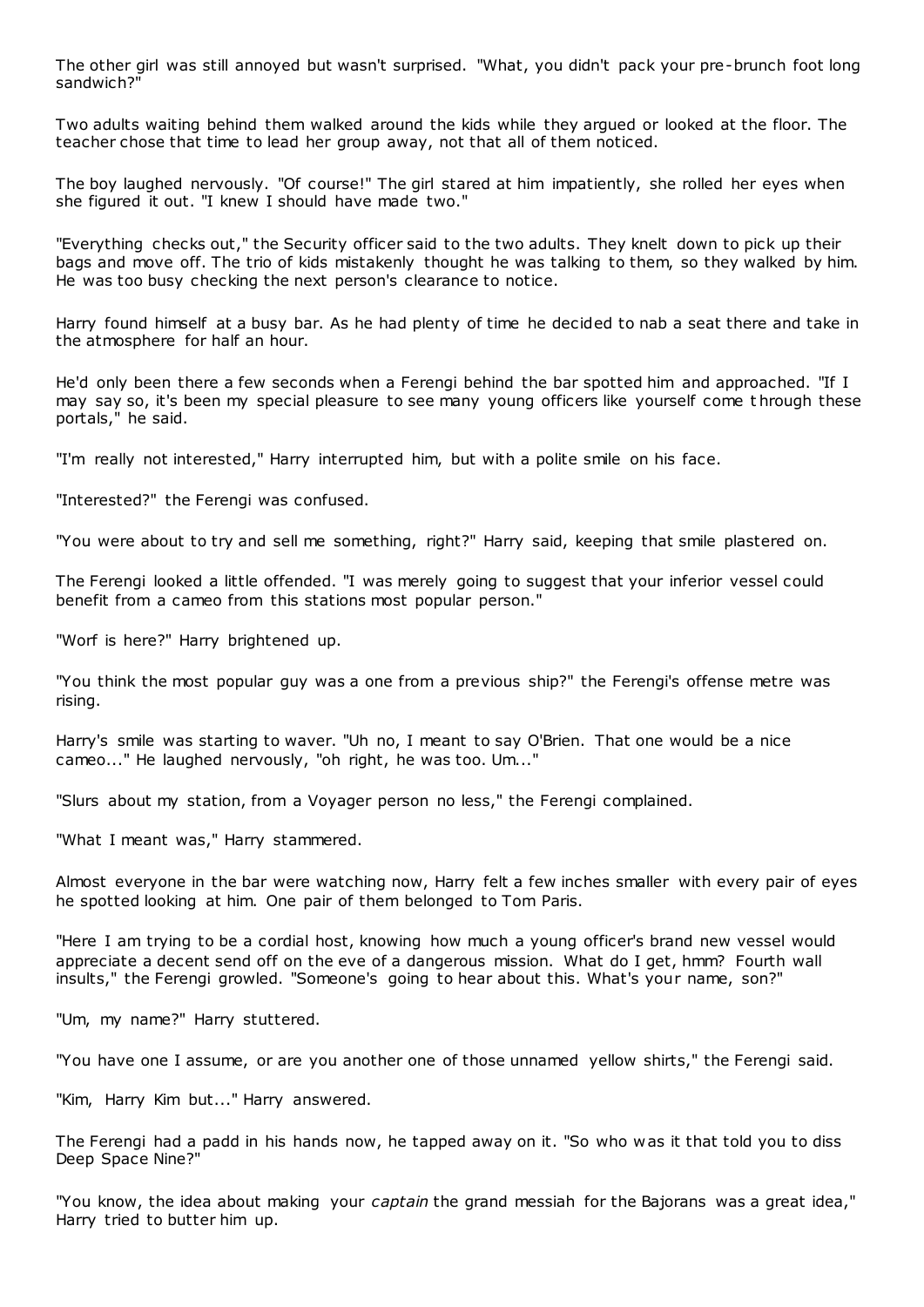The other girl was still annoyed but wasn't surprised. "What, you didn't pack your pre-brunch foot long sandwich?"

Two adults waiting behind them walked around the kids while they argued or looked at the floor. The teacher chose that time to lead her group away, not that all of them noticed.

The boy laughed nervously. "Of course!" The girl stared at him impatiently, she rolled her eyes when she figured it out. "I knew I should have made two."

"Everything checks out," the Security officer said to the two adults. They knelt down to pick up their bags and move off. The trio of kids mistakenly thought he was talking to them, so they walked by him. He was too busy checking the next person's clearance to notice.

Harry found himself at a busy bar. As he had plenty of time he decided to nab a seat there and take in the atmosphere for half an hour.

He'd only been there a few seconds when a Ferengi behind the bar spotted him and approached. "If I may say so, it's been my special pleasure to see many young officers like yourself come through these portals," he said.

"I'm really not interested," Harry interrupted him, but with a polite smile on his face.

"Interested?" the Ferengi was confused.

"You were about to try and sell me something, right?" Harry said, keeping that smile plastered on.

The Ferengi looked a little offended. "I was merely going to suggest that your inferior vessel could benefit from a cameo from this stations most popular person."

"Worf is here?" Harry brightened up.

"You think the most popular guy was a one from a previous ship?" the Ferengi's offense metre was rising.

Harry's smile was starting to waver. "Uh no, I meant to say O'Brien. That one would be a nice cameo..." He laughed nervously, "oh right, he was too. Um..."

"Slurs about my station, from a Voyager person no less," the Ferengi complained.

"What I meant was," Harry stammered.

Almost everyone in the bar were watching now, Harry felt a few inches smaller with every pair of eyes he spotted looking at him. One pair of them belonged to Tom Paris.

"Here I am trying to be a cordial host, knowing how much a young officer's brand new vessel would appreciate a decent send off on the eve of a dangerous mission. What do I get, hmm? Fourth wall insults," the Ferengi growled. "Someone's going to hear about this. What's your name, son?"

"Um, my name?" Harry stuttered.

"You have one I assume, or are you another one of those unnamed yellow shirts," the Ferengi said.

"Kim, Harry Kim but..." Harry answered.

The Ferengi had a padd in his hands now, he tapped away on it. "So who was it that told you to diss Deep Space Nine?"

"You know, the idea about making your *captain* the grand messiah for the Bajorans was a great idea," Harry tried to butter him up.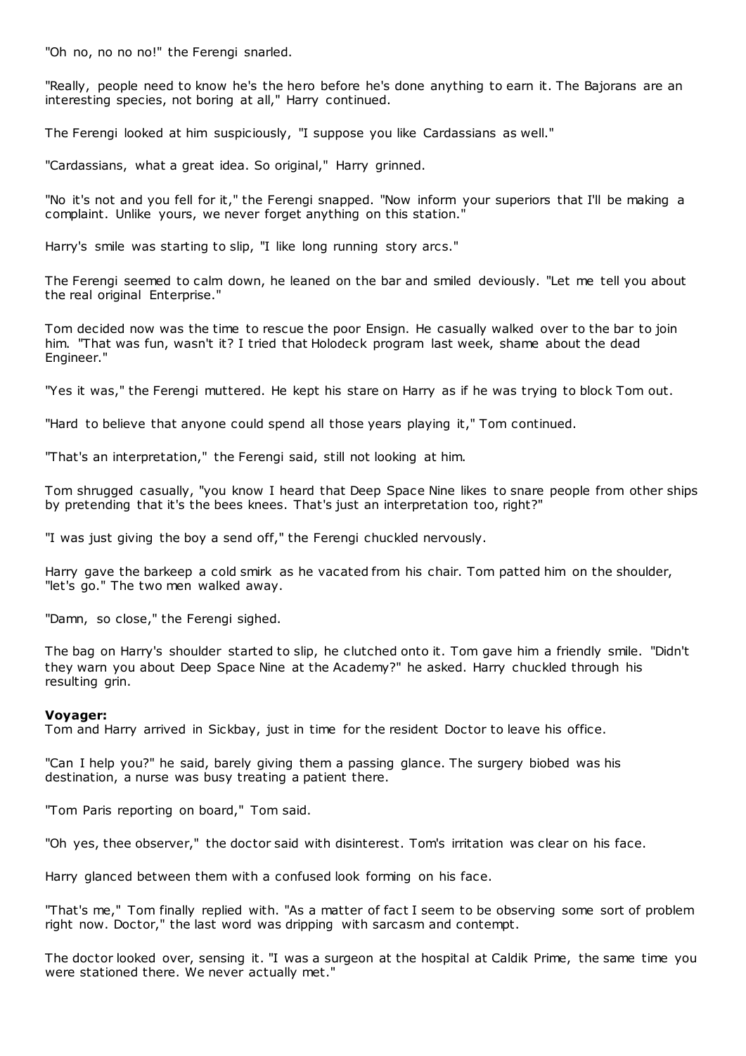"Oh no, no no no!" the Ferengi snarled.

"Really, people need to know he's the hero before he's done anything to earn it. The Bajorans are an interesting species, not boring at all," Harry continued.

The Ferengi looked at him suspiciously, "I suppose you like Cardassians as well."

"Cardassians, what a great idea. So original," Harry grinned.

"No it's not and you fell for it," the Ferengi snapped. "Now inform your superiors that I'll be making a complaint. Unlike yours, we never forget anything on this station."

Harry's smile was starting to slip, "I like long running story arcs."

The Ferengi seemed to calm down, he leaned on the bar and smiled deviously. "Let me tell you about the real original Enterprise."

Tom decided now was the time to rescue the poor Ensign. He casually walked over to the bar to join him. "That was fun, wasn't it? I tried that Holodeck program last week, shame about the dead Engineer."

"Yes it was," the Ferengi muttered. He kept his stare on Harry as if he was trying to block Tom out.

"Hard to believe that anyone could spend all those years playing it," Tom continued.

"That's an interpretation," the Ferengi said, still not looking at him.

Tom shrugged casually, "you know I heard that Deep Space Nine likes to snare people from other ships by pretending that it's the bees knees. That's just an interpretation too, right?"

"I was just giving the boy a send off," the Ferengi chuckled nervously.

Harry gave the barkeep a cold smirk as he vacated from his chair. Tom patted him on the shoulder, "let's go." The two men walked away.

"Damn, so close," the Ferengi sighed.

The bag on Harry's shoulder started to slip, he clutched onto it. Tom gave him a friendly smile. "Didn't they warn you about Deep Space Nine at the Academy?" he asked. Harry chuckled through his resulting grin.

**Voyager:**
Tom and Harry arrived in Sickbay, just in time for the resident Doctor to leave his office.

"Can I help you?" he said, barely giving them a passing glance. The surgery biobed was his destination, a nurse was busy treating a patient there.

"Tom Paris reporting on board," Tom said.

"Oh yes, thee observer," the doctor said with disinterest. Tom's irritation was clear on his face.

Harry glanced between them with a confused look forming on his face.

"That's me," Tom finally replied with. "As a matter of fact I seem to be observing some sort of problem right now. Doctor," the last word was dripping with sarcasm and contempt.

The doctor looked over, sensing it. "I was a surgeon at the hospital at Caldik Prime, the same time you were stationed there. We never actually met."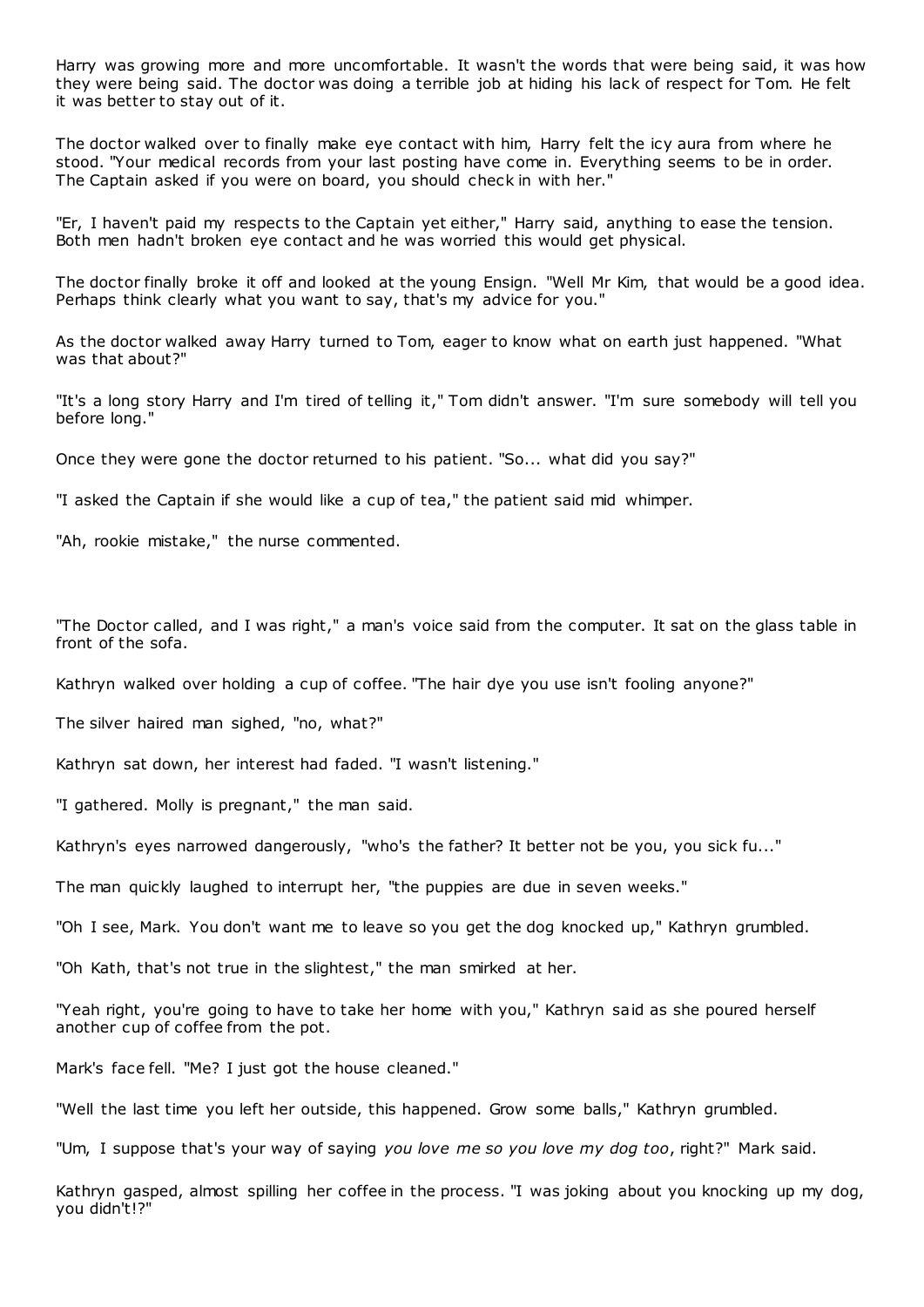Harry was growing more and more uncomfortable. It wasn't the words that were being said, it was how they were being said. The doctor was doing a terrible job at hiding his lack of respect for Tom. He felt it was better to stay out of it.

The doctor walked over to finally make eye contact with him, Harry felt the icy aura from where he stood. "Your medical records from your last posting have come in. Everything seems to be in order. The Captain asked if you were on board, you should check in with her."

"Er, I haven't paid my respects to the Captain yet either," Harry said, anything to ease the tension. Both men hadn't broken eye contact and he was worried this would get physical.

The doctor finally broke it off and looked at the young Ensign. "Well Mr Kim, that would be a good idea. Perhaps think clearly what you want to say, that's my advice for you."

As the doctor walked away Harry turned to Tom, eager to know what on earth just happened. "What was that about?"

"It's a long story Harry and I'm tired of telling it," Tom didn't answer. "I'm sure somebody will tell you before long."

Once they were gone the doctor returned to his patient. "So... what did you say?"

"I asked the Captain if she would like a cup of tea," the patient said mid whimper.

"Ah, rookie mistake," the nurse commented.

"The Doctor called, and I was right," a man's voice said from the computer. It sat on the glass table in front of the sofa.

Kathryn walked over holding a cup of coffee. "The hair dye you use isn't fooling anyone?"

The silver haired man sighed, "no, what?"

Kathryn sat down, her interest had faded. "I wasn't listening."

"I gathered. Molly is pregnant," the man said.

Kathryn's eyes narrowed dangerously, "who's the father? It better not be you, you sick fu..."

The man quickly laughed to interrupt her, "the puppies are due in seven weeks."

"Oh I see, Mark. You don't want me to leave so you get the dog knocked up," Kathryn grumbled.

"Oh Kath, that's not true in the slightest," the man smirked at her.

"Yeah right, you're going to have to take her home with you," Kathryn said as she poured herself another cup of coffee from the pot.

Mark's face fell. "Me? I just got the house cleaned."

"Well the last time you left her outside, this happened. Grow some balls," Kathryn grumbled.

"Um, I suppose that's your way of saying *you love me so you love my dog too*, right?" Mark said.

Kathryn gasped, almost spilling her coffee in the process. "I was joking about you knocking up my dog, you didn't!?"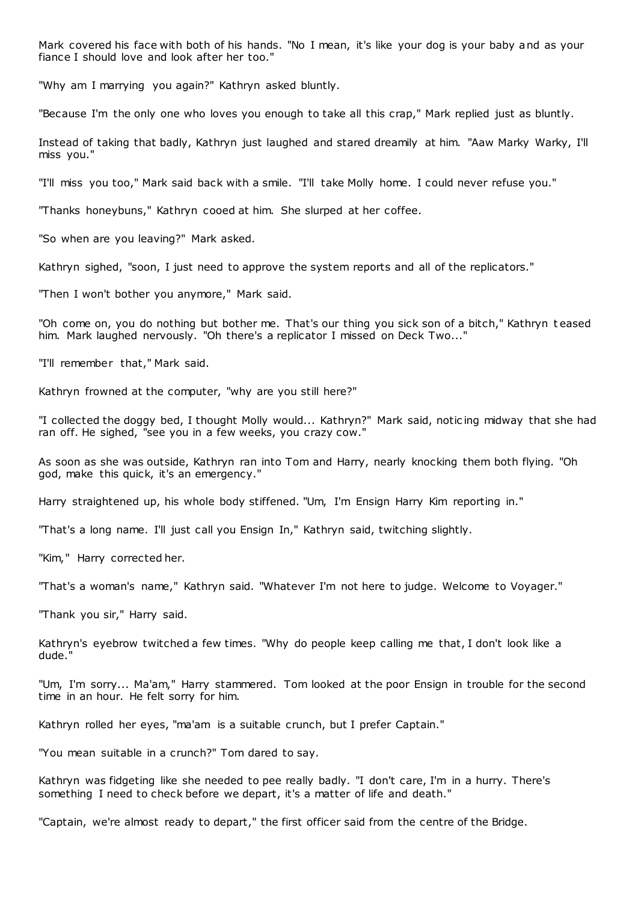Mark covered his face with both of his hands. "No I mean, it's like your dog is your baby and as your fiance I should love and look after her too."

"Why am I marrying you again?" Kathryn asked bluntly.

"Because I'm the only one who loves you enough to take all this crap," Mark replied just as bluntly.

Instead of taking that badly, Kathryn just laughed and stared dreamily at him. "Aaw Marky Warky, I'll miss you."

"I'll miss you too," Mark said back with a smile. "I'll take Molly home. I could never refuse you."

"Thanks honeybuns," Kathryn cooed at him. She slurped at her coffee.

"So when are you leaving?" Mark asked.

Kathryn sighed, "soon, I just need to approve the system reports and all of the replicators."

"Then I won't bother you anymore," Mark said.

"Oh come on, you do nothing but bother me. That's our thing you sick son of a bitch," Kathryn teased him. Mark laughed nervously. "Oh there's a replicator I missed on Deck Two..."

"I'll remember that," Mark said.

Kathryn frowned at the computer, "why are you still here?"

"I collected the doggy bed, I thought Molly would... Kathryn?" Mark said, noticing midway that she had ran off. He sighed, "see you in a few weeks, you crazy cow."

As soon as she was outside, Kathryn ran into Tom and Harry, nearly knocking them both flying. "Oh god, make this quick, it's an emergency."

Harry straightened up, his whole body stiffened. "Um, I'm Ensign Harry Kim reporting in."

"That's a long name. I'll just call you Ensign In," Kathryn said, twitching slightly.

"Kim," Harry corrected her.

"That's a woman's name," Kathryn said. "Whatever I'm not here to judge. Welcome to Voyager."

"Thank you sir," Harry said.

Kathryn's eyebrow twitched a few times. "Why do people keep calling me that, I don't look like a dude."

"Um, I'm sorry... Ma'am," Harry stammered. Tom looked at the poor Ensign in trouble for the second time in an hour. He felt sorry for him.

Kathryn rolled her eyes, "ma'am is a suitable crunch, but I prefer Captain."

"You mean suitable in a crunch?" Tom dared to say.

Kathryn was fidgeting like she needed to pee really badly. "I don't care, I'm in a hurry. There's something I need to check before we depart, it's a matter of life and death."

"Captain, we're almost ready to depart," the first officer said from the centre of the Bridge.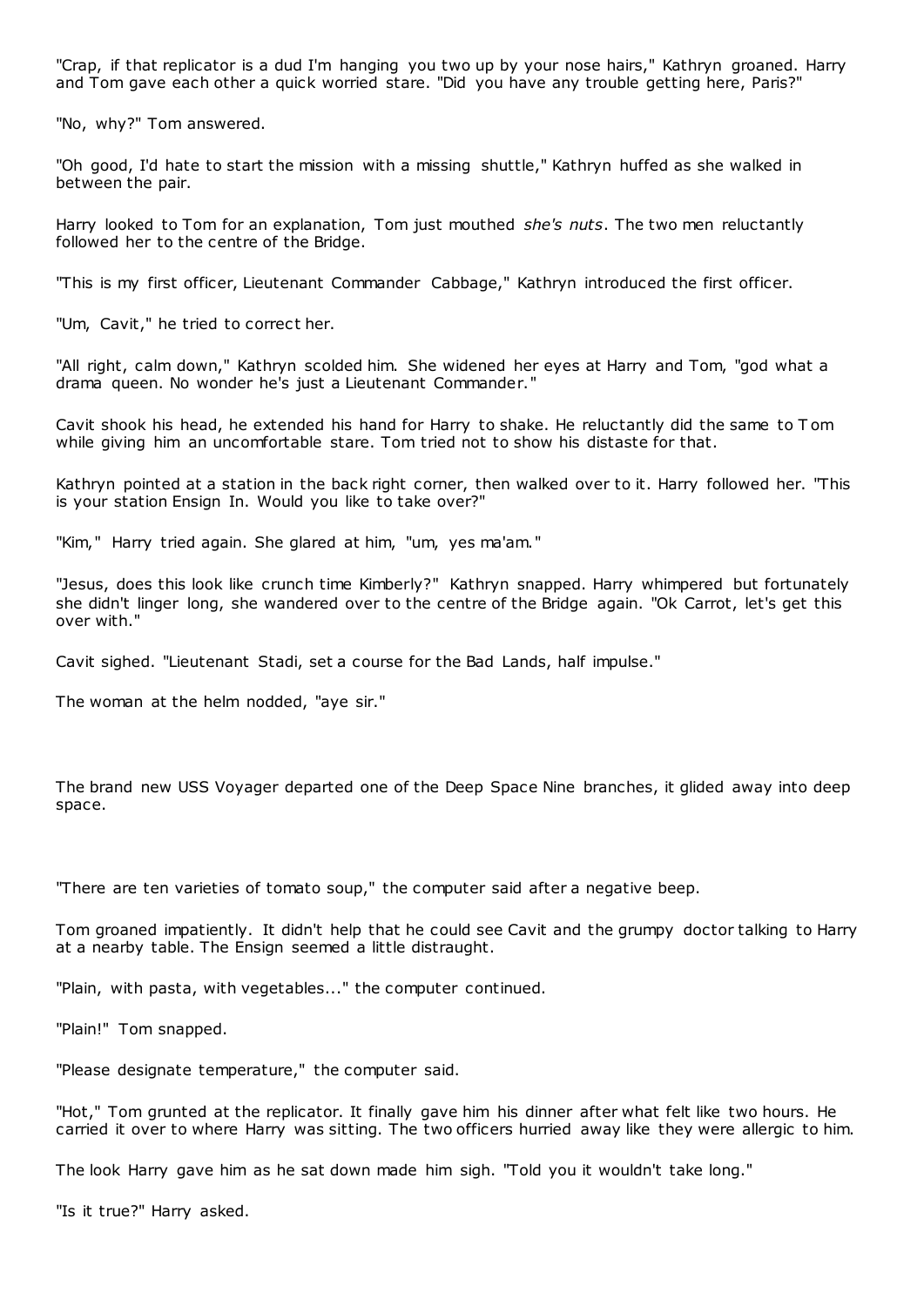"Crap, if that replicator is a dud I'm hanging you two up by your nose hairs," Kathryn groaned. Harry and Tom gave each other a quick worried stare. "Did you have any trouble getting here, Paris?"

"No, why?" Tom answered.

"Oh good, I'd hate to start the mission with a missing shuttle," Kathryn huffed as she walked in between the pair.

Harry looked to Tom for an explanation, Tom just mouthed *she's nuts*. The two men reluctantly followed her to the centre of the Bridge.

"This is my first officer, Lieutenant Commander Cabbage," Kathryn introduced the first officer.

"Um, Cavit," he tried to correct her.

"All right, calm down," Kathryn scolded him. She widened her eyes at Harry and Tom, "god what a drama queen. No wonder he's just a Lieutenant Commander."

Cavit shook his head, he extended his hand for Harry to shake. He reluctantly did the same to Tom while giving him an uncomfortable stare. Tom tried not to show his distaste for that.

Kathryn pointed at a station in the back right corner, then walked over to it. Harry followed her. "This is your station Ensign In. Would you like to take over?"

"Kim," Harry tried again. She glared at him, "um, yes ma'am."

"Jesus, does this look like crunch time Kimberly?" Kathryn snapped. Harry whimpered but fortunately she didn't linger long, she wandered over to the centre of the Bridge again. "Ok Carrot, let's get this over with."

Cavit sighed. "Lieutenant Stadi, set a course for the Bad Lands, half impulse."

The woman at the helm nodded, "aye sir."

The brand new USS Voyager departed one of the Deep Space Nine branches, it glided away into deep space.

"There are ten varieties of tomato soup," the computer said after a negative beep.

Tom groaned impatiently. It didn't help that he could see Cavit and the grumpy doctor talking to Harry at a nearby table. The Ensign seemed a little distraught.

"Plain, with pasta, with vegetables..." the computer continued.

"Plain!" Tom snapped.

"Please designate temperature," the computer said.

"Hot," Tom grunted at the replicator. It finally gave him his dinner after what felt like two hours. He carried it over to where Harry was sitting. The two officers hurried away like they were allergic to him.

The look Harry gave him as he sat down made him sigh. "Told you it wouldn't take long."

"Is it true?" Harry asked.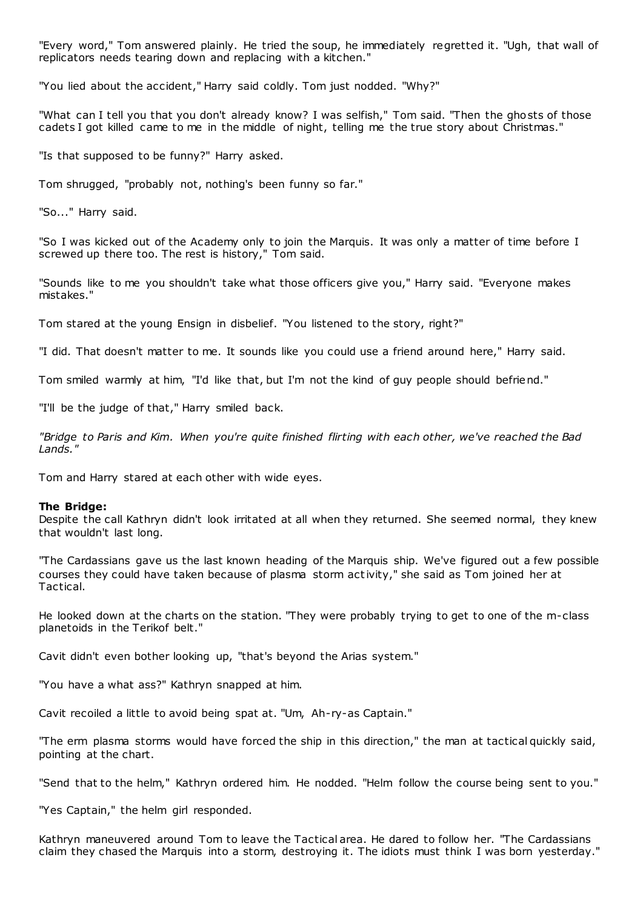"Every word," Tom answered plainly. He tried the soup, he immediately regretted it. "Ugh, that wall of replicators needs tearing down and replacing with a kitchen."

"You lied about the accident," Harry said coldly. Tom just nodded. "Why?"

"What can I tell you that you don't already know? I was selfish," Tom said. "Then the ghosts of those cadets I got killed came to me in the middle of night, telling me the true story about Christmas."

"Is that supposed to be funny?" Harry asked.

Tom shrugged, "probably not, nothing's been funny so far."

"So..." Harry said.

"So I was kicked out of the Academy only to join the Marquis. It was only a matter of time before I screwed up there too. The rest is history," Tom said.

"Sounds like to me you shouldn't take what those officers give you," Harry said. "Everyone makes mistakes."

Tom stared at the young Ensign in disbelief. "You listened to the story, right?"

"I did. That doesn't matter to me. It sounds like you could use a friend around here," Harry said.

Tom smiled warmly at him, "I'd like that, but I'm not the kind of guy people should befriend."

"I'll be the judge of that," Harry smiled back.

*"Bridge to Paris and Kim. When you're quite finished flirting with each other, we've reached the Bad Lands."*

Tom and Harry stared at each other with wide eyes.

**The Bridge:**
Despite the call Kathryn didn't look irritated at all when they returned. She seemed normal, they knew that wouldn't last long.

"The Cardassians gave us the last known heading of the Marquis ship. We've figured out a few possible courses they could have taken because of plasma storm activity," she said as Tom joined her at Tactical.

He looked down at the charts on the station. "They were probably trying to get to one of the m-class planetoids in the Terikof belt."

Cavit didn't even bother looking up, "that's beyond the Arias system."

"You have a what ass?" Kathryn snapped at him.

Cavit recoiled a little to avoid being spat at. "Um, Ah-ry-as Captain."

"The erm plasma storms would have forced the ship in this direction," the man at tactical quickly said, pointing at the chart.

"Send that to the helm," Kathryn ordered him. He nodded. "Helm follow the course being sent to you."

"Yes Captain," the helm girl responded.

Kathryn maneuvered around Tom to leave the Tactical area. He dared to follow her. "The Cardassians claim they chased the Marquis into a storm, destroying it. The idiots must think I was born yesterday."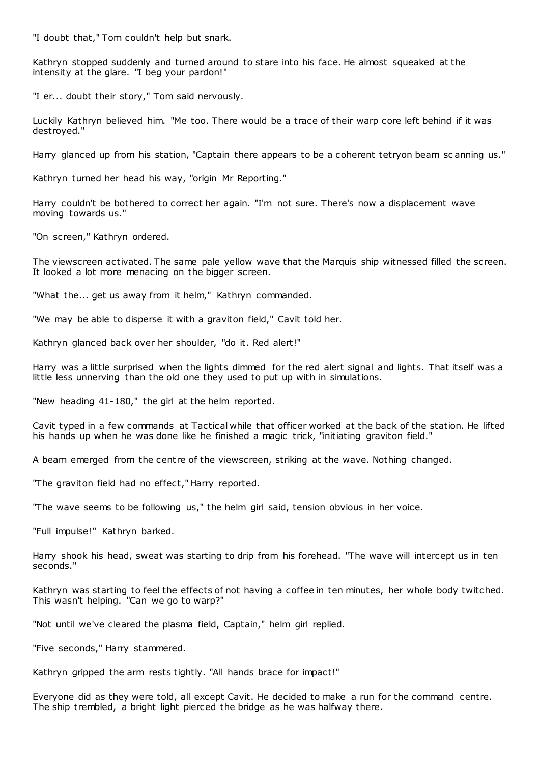"I doubt that," Tom couldn't help but snark.

Kathryn stopped suddenly and turned around to stare into his face. He almost squeaked at the intensity at the glare. "I beg your pardon!"

"I er... doubt their story," Tom said nervously.

Luckily Kathryn believed him. "Me too. There would be a trace of their warp core left behind if it was destroyed."

Harry glanced up from his station, "Captain there appears to be a coherent tetryon beam scanning us."

Kathryn turned her head his way, "origin Mr Reporting."

Harry couldn't be bothered to correct her again. "I'm not sure. There's now a displacement wave moving towards us."

"On screen," Kathryn ordered.

The viewscreen activated. The same pale yellow wave that the Marquis ship witnessed filled the screen. It looked a lot more menacing on the bigger screen.

"What the... get us away from it helm," Kathryn commanded.

"We may be able to disperse it with a graviton field," Cavit told her.

Kathryn glanced back over her shoulder, "do it. Red alert!"

Harry was a little surprised when the lights dimmed for the red alert signal and lights. That itself was a little less unnerving than the old one they used to put up with in simulations.

"New heading 41-180," the girl at the helm reported.

Cavit typed in a few commands at Tactical while that officer worked at the back of the station. He lifted his hands up when he was done like he finished a magic trick, "initiating graviton field."

A beam emerged from the centre of the viewscreen, striking at the wave. Nothing changed.

"The graviton field had no effect," Harry reported.

"The wave seems to be following us," the helm girl said, tension obvious in her voice.

"Full impulse!" Kathryn barked.

Harry shook his head, sweat was starting to drip from his forehead. "The wave will intercept us in ten seconds."

Kathryn was starting to feel the effects of not having a coffee in ten minutes, her whole body twitched. This wasn't helping. "Can we go to warp?"

"Not until we've cleared the plasma field, Captain," helm girl replied.

"Five seconds," Harry stammered.

Kathryn gripped the arm rests tightly. "All hands brace for impact!"

Everyone did as they were told, all except Cavit. He decided to make a run for the command centre. The ship trembled, a bright light pierced the bridge as he was halfway there.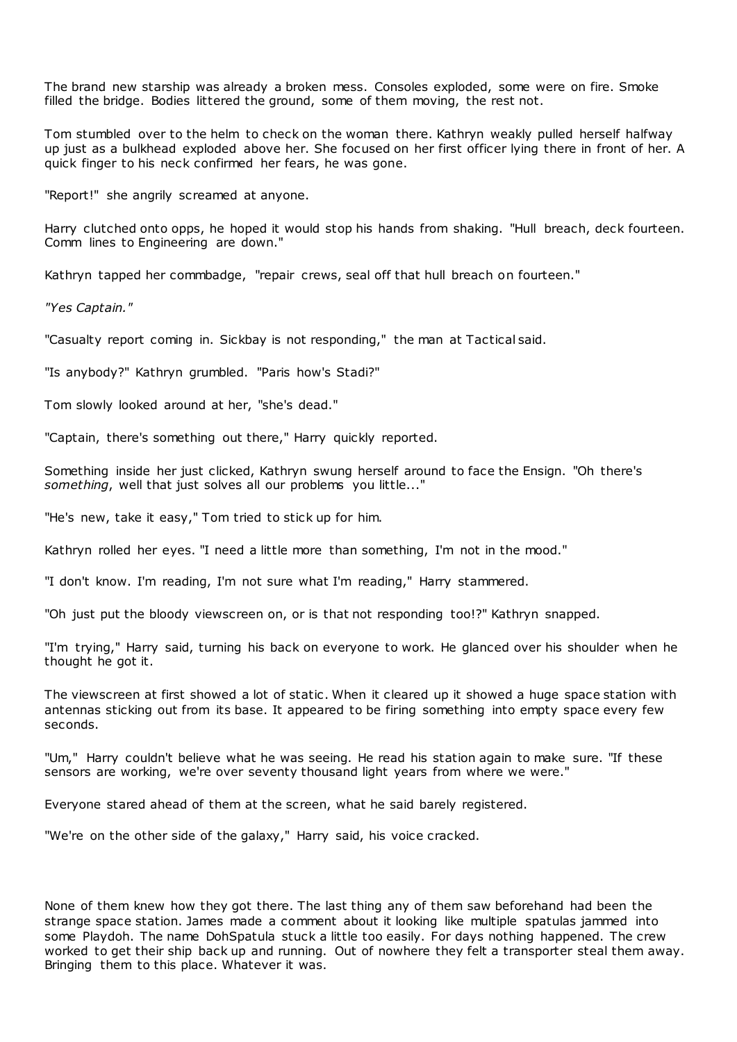The brand new starship was already a broken mess. Consoles exploded, some were on fire. Smoke filled the bridge. Bodies littered the ground, some of them moving, the rest not.

Tom stumbled over to the helm to check on the woman there. Kathryn weakly pulled herself halfway up just as a bulkhead exploded above her. She focused on her first officer lying there in front of her. A quick finger to his neck confirmed her fears, he was gone.

"Report!" she angrily screamed at anyone.

Harry clutched onto opps, he hoped it would stop his hands from shaking. "Hull breach, deck fourteen. Comm lines to Engineering are down."

Kathryn tapped her commbadge, "repair crews, seal off that hull breach on fourteen."

*"Yes Captain."*

"Casualty report coming in. Sickbay is not responding," the man at Tactical said.

"Is anybody?" Kathryn grumbled. "Paris how's Stadi?"

Tom slowly looked around at her, "she's dead."

"Captain, there's something out there," Harry quickly reported.

Something inside her just clicked, Kathryn swung herself around to face the Ensign. "Oh there's *something*, well that just solves all our problems you little..."

"He's new, take it easy," Tom tried to stick up for him.

Kathryn rolled her eyes. "I need a little more than something, I'm not in the mood."

"I don't know. I'm reading, I'm not sure what I'm reading," Harry stammered.

"Oh just put the bloody viewscreen on, or is that not responding too!?" Kathryn snapped.

"I'm trying," Harry said, turning his back on everyone to work. He glanced over his shoulder when he thought he got it.

The viewscreen at first showed a lot of static. When it cleared up it showed a huge space station with antennas sticking out from its base. It appeared to be firing something into empty space every few seconds.

"Um," Harry couldn't believe what he was seeing. He read his station again to make sure. "If these sensors are working, we're over seventy thousand light years from where we were."

Everyone stared ahead of them at the screen, what he said barely registered.

"We're on the other side of the galaxy," Harry said, his voice cracked.

None of them knew how they got there. The last thing any of them saw beforehand had been the strange space station. James made a comment about it looking like multiple spatulas jammed into some Playdoh. The name DohSpatula stuck a little too easily. For days nothing happened. The crew worked to get their ship back up and running. Out of nowhere they felt a transporter steal them away. Bringing them to this place. Whatever it was.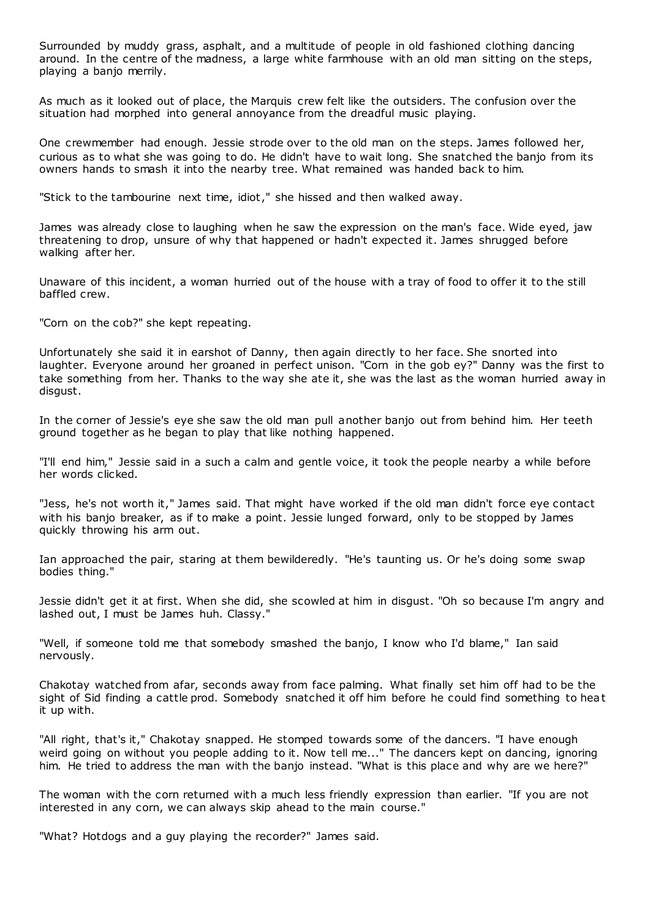Surrounded by muddy grass, asphalt, and a multitude of people in old fashioned clothing dancing around. In the centre of the madness, a large white farmhouse with an old man sitting on the steps, playing a banjo merrily.

As much as it looked out of place, the Marquis crew felt like the outsiders. The confusion over the situation had morphed into general annoyance from the dreadful music playing.

One crewmember had enough. Jessie strode over to the old man on the steps. James followed her, curious as to what she was going to do. He didn't have to wait long. She snatched the banjo from its owners hands to smash it into the nearby tree. What remained was handed back to him.

"Stick to the tambourine next time, idiot," she hissed and then walked away.

James was already close to laughing when he saw the expression on the man's face. Wide eyed, jaw threatening to drop, unsure of why that happened or hadn't expected it. James shrugged before walking after her.

Unaware of this incident, a woman hurried out of the house with a tray of food to offer it to the still baffled crew.

"Corn on the cob?" she kept repeating.

Unfortunately she said it in earshot of Danny, then again directly to her face. She snorted into laughter. Everyone around her groaned in perfect unison. "Corn in the gob ey?" Danny was the first to take something from her. Thanks to the way she ate it, she was the last as the woman hurried away in disgust.

In the corner of Jessie's eye she saw the old man pull another banjo out from behind him. Her teeth ground together as he began to play that like nothing happened.

"I'll end him," Jessie said in a such a calm and gentle voice, it took the people nearby a while before her words clicked.

"Jess, he's not worth it," James said. That might have worked if the old man didn't force eye contact with his banjo breaker, as if to make a point. Jessie lunged forward, only to be stopped by James quickly throwing his arm out.

Ian approached the pair, staring at them bewilderedly. "He's taunting us. Or he's doing some swap bodies thing."

Jessie didn't get it at first. When she did, she scowled at him in disgust. "Oh so because I'm angry and lashed out, I must be James huh. Classy."

"Well, if someone told me that somebody smashed the banjo, I know who I'd blame," Ian said nervously.

Chakotay watched from afar, seconds away from face palming. What finally set him off had to be the sight of Sid finding a cattle prod. Somebody snatched it off him before he could find something to heat it up with.

"All right, that's it," Chakotay snapped. He stomped towards some of the dancers. "I have enough weird going on without you people adding to it. Now tell me..." The dancers kept on dancing, ignoring him. He tried to address the man with the banjo instead. "What is this place and why are we here?"

The woman with the corn returned with a much less friendly expression than earlier. "If you are not interested in any corn, we can always skip ahead to the main course."

"What? Hotdogs and a guy playing the recorder?" James said.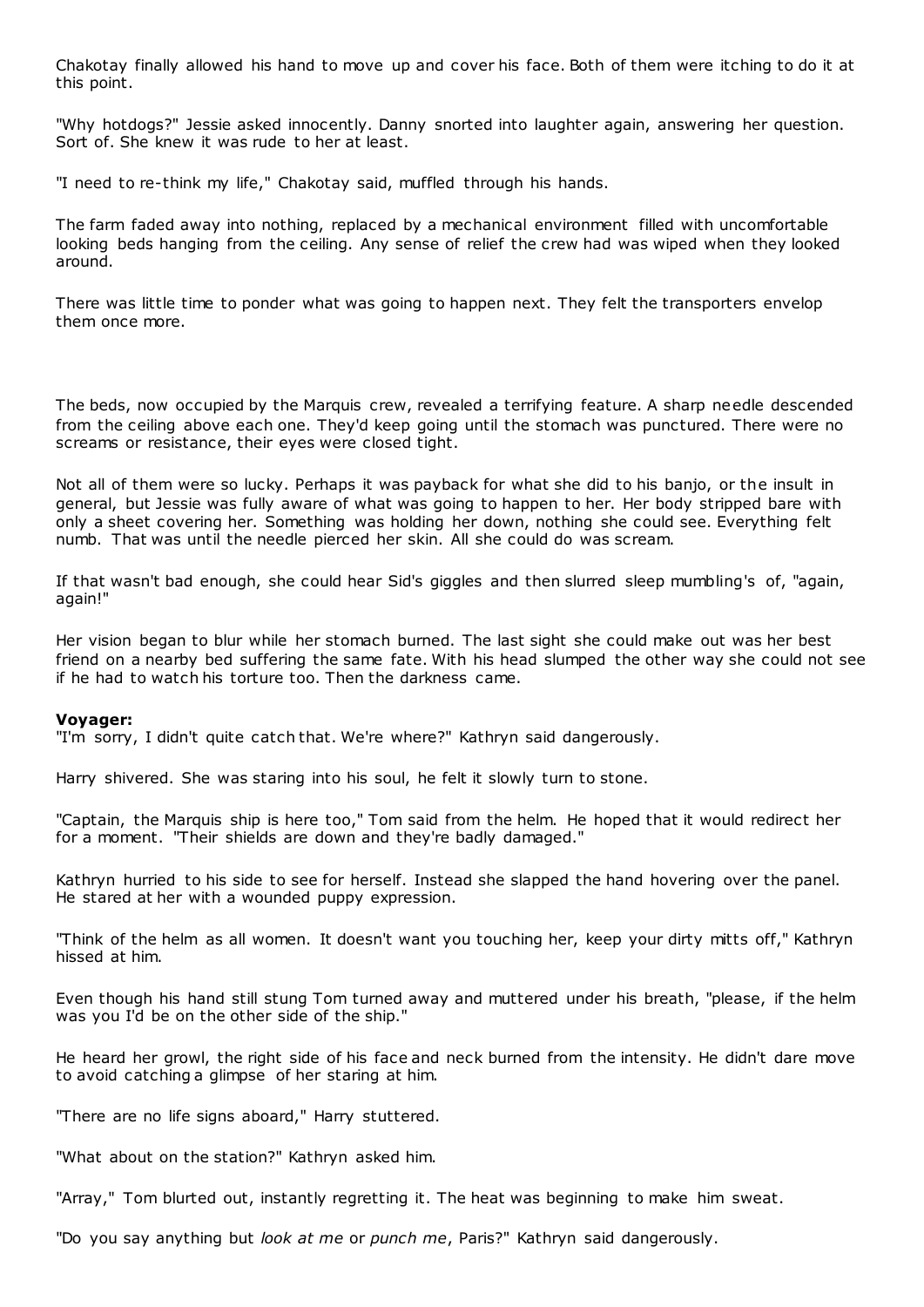Chakotay finally allowed his hand to move up and cover his face. Both of them were itching to do it at this point.

"Why hotdogs?" Jessie asked innocently. Danny snorted into laughter again, answering her question. Sort of. She knew it was rude to her at least.

"I need to re-think my life," Chakotay said, muffled through his hands.

The farm faded away into nothing, replaced by a mechanical environment filled with uncomfortable looking beds hanging from the ceiling. Any sense of relief the crew had was wiped when they looked around.

There was little time to ponder what was going to happen next. They felt the transporters envelop them once more.

The beds, now occupied by the Marquis crew, revealed a terrifying feature. A sharp needle descended from the ceiling above each one. They'd keep going until the stomach was punctured. There were no screams or resistance, their eyes were closed tight.

Not all of them were so lucky. Perhaps it was payback for what she did to his banjo, or the insult in general, but Jessie was fully aware of what was going to happen to her. Her body stripped bare with only a sheet covering her. Something was holding her down, nothing she could see. Everything felt numb. That was until the needle pierced her skin. All she could do was scream.

If that wasn't bad enough, she could hear Sid's giggles and then slurred sleep mumbling's of, "again, again!"

Her vision began to blur while her stomach burned. The last sight she could make out was her best friend on a nearby bed suffering the same fate. With his head slumped the other way she could not see if he had to watch his torture too. Then the darkness came.

**Voyager:**

"I'm sorry, I didn't quite catch that. We're where?" Kathryn said dangerously.

Harry shivered. She was staring into his soul, he felt it slowly turn to stone.

"Captain, the Marquis ship is here too," Tom said from the helm. He hoped that it would redirect her for a moment. "Their shields are down and they're badly damaged."

Kathryn hurried to his side to see for herself. Instead she slapped the hand hovering over the panel. He stared at her with a wounded puppy expression.

"Think of the helm as all women. It doesn't want you touching her, keep your dirty mitts off," Kathryn hissed at him.

Even though his hand still stung Tom turned away and muttered under his breath, "please, if the helm was you I'd be on the other side of the ship."

He heard her growl, the right side of his face and neck burned from the intensity. He didn't dare move to avoid catching a glimpse of her staring at him.

"There are no life signs aboard," Harry stuttered.

"What about on the station?" Kathryn asked him.

"Array," Tom blurted out, instantly regretting it. The heat was beginning to make him sweat.

"Do you say anything but *look at me* or *punch me*, Paris?" Kathryn said dangerously.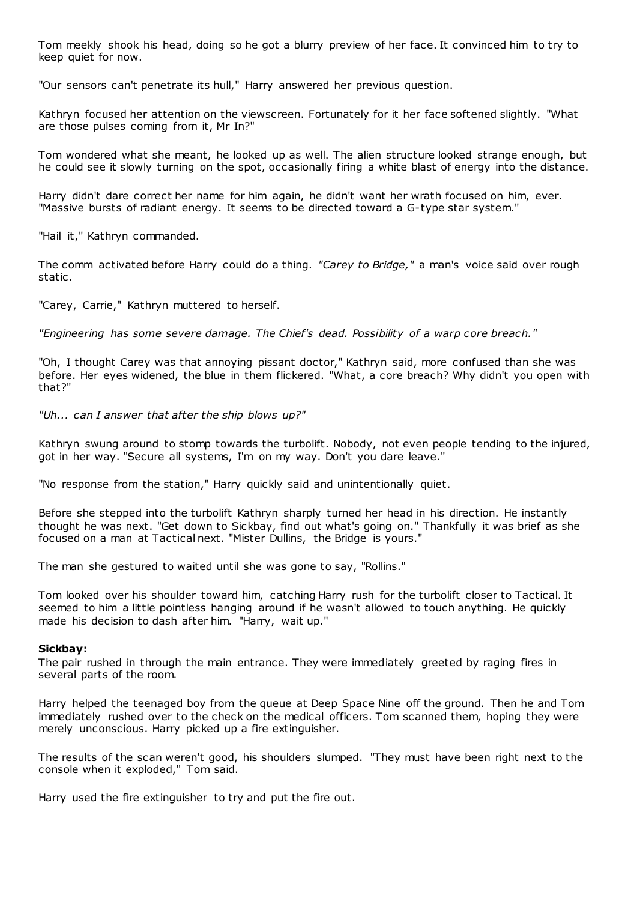Tom meekly shook his head, doing so he got a blurry preview of her face. It convinced him to try to keep quiet for now.

"Our sensors can't penetrate its hull," Harry answered her previous question.

Kathryn focused her attention on the viewscreen. Fortunately for it her face softened slightly. "What are those pulses coming from it, Mr In?"

Tom wondered what she meant, he looked up as well. The alien structure looked strange enough, but he could see it slowly turning on the spot, occasionally firing a white blast of energy into the distance.

Harry didn't dare correct her name for him again, he didn't want her wrath focused on him, ever. "Massive bursts of radiant energy. It seems to be directed toward a G-type star system."

"Hail it," Kathryn commanded.

The comm activated before Harry could do a thing. *"Carey to Bridge,"* a man's voice said over rough static.

"Carey, Carrie," Kathryn muttered to herself.

*"Engineering has some severe damage. The Chief's dead. Possibility of a warp core breach."*

"Oh, I thought Carey was that annoying pissant doctor," Kathryn said, more confused than she was before. Her eyes widened, the blue in them flickered. "What, a core breach? Why didn't you open with that?"

*"Uh... can I answer that after the ship blows up?"*

Kathryn swung around to stomp towards the turbolift. Nobody, not even people tending to the injured, got in her way. "Secure all systems, I'm on my way. Don't you dare leave."

"No response from the station," Harry quickly said and unintentionally quiet.

Before she stepped into the turbolift Kathryn sharply turned her head in his direction. He instantly thought he was next. "Get down to Sickbay, find out what's going on." Thankfully it was brief as she focused on a man at Tactical next. "Mister Dullins, the Bridge is yours."

The man she gestured to waited until she was gone to say, "Rollins."

Tom looked over his shoulder toward him, catching Harry rush for the turbolift closer to Tactical. It seemed to him a little pointless hanging around if he wasn't allowed to touch anything. He quickly made his decision to dash after him. "Harry, wait up."

**Sickbay:**
The pair rushed in through the main entrance. They were immediately greeted by raging fires in several parts of the room.

Harry helped the teenaged boy from the queue at Deep Space Nine off the ground. Then he and Tom immediately rushed over to the check on the medical officers. Tom scanned them, hoping they were merely unconscious. Harry picked up a fire extinguisher.

The results of the scan weren't good, his shoulders slumped. "They must have been right next to the console when it exploded," Tom said.

Harry used the fire extinguisher to try and put the fire out.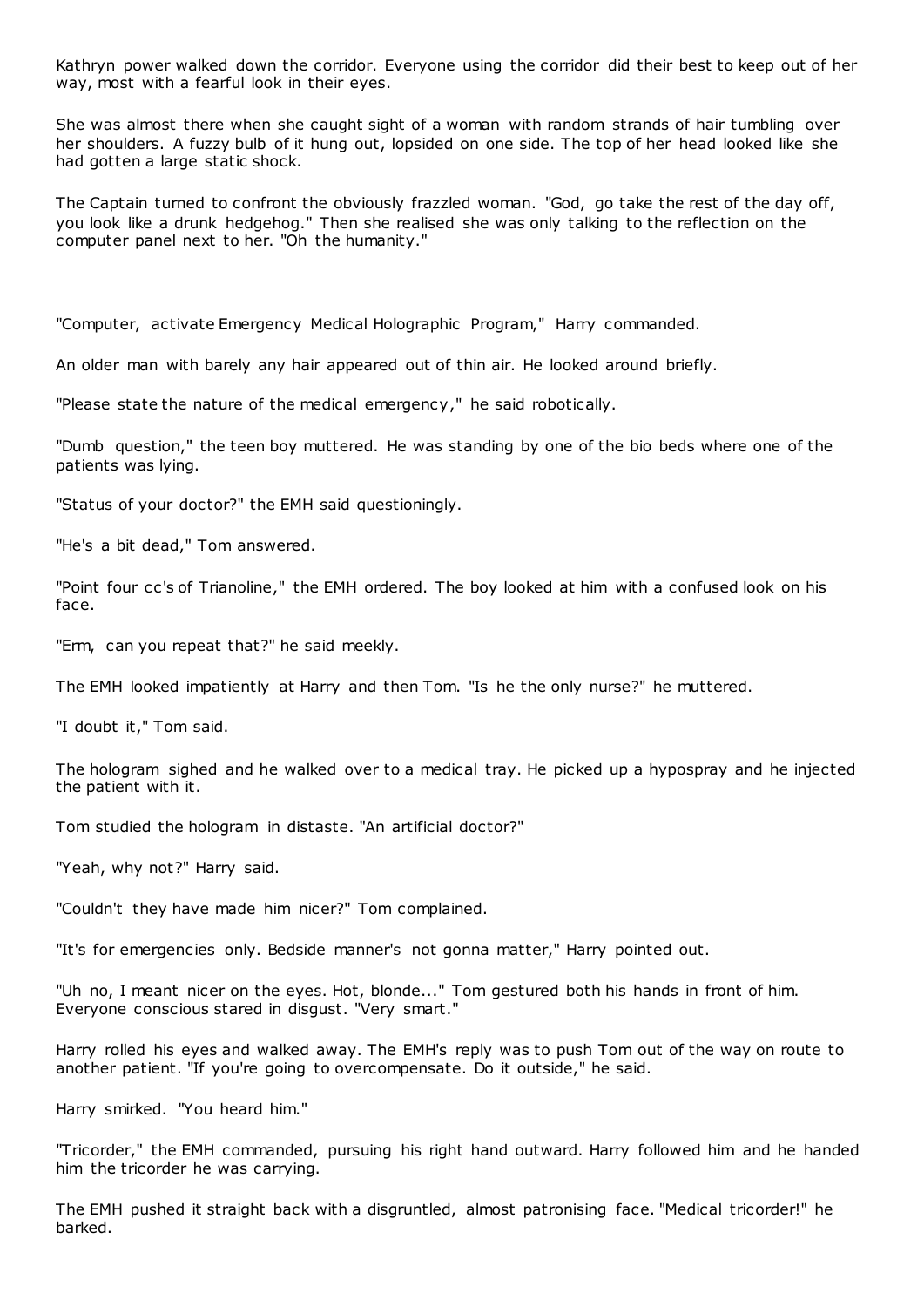Kathryn power walked down the corridor. Everyone using the corridor did their best to keep out of her way, most with a fearful look in their eyes.

She was almost there when she caught sight of a woman with random strands of hair tumbling over her shoulders. A fuzzy bulb of it hung out, lopsided on one side. The top of her head looked like she had gotten a large static shock.

The Captain turned to confront the obviously frazzled woman. "God, go take the rest of the day off, you look like a drunk hedgehog." Then she realised she was only talking to the reflection on the computer panel next to her. "Oh the humanity."

"Computer, activate Emergency Medical Holographic Program," Harry commanded.

An older man with barely any hair appeared out of thin air. He looked around briefly.

"Please state the nature of the medical emergency," he said robotically.

"Dumb question," the teen boy muttered. He was standing by one of the bio beds where one of the patients was lying.

"Status of your doctor?" the EMH said questioningly.

"He's a bit dead," Tom answered.

"Point four cc's of Trianoline," the EMH ordered. The boy looked at him with a confused look on his face.

"Erm, can you repeat that?" he said meekly.

The EMH looked impatiently at Harry and then Tom. "Is he the only nurse?" he muttered.

"I doubt it," Tom said.

The hologram sighed and he walked over to a medical tray. He picked up a hypospray and he injected the patient with it.

Tom studied the hologram in distaste. "An artificial doctor?"

"Yeah, why not?" Harry said.

"Couldn't they have made him nicer?" Tom complained.

"It's for emergencies only. Bedside manner's not gonna matter," Harry pointed out.

"Uh no, I meant nicer on the eyes. Hot, blonde..." Tom gestured both his hands in front of him. Everyone conscious stared in disgust. "Very smart."

Harry rolled his eyes and walked away. The EMH's reply was to push Tom out of the way on route to another patient. "If you're going to overcompensate. Do it outside," he said.

Harry smirked. "You heard him."

"Tricorder," the EMH commanded, pursuing his right hand outward. Harry followed him and he handed him the tricorder he was carrying.

The EMH pushed it straight back with a disgruntled, almost patronising face. "Medical tricorder!" he barked.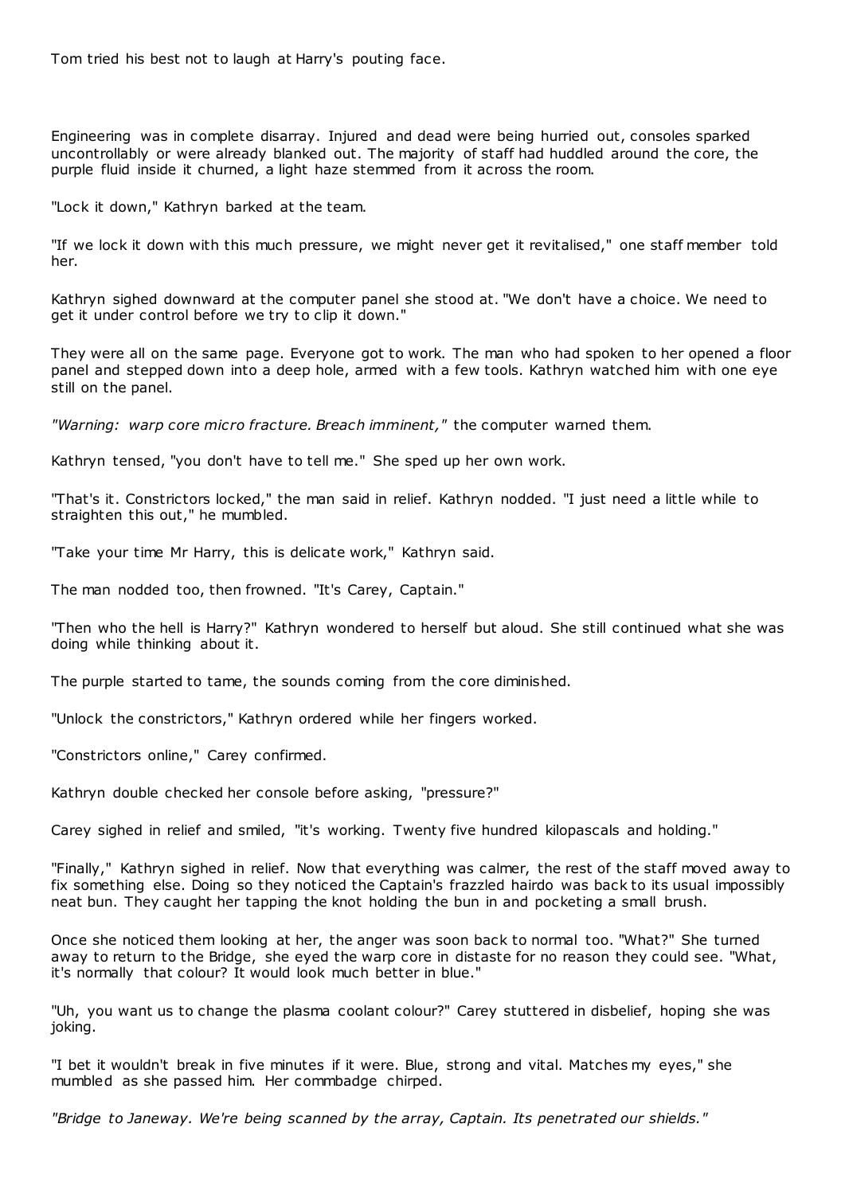Tom tried his best not to laugh at Harry's pouting face.

Engineering was in complete disarray. Injured and dead were being hurried out, consoles sparked uncontrollably or were already blanked out. The majority of staff had huddled around the core, the purple fluid inside it churned, a light haze stemmed from it across the room.

"Lock it down," Kathryn barked at the team.

"If we lock it down with this much pressure, we might never get it revitalised," one staff member told her.

Kathryn sighed downward at the computer panel she stood at. "We don't have a choice. We need to get it under control before we try to clip it down."

They were all on the same page. Everyone got to work. The man who had spoken to her opened a floor panel and stepped down into a deep hole, armed with a few tools. Kathryn watched him with one eye still on the panel.

*"Warning: warp core micro fracture. Breach imminent,"* the computer warned them.

Kathryn tensed, "you don't have to tell me." She sped up her own work.

"That's it. Constrictors locked," the man said in relief. Kathryn nodded. "I just need a little while to straighten this out," he mumbled.

"Take your time Mr Harry, this is delicate work," Kathryn said.

The man nodded too, then frowned. "It's Carey, Captain."

"Then who the hell is Harry?" Kathryn wondered to herself but aloud. She still continued what she was doing while thinking about it.

The purple started to tame, the sounds coming from the core diminished.

"Unlock the constrictors," Kathryn ordered while her fingers worked.

"Constrictors online," Carey confirmed.

Kathryn double checked her console before asking, "pressure?"

Carey sighed in relief and smiled, "it's working. Twenty five hundred kilopascals and holding."

"Finally," Kathryn sighed in relief. Now that everything was calmer, the rest of the staff moved away to fix something else. Doing so they noticed the Captain's frazzled hairdo was back to its usual impossibly neat bun. They caught her tapping the knot holding the bun in and pocketing a small brush.

Once she noticed them looking at her, the anger was soon back to normal too. "What?" She turned away to return to the Bridge, she eyed the warp core in distaste for no reason they could see. "What, it's normally that colour? It would look much better in blue."

"Uh, you want us to change the plasma coolant colour?" Carey stuttered in disbelief, hoping she was joking.

"I bet it wouldn't break in five minutes if it were. Blue, strong and vital. Matches my eyes," she mumbled as she passed him. Her commbadge chirped.

*"Bridge to Janeway. We're being scanned by the array, Captain. Its penetrated our shields."*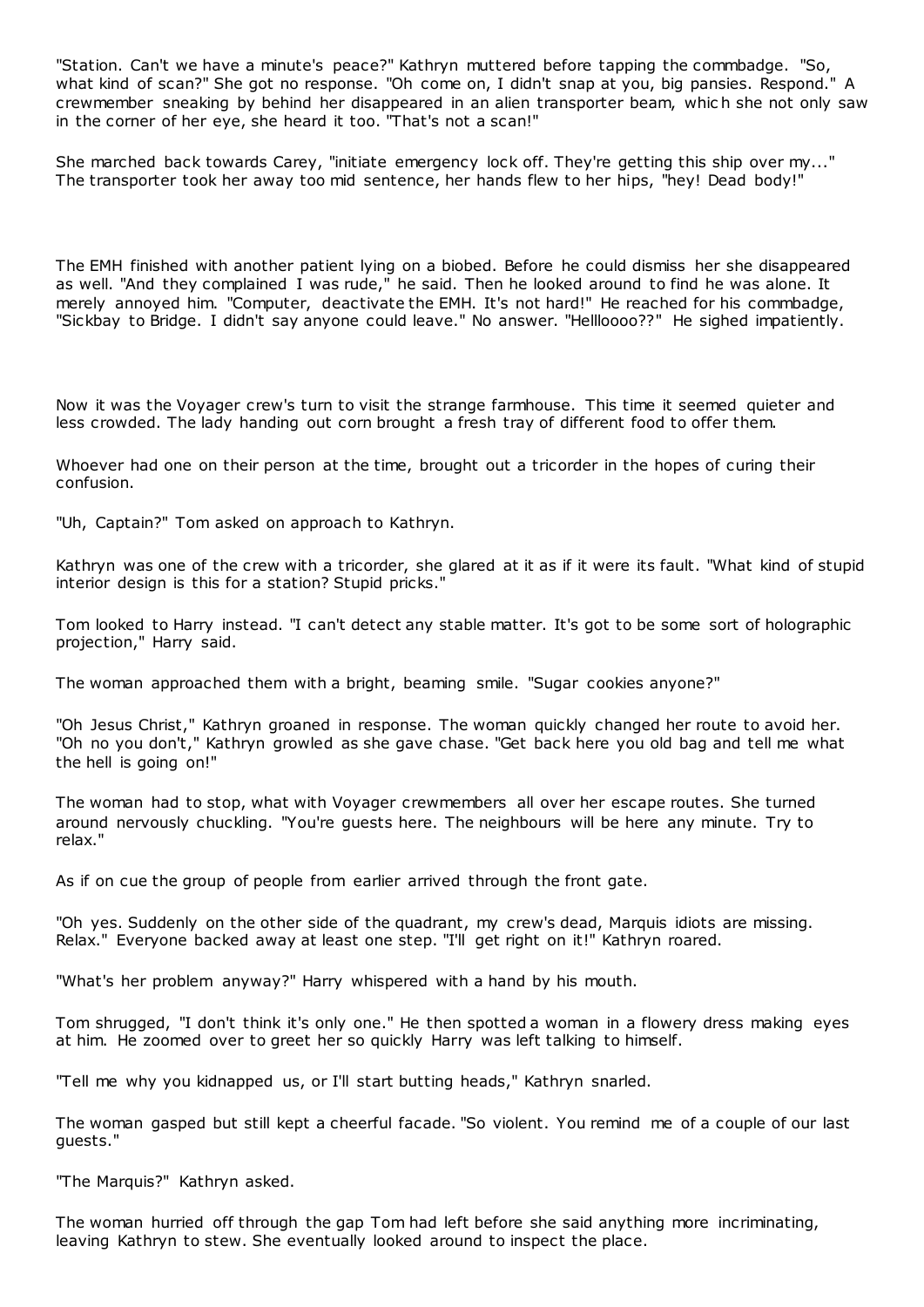"Station. Can't we have a minute's peace?" Kathryn muttered before tapping the commbadge. "So, what kind of scan?" She got no response. "Oh come on, I didn't snap at you, big pansies. Respond." A crewmember sneaking by behind her disappeared in an alien transporter beam, which she not only saw in the corner of her eye, she heard it too. "That's not a scan!"

She marched back towards Carey, "initiate emergency lock off. They're getting this ship over my..." The transporter took her away too mid sentence, her hands flew to her hips, "hey! Dead body!"

The EMH finished with another patient lying on a biobed. Before he could dismiss her she disappeared as well. "And they complained I was rude," he said. Then he looked around to find he was alone. It merely annoyed him. "Computer, deactivate the EMH. It's not hard!" He reached for his commbadge, "Sickbay to Bridge. I didn't say anyone could leave." No answer. "Hellloooo??" He sighed impatiently.

Now it was the Voyager crew's turn to visit the strange farmhouse. This time it seemed quieter and less crowded. The lady handing out corn brought a fresh tray of different food to offer them.

Whoever had one on their person at the time, brought out a tricorder in the hopes of curing their confusion.

"Uh, Captain?" Tom asked on approach to Kathryn.

Kathryn was one of the crew with a tricorder, she glared at it as if it were its fault. "What kind of stupid interior design is this for a station? Stupid pricks."

Tom looked to Harry instead. "I can't detect any stable matter. It's got to be some sort of holographic projection," Harry said.

The woman approached them with a bright, beaming smile. "Sugar cookies anyone?"

"Oh Jesus Christ," Kathryn groaned in response. The woman quickly changed her route to avoid her. "Oh no you don't," Kathryn growled as she gave chase. "Get back here you old bag and tell me what the hell is going on!"

The woman had to stop, what with Voyager crewmembers all over her escape routes. She turned around nervously chuckling. "You're guests here. The neighbours will be here any minute. Try to relax."

As if on cue the group of people from earlier arrived through the front gate.

"Oh yes. Suddenly on the other side of the quadrant, my crew's dead, Marquis idiots are missing. Relax." Everyone backed away at least one step. "I'll get right on it!" Kathryn roared.

"What's her problem anyway?" Harry whispered with a hand by his mouth.

Tom shrugged, "I don't think it's only one." He then spotted a woman in a flowery dress making eyes at him. He zoomed over to greet her so quickly Harry was left talking to himself.

"Tell me why you kidnapped us, or I'll start butting heads," Kathryn snarled.

The woman gasped but still kept a cheerful facade. "So violent. You remind me of a couple of our last guests."

"The Marquis?" Kathryn asked.

The woman hurried off through the gap Tom had left before she said anything more incriminating, leaving Kathryn to stew. She eventually looked around to inspect the place.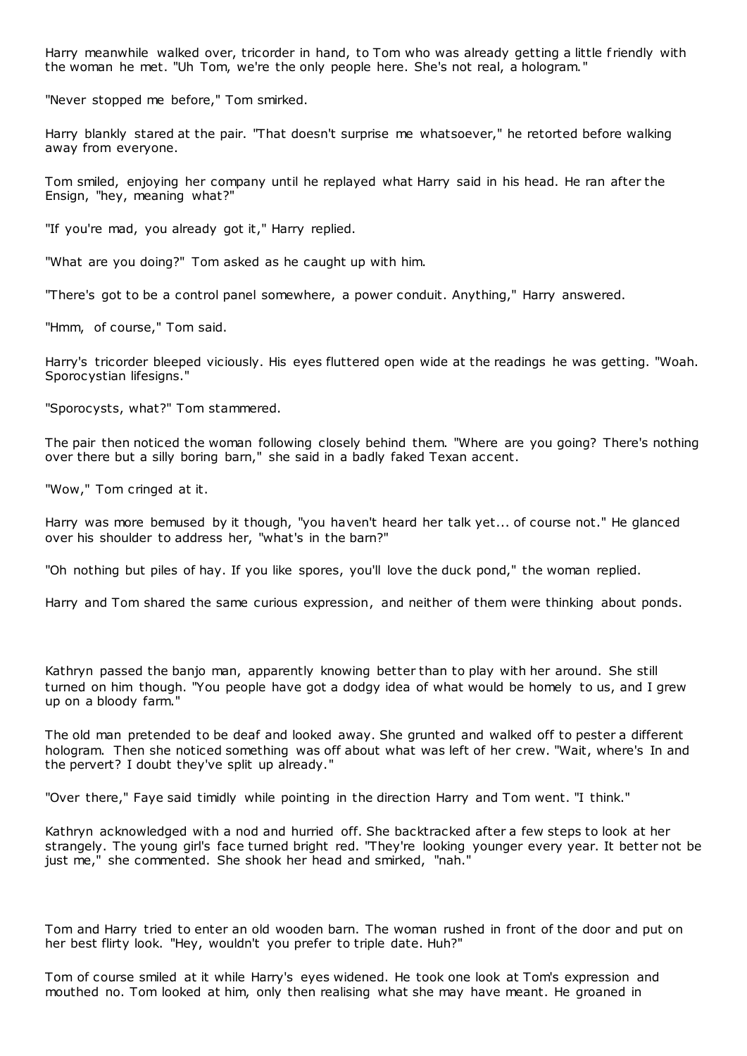Harry meanwhile walked over, tricorder in hand, to Tom who was already getting a little friendly with the woman he met. "Uh Tom, we're the only people here. She's not real, a hologram."

"Never stopped me before," Tom smirked.

Harry blankly stared at the pair. "That doesn't surprise me whatsoever," he retorted before walking away from everyone.

Tom smiled, enjoying her company until he replayed what Harry said in his head. He ran after the Ensign, "hey, meaning what?"

"If you're mad, you already got it," Harry replied.

"What are you doing?" Tom asked as he caught up with him.

"There's got to be a control panel somewhere, a power conduit. Anything," Harry answered.

"Hmm, of course," Tom said.

Harry's tricorder bleeped viciously. His eyes fluttered open wide at the readings he was getting. "Woah. Sporocystian lifesigns."

"Sporocysts, what?" Tom stammered.

The pair then noticed the woman following closely behind them. "Where are you going? There's nothing over there but a silly boring barn," she said in a badly faked Texan accent.

"Wow," Tom cringed at it.

Harry was more bemused by it though, "you haven't heard her talk yet... of course not." He glanced over his shoulder to address her, "what's in the barn?"

"Oh nothing but piles of hay. If you like spores, you'll love the duck pond," the woman replied.

Harry and Tom shared the same curious expression, and neither of them were thinking about ponds.

Kathryn passed the banjo man, apparently knowing better than to play with her around. She still turned on him though. "You people have got a dodgy idea of what would be homely to us, and I grew up on a bloody farm."

The old man pretended to be deaf and looked away. She grunted and walked off to pester a different hologram. Then she noticed something was off about what was left of her crew. "Wait, where's In and the pervert? I doubt they've split up already."

"Over there," Faye said timidly while pointing in the direction Harry and Tom went. "I think."

Kathryn acknowledged with a nod and hurried off. She backtracked after a few steps to look at her strangely. The young girl's face turned bright red. "They're looking younger every year. It better not be just me," she commented. She shook her head and smirked, "nah."

Tom and Harry tried to enter an old wooden barn. The woman rushed in front of the door and put on her best flirty look. "Hey, wouldn't you prefer to triple date. Huh?"

Tom of course smiled at it while Harry's eyes widened. He took one look at Tom's expression and mouthed no. Tom looked at him, only then realising what she may have meant. He groaned in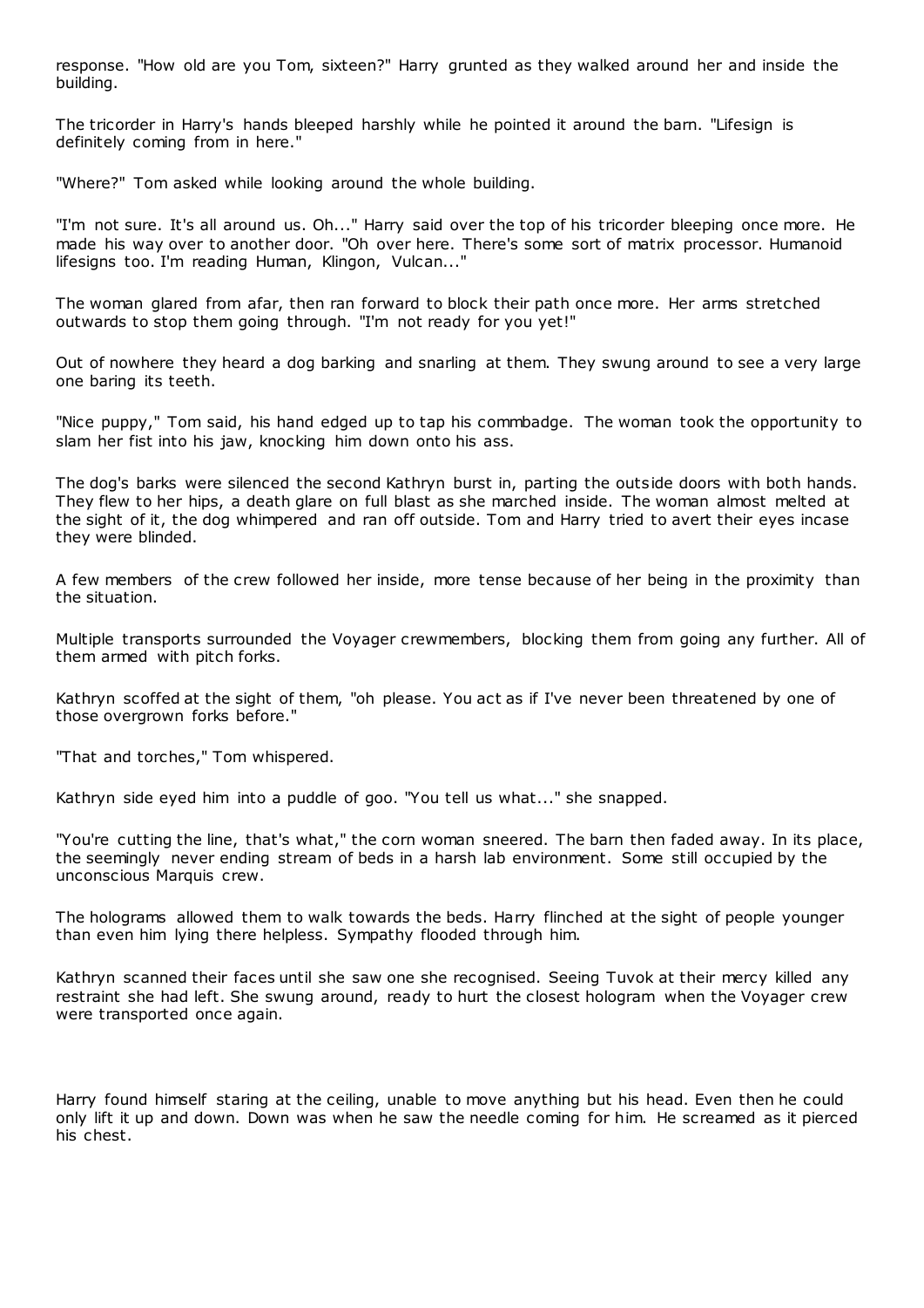response. "How old are you Tom, sixteen?" Harry grunted as they walked around her and inside the building.

The tricorder in Harry's hands bleeped harshly while he pointed it around the barn. "Lifesign is definitely coming from in here."

"Where?" Tom asked while looking around the whole building.

"I'm not sure. It's all around us. Oh..." Harry said over the top of his tricorder bleeping once more. He made his way over to another door. "Oh over here. There's some sort of matrix processor. Humanoid lifesigns too. I'm reading Human, Klingon, Vulcan..."

The woman glared from afar, then ran forward to block their path once more. Her arms stretched outwards to stop them going through. "I'm not ready for you yet!"

Out of nowhere they heard a dog barking and snarling at them. They swung around to see a very large one baring its teeth.

"Nice puppy," Tom said, his hand edged up to tap his commbadge. The woman took the opportunity to slam her fist into his jaw, knocking him down onto his ass.

The dog's barks were silenced the second Kathryn burst in, parting the outside doors with both hands. They flew to her hips, a death glare on full blast as she marched inside. The woman almost melted at the sight of it, the dog whimpered and ran off outside. Tom and Harry tried to avert their eyes incase they were blinded.

A few members of the crew followed her inside, more tense because of her being in the proximity than the situation.

Multiple transports surrounded the Voyager crewmembers, blocking them from going any further. All of them armed with pitch forks.

Kathryn scoffed at the sight of them, "oh please. You act as if I've never been threatened by one of those overgrown forks before."

"That and torches," Tom whispered.

Kathryn side eyed him into a puddle of goo. "You tell us what..." she snapped.

"You're cutting the line, that's what," the corn woman sneered. The barn then faded away. In its place, the seemingly never ending stream of beds in a harsh lab environment. Some still occupied by the unconscious Marquis crew.

The holograms allowed them to walk towards the beds. Harry flinched at the sight of people younger than even him lying there helpless. Sympathy flooded through him.

Kathryn scanned their faces until she saw one she recognised. Seeing Tuvok at their mercy killed any restraint she had left. She swung around, ready to hurt the closest hologram when the Voyager crew were transported once again.

Harry found himself staring at the ceiling, unable to move anything but his head. Even then he could only lift it up and down. Down was when he saw the needle coming for him. He screamed as it pierced his chest.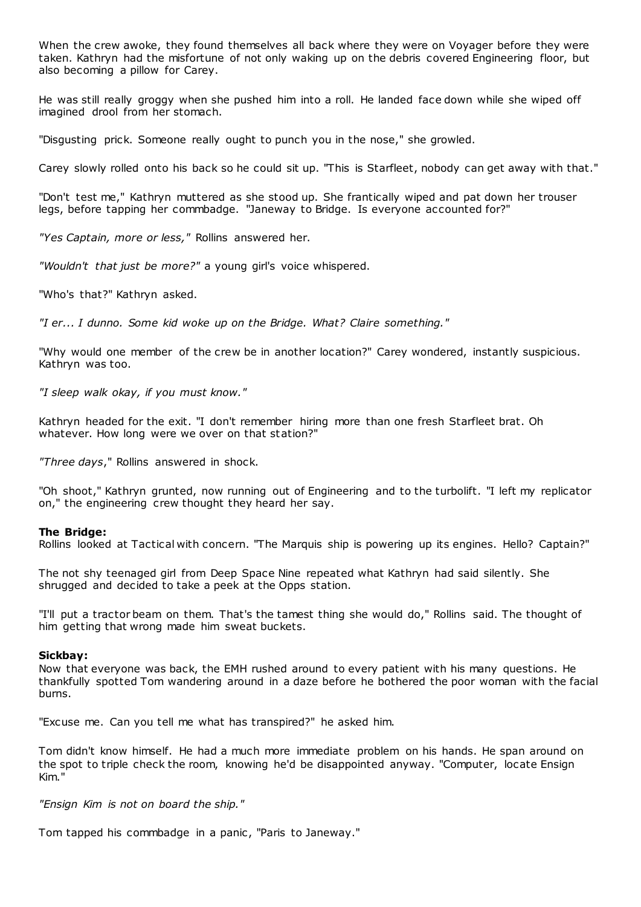When the crew awoke, they found themselves all back where they were on Voyager before they were taken. Kathryn had the misfortune of not only waking up on the debris covered Engineering floor, but also becoming a pillow for Carey.

He was still really groggy when she pushed him into a roll. He landed face down while she wiped off imagined drool from her stomach.

"Disgusting prick. Someone really ought to punch you in the nose," she growled.

Carey slowly rolled onto his back so he could sit up. "This is Starfleet, nobody can get away with that."

"Don't test me," Kathryn muttered as she stood up. She frantically wiped and pat down her trouser legs, before tapping her commbadge. "Janeway to Bridge. Is everyone accounted for?"

*"Yes Captain, more or less,"* Rollins answered her.

*"Wouldn't that just be more?"* a young girl's voice whispered.

"Who's that?" Kathryn asked.

*"I er... I dunno. Some kid woke up on the Bridge. What? Claire something."*

"Why would one member of the crew be in another location?" Carey wondered, instantly suspicious. Kathryn was too.

*"I sleep walk okay, if you must know."*

Kathryn headed for the exit. "I don't remember hiring more than one fresh Starfleet brat. Oh whatever. How long were we over on that station?"

*"Three days*," Rollins answered in shock.

"Oh shoot," Kathryn grunted, now running out of Engineering and to the turbolift. "I left my replicator on," the engineering crew thought they heard her say.

**The Bridge:**
Rollins looked at Tactical with concern. "The Marquis ship is powering up its engines. Hello? Captain?"

The not shy teenaged girl from Deep Space Nine repeated what Kathryn had said silently. She shrugged and decided to take a peek at the Opps station.

"I'll put a tractor beam on them. That's the tamest thing she would do," Rollins said. The thought of him getting that wrong made him sweat buckets.

**Sickbay:**
Now that everyone was back, the EMH rushed around to every patient with his many questions. He thankfully spotted Tom wandering around in a daze before he bothered the poor woman with the facial burns.

"Excuse me. Can you tell me what has transpired?" he asked him.

Tom didn't know himself. He had a much more immediate problem on his hands. He span around on the spot to triple check the room, knowing he'd be disappointed anyway. "Computer, locate Ensign Kim."

*"Ensign Kim is not on board the ship."*

Tom tapped his commbadge in a panic, "Paris to Janeway."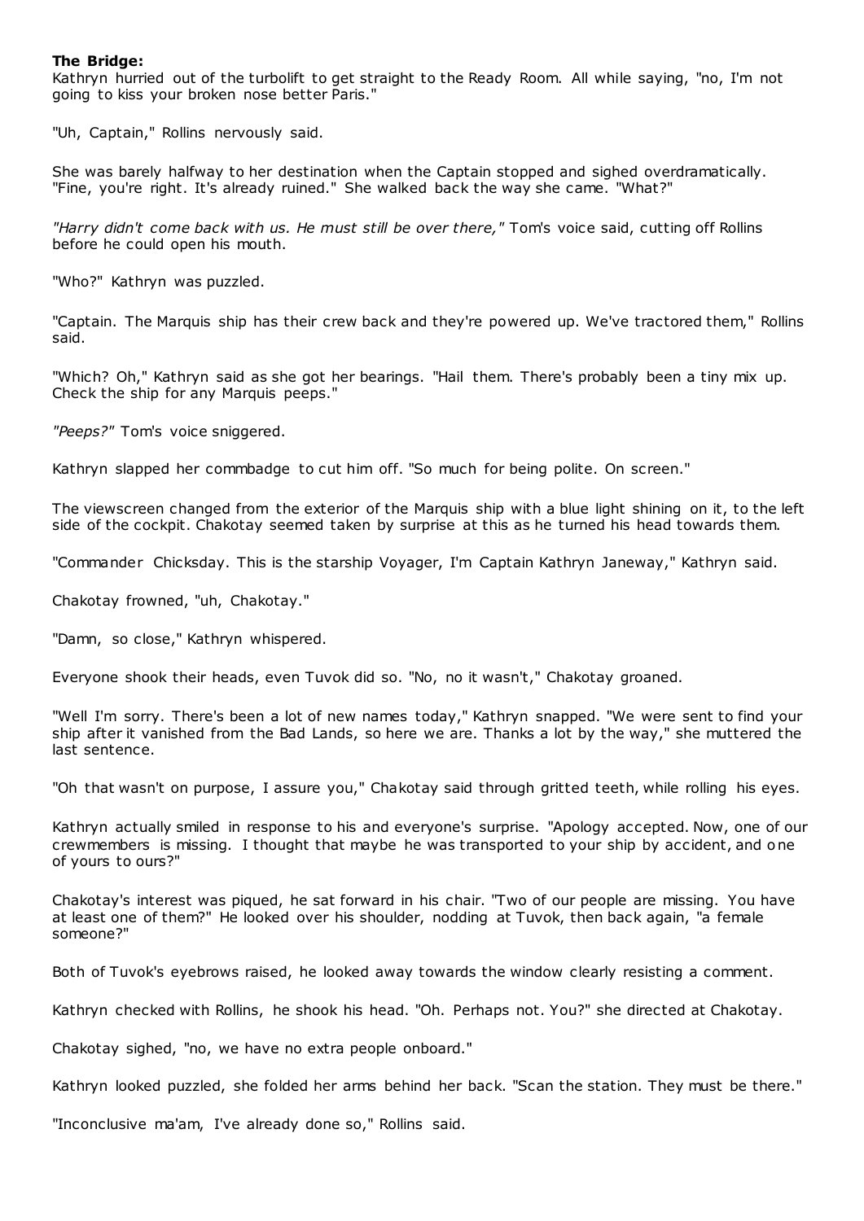**The Bridge:**

Kathryn hurried out of the turbolift to get straight to the Ready Room. All while saying, "no, I'm not going to kiss your broken nose better Paris."

"Uh, Captain," Rollins nervously said.

She was barely halfway to her destination when the Captain stopped and sighed overdramatically. "Fine, you're right. It's already ruined." She walked back the way she came. "What?"

*"Harry didn't come back with us. He must still be over there,"* Tom's voice said, cutting off Rollins before he could open his mouth.

"Who?" Kathryn was puzzled.

"Captain. The Marquis ship has their crew back and they're powered up. We've tractored them," Rollins said.

"Which? Oh," Kathryn said as she got her bearings. "Hail them. There's probably been a tiny mix up. Check the ship for any Marquis peeps."

*"Peeps?"* Tom's voice sniggered.

Kathryn slapped her commbadge to cut him off. "So much for being polite. On screen."

The viewscreen changed from the exterior of the Marquis ship with a blue light shining on it, to the left side of the cockpit. Chakotay seemed taken by surprise at this as he turned his head towards them.

"Commander Chicksday. This is the starship Voyager, I'm Captain Kathryn Janeway," Kathryn said.

Chakotay frowned, "uh, Chakotay."

"Damn, so close," Kathryn whispered.

Everyone shook their heads, even Tuvok did so. "No, no it wasn't," Chakotay groaned.

"Well I'm sorry. There's been a lot of new names today," Kathryn snapped. "We were sent to find your ship after it vanished from the Bad Lands, so here we are. Thanks a lot by the way," she muttered the last sentence.

"Oh that wasn't on purpose, I assure you," Chakotay said through gritted teeth, while rolling his eyes.

Kathryn actually smiled in response to his and everyone's surprise. "Apology accepted. Now, one of our crewmembers is missing. I thought that maybe he was transported to your ship by accident, and one of yours to ours?"

Chakotay's interest was piqued, he sat forward in his chair. "Two of our people are missing. You have at least one of them?" He looked over his shoulder, nodding at Tuvok, then back again, "a female someone?"

Both of Tuvok's eyebrows raised, he looked away towards the window clearly resisting a comment.

Kathryn checked with Rollins, he shook his head. "Oh. Perhaps not. You?" she directed at Chakotay.

Chakotay sighed, "no, we have no extra people onboard."

Kathryn looked puzzled, she folded her arms behind her back. "Scan the station. They must be there."

"Inconclusive ma'am, I've already done so," Rollins said.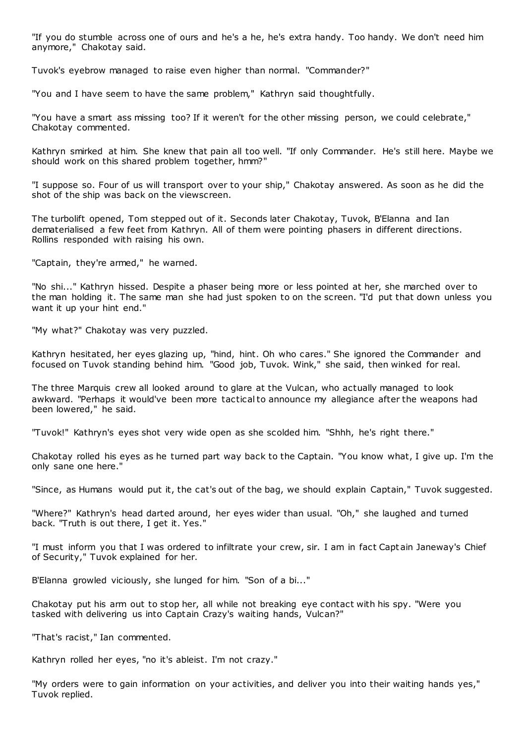"If you do stumble across one of ours and he's a he, he's extra handy. Too handy. We don't need him anymore," Chakotay said.

Tuvok's eyebrow managed to raise even higher than normal. "Commander?"

"You and I have seem to have the same problem," Kathryn said thoughtfully.

"You have a smart ass missing too? If it weren't for the other missing person, we could celebrate," Chakotay commented.

Kathryn smirked at him. She knew that pain all too well. "If only Commander. He's still here. Maybe we should work on this shared problem together, hmm?"

"I suppose so. Four of us will transport over to your ship," Chakotay answered. As soon as he did the shot of the ship was back on the viewscreen.

The turbolift opened, Tom stepped out of it. Seconds later Chakotay, Tuvok, B'Elanna and Ian dematerialised a few feet from Kathryn. All of them were pointing phasers in different directions. Rollins responded with raising his own.

"Captain, they're armed," he warned.

"No shi..." Kathryn hissed. Despite a phaser being more or less pointed at her, she marched over to the man holding it. The same man she had just spoken to on the screen. "I'd put that down unless you want it up your hint end."

"My what?" Chakotay was very puzzled.

Kathryn hesitated, her eyes glazing up, "hind, hint. Oh who cares." She ignored the Commander and focused on Tuvok standing behind him. "Good job, Tuvok. Wink," she said, then winked for real.

The three Marquis crew all looked around to glare at the Vulcan, who actually managed to look awkward. "Perhaps it would've been more tactical to announce my allegiance after the weapons had been lowered," he said.

"Tuvok!" Kathryn's eyes shot very wide open as she scolded him. "Shhh, he's right there."

Chakotay rolled his eyes as he turned part way back to the Captain. "You know what, I give up. I'm the only sane one here."

"Since, as Humans would put it, the cat's out of the bag, we should explain Captain," Tuvok suggested.

"Where?" Kathryn's head darted around, her eyes wider than usual. "Oh," she laughed and turned back. "Truth is out there, I get it. Yes."

"I must inform you that I was ordered to infiltrate your crew, sir. I am in fact Captain Janeway's Chief of Security," Tuvok explained for her.

B'Elanna growled viciously, she lunged for him. "Son of a bi..."

Chakotay put his arm out to stop her, all while not breaking eye contact with his spy. "Were you tasked with delivering us into Captain Crazy's waiting hands, Vulcan?"

"That's racist," Ian commented.

Kathryn rolled her eyes, "no it's ableist. I'm not crazy."

"My orders were to gain information on your activities, and deliver you into their waiting hands yes," Tuvok replied.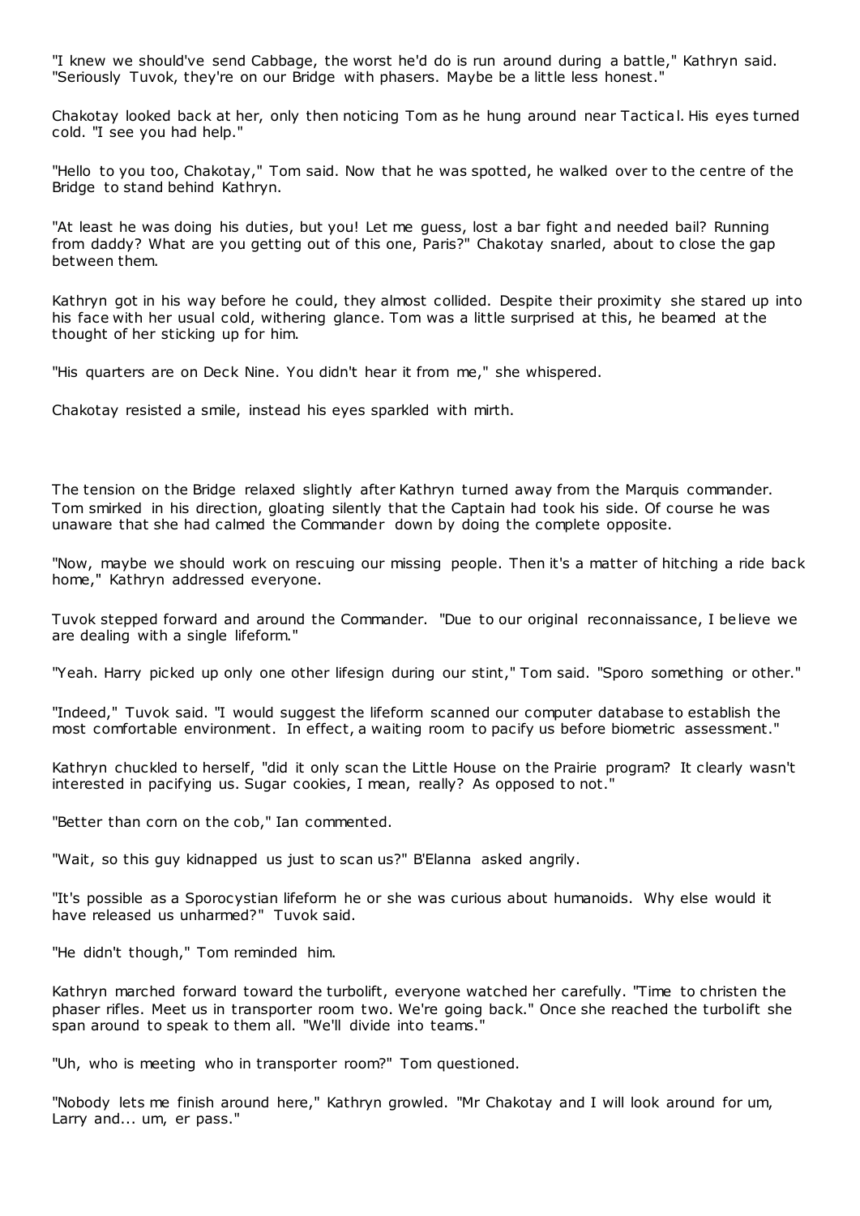"I knew we should've send Cabbage, the worst he'd do is run around during a battle," Kathryn said. "Seriously Tuvok, they're on our Bridge with phasers. Maybe be a little less honest."

Chakotay looked back at her, only then noticing Tom as he hung around near Tactical. His eyes turned cold. "I see you had help."

"Hello to you too, Chakotay," Tom said. Now that he was spotted, he walked over to the centre of the Bridge to stand behind Kathryn.

"At least he was doing his duties, but you! Let me guess, lost a bar fight and needed bail? Running from daddy? What are you getting out of this one, Paris?" Chakotay snarled, about to close the gap between them.

Kathryn got in his way before he could, they almost collided. Despite their proximity she stared up into his face with her usual cold, withering glance. Tom was a little surprised at this, he beamed at the thought of her sticking up for him.

"His quarters are on Deck Nine. You didn't hear it from me," she whispered.

Chakotay resisted a smile, instead his eyes sparkled with mirth.

The tension on the Bridge relaxed slightly after Kathryn turned away from the Marquis commander. Tom smirked in his direction, gloating silently that the Captain had took his side. Of course he was unaware that she had calmed the Commander down by doing the complete opposite.

"Now, maybe we should work on rescuing our missing people. Then it's a matter of hitching a ride back home," Kathryn addressed everyone.

Tuvok stepped forward and around the Commander. "Due to our original reconnaissance, I believe we are dealing with a single lifeform."

"Yeah. Harry picked up only one other lifesign during our stint," Tom said. "Sporo something or other."

"Indeed," Tuvok said. "I would suggest the lifeform scanned our computer database to establish the most comfortable environment. In effect, a waiting room to pacify us before biometric assessment."

Kathryn chuckled to herself, "did it only scan the Little House on the Prairie program? It clearly wasn't interested in pacifying us. Sugar cookies, I mean, really? As opposed to not."

"Better than corn on the cob," Ian commented.

"Wait, so this guy kidnapped us just to scan us?" B'Elanna asked angrily.

"It's possible as a Sporocystian lifeform he or she was curious about humanoids. Why else would it have released us unharmed?" Tuvok said.

"He didn't though," Tom reminded him.

Kathryn marched forward toward the turbolift, everyone watched her carefully. "Time to christen the phaser rifles. Meet us in transporter room two. We're going back." Once she reached the turbolift she span around to speak to them all. "We'll divide into teams."

"Uh, who is meeting who in transporter room?" Tom questioned.

"Nobody lets me finish around here," Kathryn growled. "Mr Chakotay and I will look around for um, Larry and... um, er pass."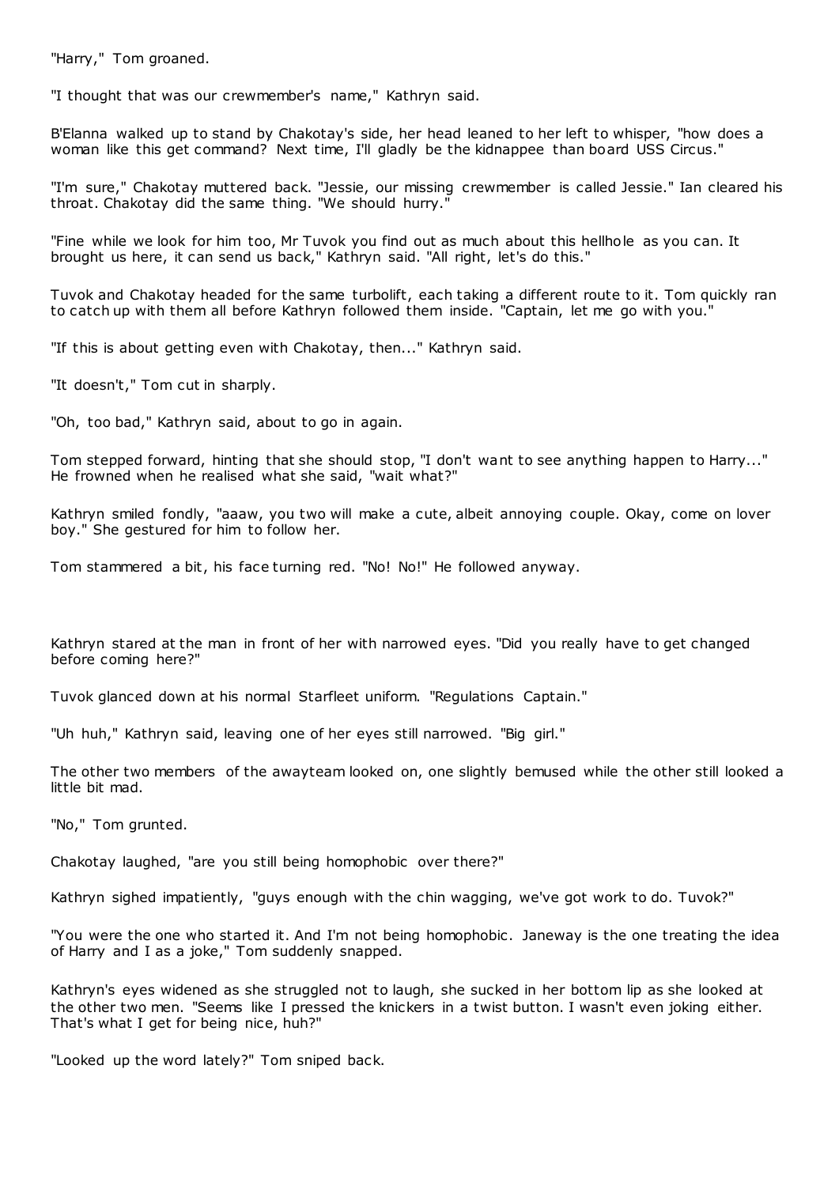"Harry," Tom groaned.

"I thought that was our crewmember's name," Kathryn said.

B'Elanna walked up to stand by Chakotay's side, her head leaned to her left to whisper, "how does a woman like this get command? Next time, I'll gladly be the kidnappee than board USS Circus."

"I'm sure," Chakotay muttered back. "Jessie, our missing crewmember is called Jessie." Ian cleared his throat. Chakotay did the same thing. "We should hurry."

"Fine while we look for him too, Mr Tuvok you find out as much about this hellhole as you can. It brought us here, it can send us back," Kathryn said. "All right, let's do this."

Tuvok and Chakotay headed for the same turbolift, each taking a different route to it. Tom quickly ran to catch up with them all before Kathryn followed them inside. "Captain, let me go with you."

"If this is about getting even with Chakotay, then..." Kathryn said.

"It doesn't," Tom cut in sharply.

"Oh, too bad," Kathryn said, about to go in again.

Tom stepped forward, hinting that she should stop, "I don't want to see anything happen to Harry..." He frowned when he realised what she said, "wait what?"

Kathryn smiled fondly, "aaaw, you two will make a cute, albeit annoying couple. Okay, come on lover boy." She gestured for him to follow her.

Tom stammered a bit, his face turning red. "No! No!" He followed anyway.

Kathryn stared at the man in front of her with narrowed eyes. "Did you really have to get changed before coming here?"

Tuvok glanced down at his normal Starfleet uniform. "Regulations Captain."

"Uh huh," Kathryn said, leaving one of her eyes still narrowed. "Big girl."

The other two members of the awayteam looked on, one slightly bemused while the other still looked a little bit mad.

"No," Tom grunted.

Chakotay laughed, "are you still being homophobic over there?"

Kathryn sighed impatiently, "guys enough with the chin wagging, we've got work to do. Tuvok?"

"You were the one who started it. And I'm not being homophobic. Janeway is the one treating the idea of Harry and I as a joke," Tom suddenly snapped.

Kathryn's eyes widened as she struggled not to laugh, she sucked in her bottom lip as she looked at the other two men. "Seems like I pressed the knickers in a twist button. I wasn't even joking either. That's what I get for being nice, huh?"

"Looked up the word lately?" Tom sniped back.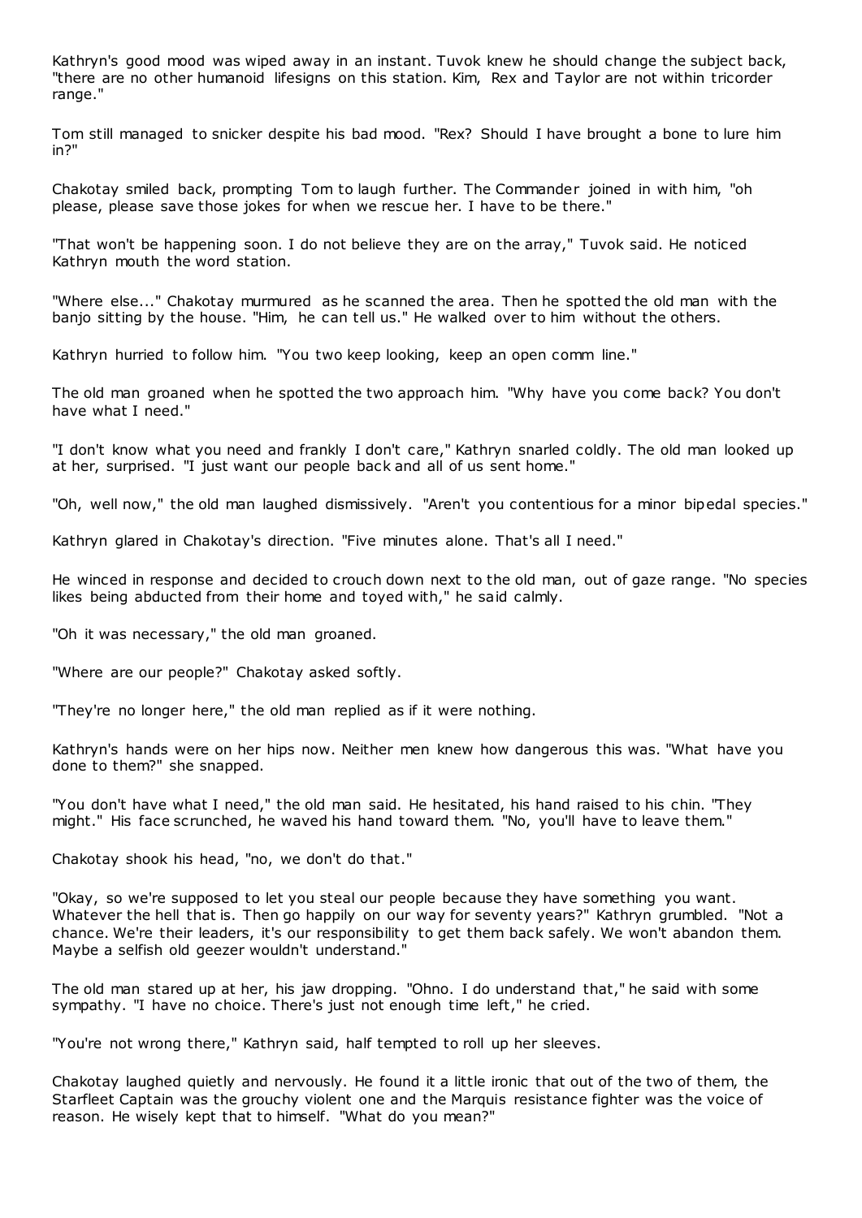Kathryn's good mood was wiped away in an instant. Tuvok knew he should change the subject back, "there are no other humanoid lifesigns on this station. Kim, Rex and Taylor are not within tricorder range."

Tom still managed to snicker despite his bad mood. "Rex? Should I have brought a bone to lure him in?"

Chakotay smiled back, prompting Tom to laugh further. The Commander joined in with him, "oh please, please save those jokes for when we rescue her. I have to be there."

"That won't be happening soon. I do not believe they are on the array," Tuvok said. He noticed Kathryn mouth the word station.

"Where else..." Chakotay murmured as he scanned the area. Then he spotted the old man with the banjo sitting by the house. "Him, he can tell us." He walked over to him without the others.

Kathryn hurried to follow him. "You two keep looking, keep an open comm line."

The old man groaned when he spotted the two approach him. "Why have you come back? You don't have what I need."

"I don't know what you need and frankly I don't care," Kathryn snarled coldly. The old man looked up at her, surprised. "I just want our people back and all of us sent home."

"Oh, well now," the old man laughed dismissively. "Aren't you contentious for a minor bipedal species."

Kathryn glared in Chakotay's direction. "Five minutes alone. That's all I need."

He winced in response and decided to crouch down next to the old man, out of gaze range. "No species likes being abducted from their home and toyed with," he said calmly.

"Oh it was necessary," the old man groaned.

"Where are our people?" Chakotay asked softly.

"They're no longer here," the old man replied as if it were nothing.

Kathryn's hands were on her hips now. Neither men knew how dangerous this was. "What have you done to them?" she snapped.

"You don't have what I need," the old man said. He hesitated, his hand raised to his chin. "They might." His face scrunched, he waved his hand toward them. "No, you'll have to leave them."

Chakotay shook his head, "no, we don't do that."

"Okay, so we're supposed to let you steal our people because they have something you want. Whatever the hell that is. Then go happily on our way for seventy years?" Kathryn grumbled. "Not a chance. We're their leaders, it's our responsibility to get them back safely. We won't abandon them. Maybe a selfish old geezer wouldn't understand."

The old man stared up at her, his jaw dropping. "Ohno. I do understand that," he said with some sympathy. "I have no choice. There's just not enough time left," he cried.

"You're not wrong there," Kathryn said, half tempted to roll up her sleeves.

Chakotay laughed quietly and nervously. He found it a little ironic that out of the two of them, the Starfleet Captain was the grouchy violent one and the Marquis resistance fighter was the voice of reason. He wisely kept that to himself. "What do you mean?"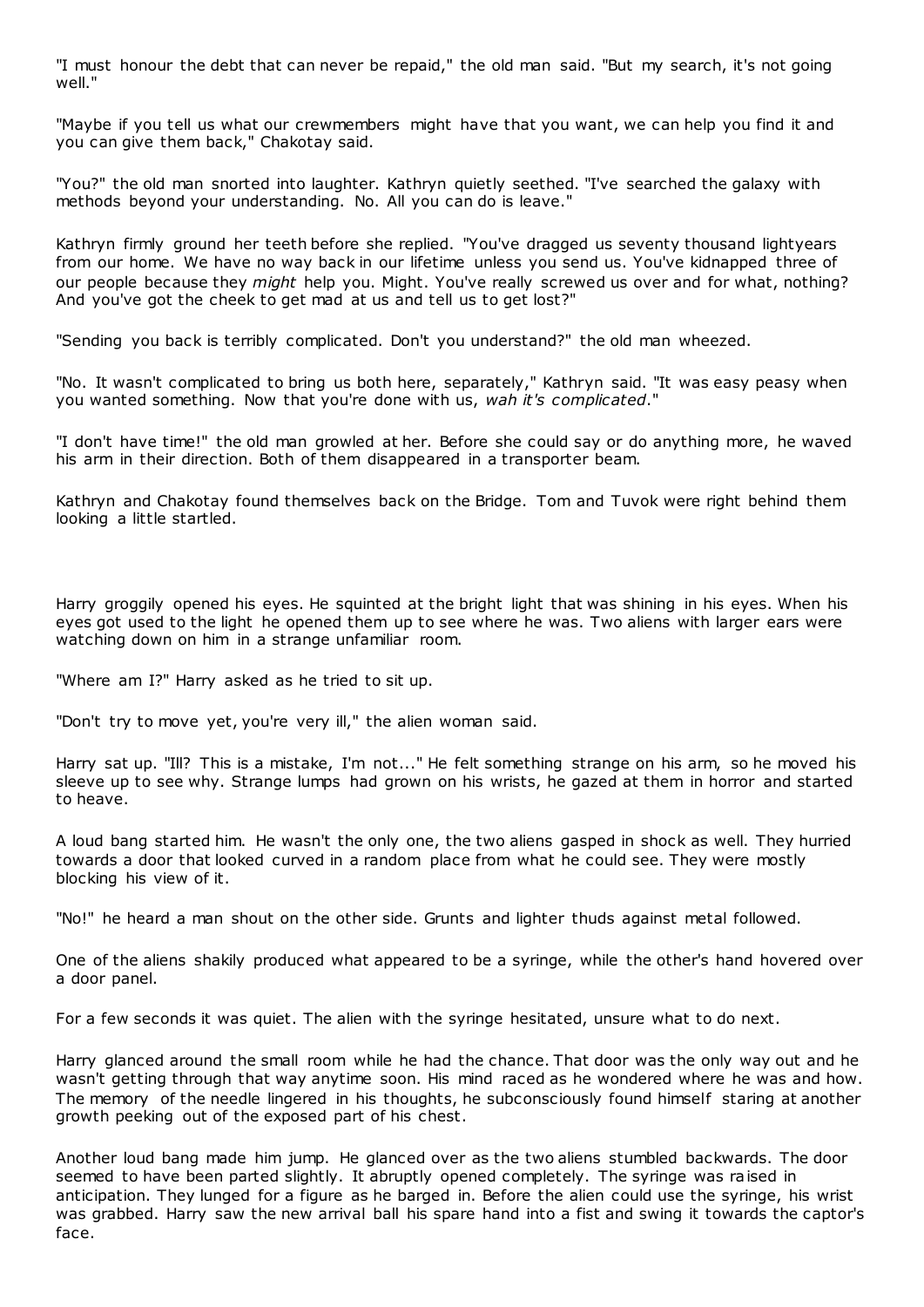"I must honour the debt that can never be repaid," the old man said. "But my search, it's not going well."

"Maybe if you tell us what our crewmembers might have that you want, we can help you find it and you can give them back," Chakotay said.

"You?" the old man snorted into laughter. Kathryn quietly seethed. "I've searched the galaxy with methods beyond your understanding. No. All you can do is leave."

Kathryn firmly ground her teeth before she replied. "You've dragged us seventy thousand lightyears from our home. We have no way back in our lifetime unless you send us. You've kidnapped three of our people because they *might* help you. Might. You've really screwed us over and for what, nothing? And you've got the cheek to get mad at us and tell us to get lost?"

"Sending you back is terribly complicated. Don't you understand?" the old man wheezed.

"No. It wasn't complicated to bring us both here, separately," Kathryn said. "It was easy peasy when you wanted something. Now that you're done with us, *wah it's complicated*."

"I don't have time!" the old man growled at her. Before she could say or do anything more, he waved his arm in their direction. Both of them disappeared in a transporter beam.

Kathryn and Chakotay found themselves back on the Bridge. Tom and Tuvok were right behind them looking a little startled.

Harry groggily opened his eyes. He squinted at the bright light that was shining in his eyes. When his eyes got used to the light he opened them up to see where he was. Two aliens with larger ears were watching down on him in a strange unfamiliar room.

"Where am I?" Harry asked as he tried to sit up.

"Don't try to move yet, you're very ill," the alien woman said.

Harry sat up. "Ill? This is a mistake, I'm not..." He felt something strange on his arm, so he moved his sleeve up to see why. Strange lumps had grown on his wrists, he gazed at them in horror and started to heave.

A loud bang started him. He wasn't the only one, the two aliens gasped in shock as well. They hurried towards a door that looked curved in a random place from what he could see. They were mostly blocking his view of it.

"No!" he heard a man shout on the other side. Grunts and lighter thuds against metal followed.

One of the aliens shakily produced what appeared to be a syringe, while the other's hand hovered over a door panel.

For a few seconds it was quiet. The alien with the syringe hesitated, unsure what to do next.

Harry glanced around the small room while he had the chance. That door was the only way out and he wasn't getting through that way anytime soon. His mind raced as he wondered where he was and how. The memory of the needle lingered in his thoughts, he subconsciously found himself staring at another growth peeking out of the exposed part of his chest.

Another loud bang made him jump. He glanced over as the two aliens stumbled backwards. The door seemed to have been parted slightly. It abruptly opened completely. The syringe was raised in anticipation. They lunged for a figure as he barged in. Before the alien could use the syringe, his wrist was grabbed. Harry saw the new arrival ball his spare hand into a fist and swing it towards the captor's face.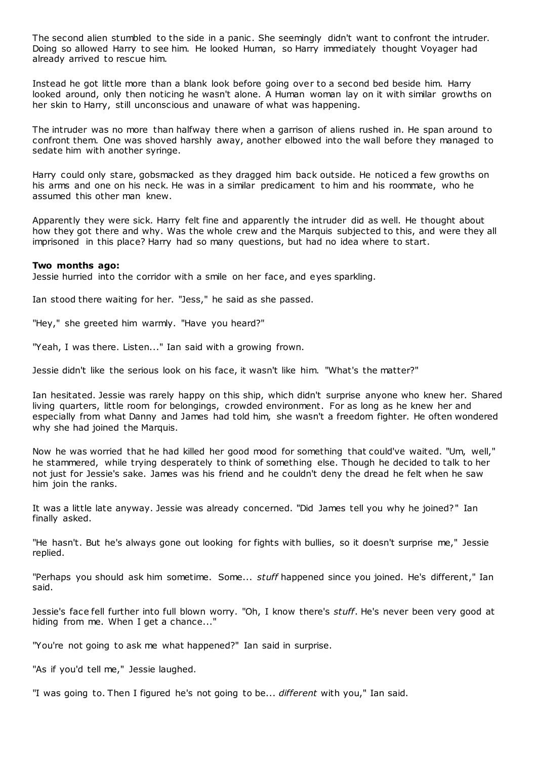The second alien stumbled to the side in a panic. She seemingly didn't want to confront the intruder. Doing so allowed Harry to see him. He looked Human, so Harry immediately thought Voyager had already arrived to rescue him.

Instead he got little more than a blank look before going over to a second bed beside him. Harry looked around, only then noticing he wasn't alone. A Human woman lay on it with similar growths on her skin to Harry, still unconscious and unaware of what was happening.

The intruder was no more than halfway there when a garrison of aliens rushed in. He span around to confront them. One was shoved harshly away, another elbowed into the wall before they managed to sedate him with another syringe.

Harry could only stare, gobsmacked as they dragged him back outside. He noticed a few growths on his arms and one on his neck. He was in a similar predicament to him and his roommate, who he assumed this other man knew.

Apparently they were sick. Harry felt fine and apparently the intruder did as well. He thought about how they got there and why. Was the whole crew and the Marquis subjected to this, and were they all imprisoned in this place? Harry had so many questions, but had no idea where to start.

**Two months ago:**

Jessie hurried into the corridor with a smile on her face, and eyes sparkling.

Ian stood there waiting for her. "Jess," he said as she passed.

"Hey," she greeted him warmly. "Have you heard?"

"Yeah, I was there. Listen..." Ian said with a growing frown.

Jessie didn't like the serious look on his face, it wasn't like him. "What's the matter?"

Ian hesitated. Jessie was rarely happy on this ship, which didn't surprise anyone who knew her. Shared living quarters, little room for belongings, crowded environment. For as long as he knew her and especially from what Danny and James had told him, she wasn't a freedom fighter. He often wondered why she had joined the Marquis.

Now he was worried that he had killed her good mood for something that could've waited. "Um, well," he stammered, while trying desperately to think of something else. Though he decided to talk to her not just for Jessie's sake. James was his friend and he couldn't deny the dread he felt when he saw him join the ranks.

It was a little late anyway. Jessie was already concerned. "Did James tell you why he joined?" Ian finally asked.

"He hasn't. But he's always gone out looking for fights with bullies, so it doesn't surprise me," Jessie replied.

"Perhaps you should ask him sometime. Some... *stuff* happened since you joined. He's different," Ian said.

Jessie's face fell further into full blown worry. "Oh, I know there's *stuff*. He's never been very good at hiding from me. When I get a chance..."

"You're not going to ask me what happened?" Ian said in surprise.

"As if you'd tell me," Jessie laughed.

"I was going to. Then I figured he's not going to be... *different* with you," Ian said.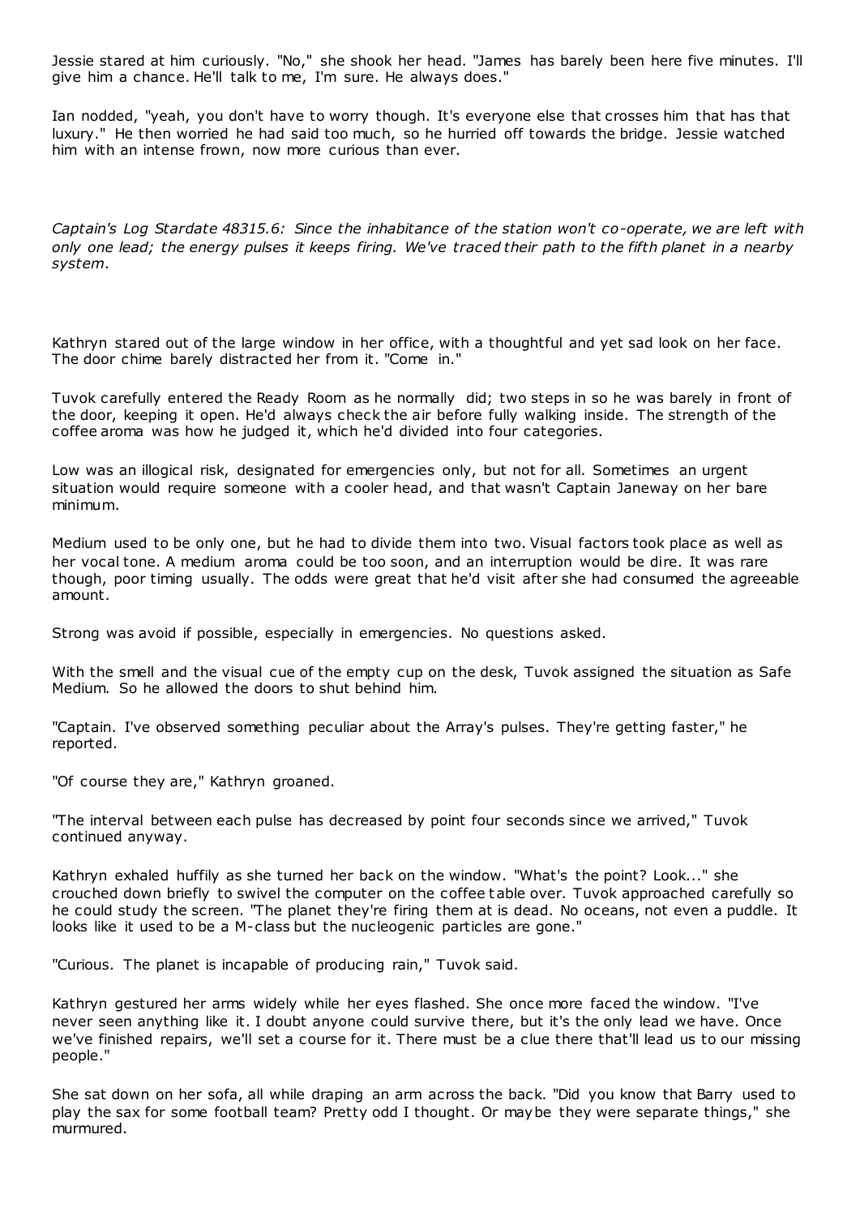Jessie stared at him curiously. "No," she shook her head. "James has barely been here five minutes. I'll give him a chance. He'll talk to me, I'm sure. He always does."

Ian nodded, "yeah, you don't have to worry though. It's everyone else that crosses him that has that luxury." He then worried he had said too much, so he hurried off towards the bridge. Jessie watched him with an intense frown, now more curious than ever.

*Captain's Log Stardate 48315.6: Since the inhabitance of the station won't co-operate, we are left with only one lead; the energy pulses it keeps firing. We've traced their path to the fifth planet in a nearby system.*

Kathryn stared out of the large window in her office, with a thoughtful and yet sad look on her face. The door chime barely distracted her from it. "Come in."

Tuvok carefully entered the Ready Room as he normally did; two steps in so he was barely in front of the door, keeping it open. He'd always check the air before fully walking inside. The strength of the coffee aroma was how he judged it, which he'd divided into four categories.

Low was an illogical risk, designated for emergencies only, but not for all. Sometimes an urgent situation would require someone with a cooler head, and that wasn't Captain Janeway on her bare minimum.

Medium used to be only one, but he had to divide them into two. Visual factors took place as well as her vocal tone. A medium aroma could be too soon, and an interruption would be dire. It was rare though, poor timing usually. The odds were great that he'd visit after she had consumed the agreeable amount.

Strong was avoid if possible, especially in emergencies. No questions asked.

With the smell and the visual cue of the empty cup on the desk, Tuvok assigned the situation as Safe Medium. So he allowed the doors to shut behind him.

"Captain. I've observed something peculiar about the Array's pulses. They're getting faster," he reported.

"Of course they are," Kathryn groaned.

"The interval between each pulse has decreased by point four seconds since we arrived," Tuvok continued anyway.

Kathryn exhaled huffily as she turned her back on the window. "What's the point? Look..." she crouched down briefly to swivel the computer on the coffee table over. Tuvok approached carefully so he could study the screen. "The planet they're firing them at is dead. No oceans, not even a puddle. It looks like it used to be a M-class but the nucleogenic particles are gone."

"Curious. The planet is incapable of producing rain," Tuvok said.

Kathryn gestured her arms widely while her eyes flashed. She once more faced the window. "I've never seen anything like it. I doubt anyone could survive there, but it's the only lead we have. Once we've finished repairs, we'll set a course for it. There must be a clue there that'll lead us to our missing people."

She sat down on her sofa, all while draping an arm across the back. "Did you know that Barry used to play the sax for some football team? Pretty odd I thought. Or maybe they were separate things," she murmured.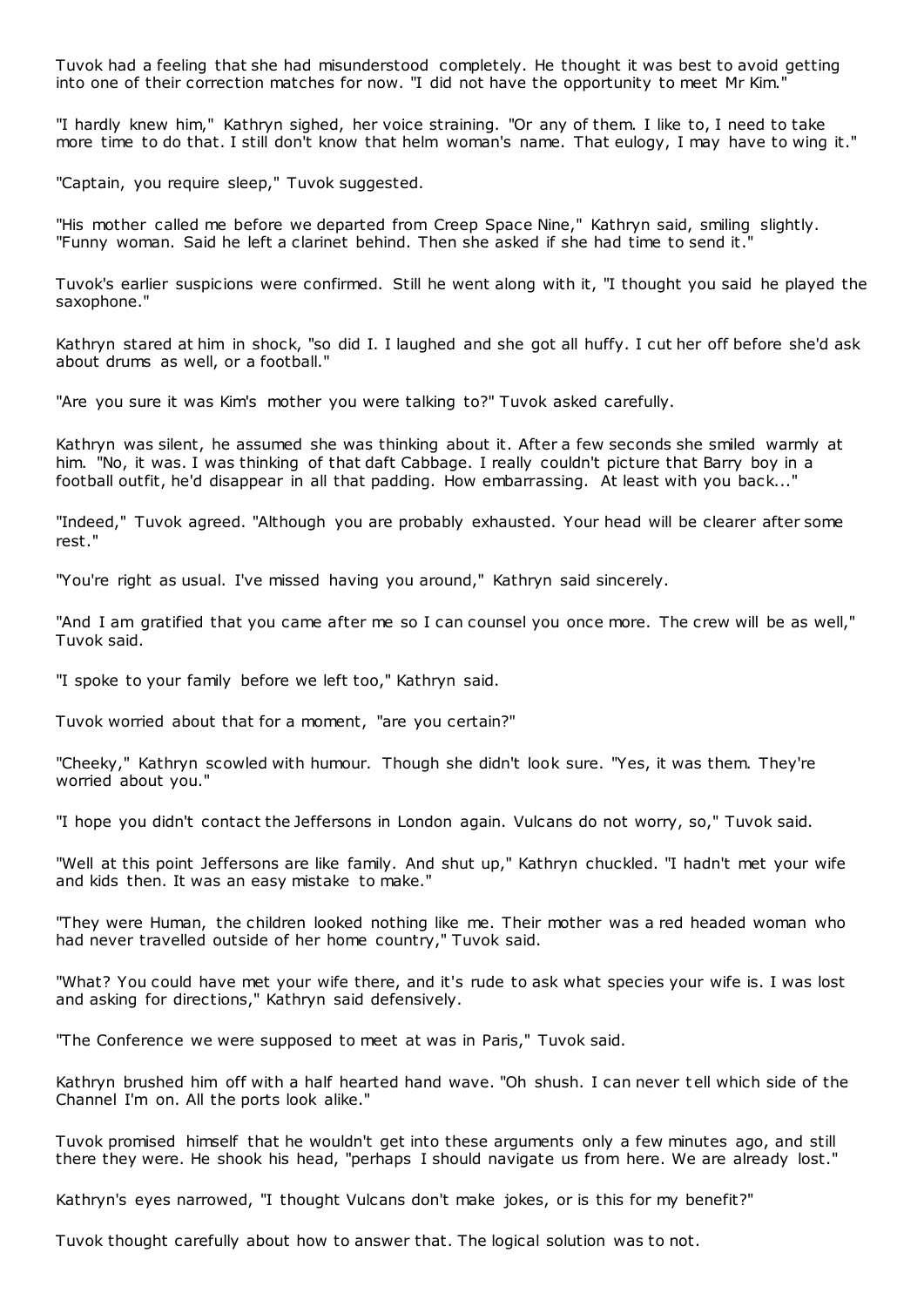Tuvok had a feeling that she had misunderstood completely. He thought it was best to avoid getting into one of their correction matches for now. "I did not have the opportunity to meet Mr Kim."

"I hardly knew him," Kathryn sighed, her voice straining. "Or any of them. I like to, I need to take more time to do that. I still don't know that helm woman's name. That eulogy, I may have to wing it."

"Captain, you require sleep," Tuvok suggested.

"His mother called me before we departed from Creep Space Nine," Kathryn said, smiling slightly. "Funny woman. Said he left a clarinet behind. Then she asked if she had time to send it."

Tuvok's earlier suspicions were confirmed. Still he went along with it, "I thought you said he played the saxophone."

Kathryn stared at him in shock, "so did I. I laughed and she got all huffy. I cut her off before she'd ask about drums as well, or a football."

"Are you sure it was Kim's mother you were talking to?" Tuvok asked carefully.

Kathryn was silent, he assumed she was thinking about it. After a few seconds she smiled warmly at him. "No, it was. I was thinking of that daft Cabbage. I really couldn't picture that Barry boy in a football outfit, he'd disappear in all that padding. How embarrassing. At least with you back..."

"Indeed," Tuvok agreed. "Although you are probably exhausted. Your head will be clearer after some rest."

"You're right as usual. I've missed having you around," Kathryn said sincerely.

"And I am gratified that you came after me so I can counsel you once more. The crew will be as well," Tuvok said.

"I spoke to your family before we left too," Kathryn said.

Tuvok worried about that for a moment, "are you certain?"

"Cheeky," Kathryn scowled with humour. Though she didn't look sure. "Yes, it was them. They're worried about you."

"I hope you didn't contact the Jeffersons in London again. Vulcans do not worry, so," Tuvok said.

"Well at this point Jeffersons are like family. And shut up," Kathryn chuckled. "I hadn't met your wife and kids then. It was an easy mistake to make."

"They were Human, the children looked nothing like me. Their mother was a red headed woman who had never travelled outside of her home country," Tuvok said.

"What? You could have met your wife there, and it's rude to ask what species your wife is. I was lost and asking for directions," Kathryn said defensively.

"The Conference we were supposed to meet at was in Paris," Tuvok said.

Kathryn brushed him off with a half hearted hand wave. "Oh shush. I can never tell which side of the Channel I'm on. All the ports look alike."

Tuvok promised himself that he wouldn't get into these arguments only a few minutes ago, and still there they were. He shook his head, "perhaps I should navigate us from here. We are already lost."

Kathryn's eyes narrowed, "I thought Vulcans don't make jokes, or is this for my benefit?"

Tuvok thought carefully about how to answer that. The logical solution was to not.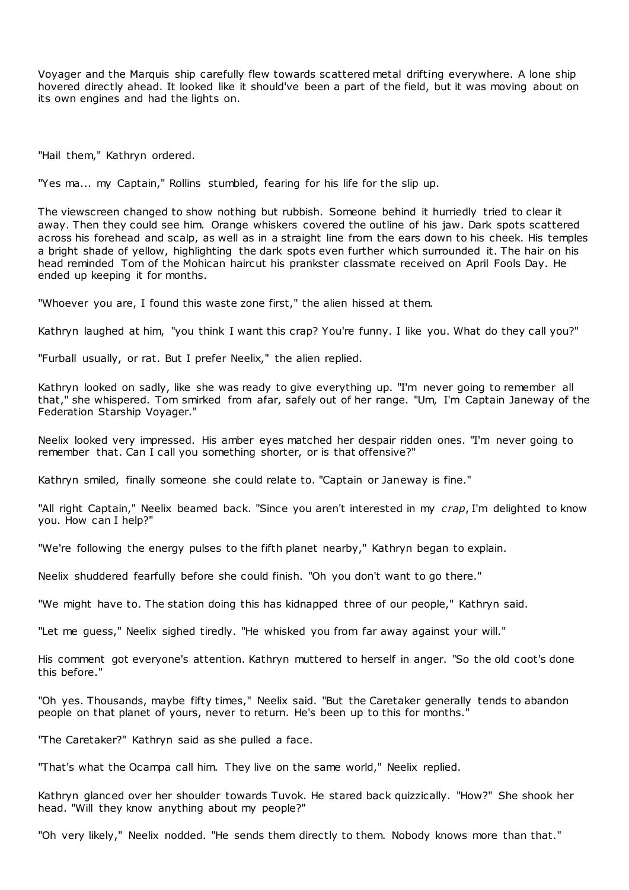Voyager and the Marquis ship carefully flew towards scattered metal drifting everywhere. A lone ship hovered directly ahead. It looked like it should've been a part of the field, but it was moving about on its own engines and had the lights on.

"Hail them," Kathryn ordered.

"Yes ma... my Captain," Rollins stumbled, fearing for his life for the slip up.

The viewscreen changed to show nothing but rubbish. Someone behind it hurriedly tried to clear it away. Then they could see him. Orange whiskers covered the outline of his jaw. Dark spots scattered across his forehead and scalp, as well as in a straight line from the ears down to his cheek. His temples a bright shade of yellow, highlighting the dark spots even further which surrounded it. The hair on his head reminded Tom of the Mohican haircut his prankster classmate received on April Fools Day. He ended up keeping it for months.

"Whoever you are, I found this waste zone first," the alien hissed at them.

Kathryn laughed at him, "you think I want this crap? You're funny. I like you. What do they call you?"

"Furball usually, or rat. But I prefer Neelix," the alien replied.

Kathryn looked on sadly, like she was ready to give everything up. "I'm never going to remember all that," she whispered. Tom smirked from afar, safely out of her range. "Um, I'm Captain Janeway of the Federation Starship Voyager."

Neelix looked very impressed. His amber eyes matched her despair ridden ones. "I'm never going to remember that. Can I call you something shorter, or is that offensive?"

Kathryn smiled, finally someone she could relate to. "Captain or Janeway is fine."

"All right Captain," Neelix beamed back. "Since you aren't interested in my *crap*, I'm delighted to know you. How can I help?"

"We're following the energy pulses to the fifth planet nearby," Kathryn began to explain.

Neelix shuddered fearfully before she could finish. "Oh you don't want to go there."

"We might have to. The station doing this has kidnapped three of our people," Kathryn said.

"Let me guess," Neelix sighed tiredly. "He whisked you from far away against your will."

His comment got everyone's attention. Kathryn muttered to herself in anger. "So the old coot's done this before."

"Oh yes. Thousands, maybe fifty times," Neelix said. "But the Caretaker generally tends to abandon people on that planet of yours, never to return. He's been up to this for months."

"The Caretaker?" Kathryn said as she pulled a face.

"That's what the Ocampa call him. They live on the same world," Neelix replied.

Kathryn glanced over her shoulder towards Tuvok. He stared back quizzically. "How?" She shook her head. "Will they know anything about my people?"

"Oh very likely," Neelix nodded. "He sends them directly to them. Nobody knows more than that."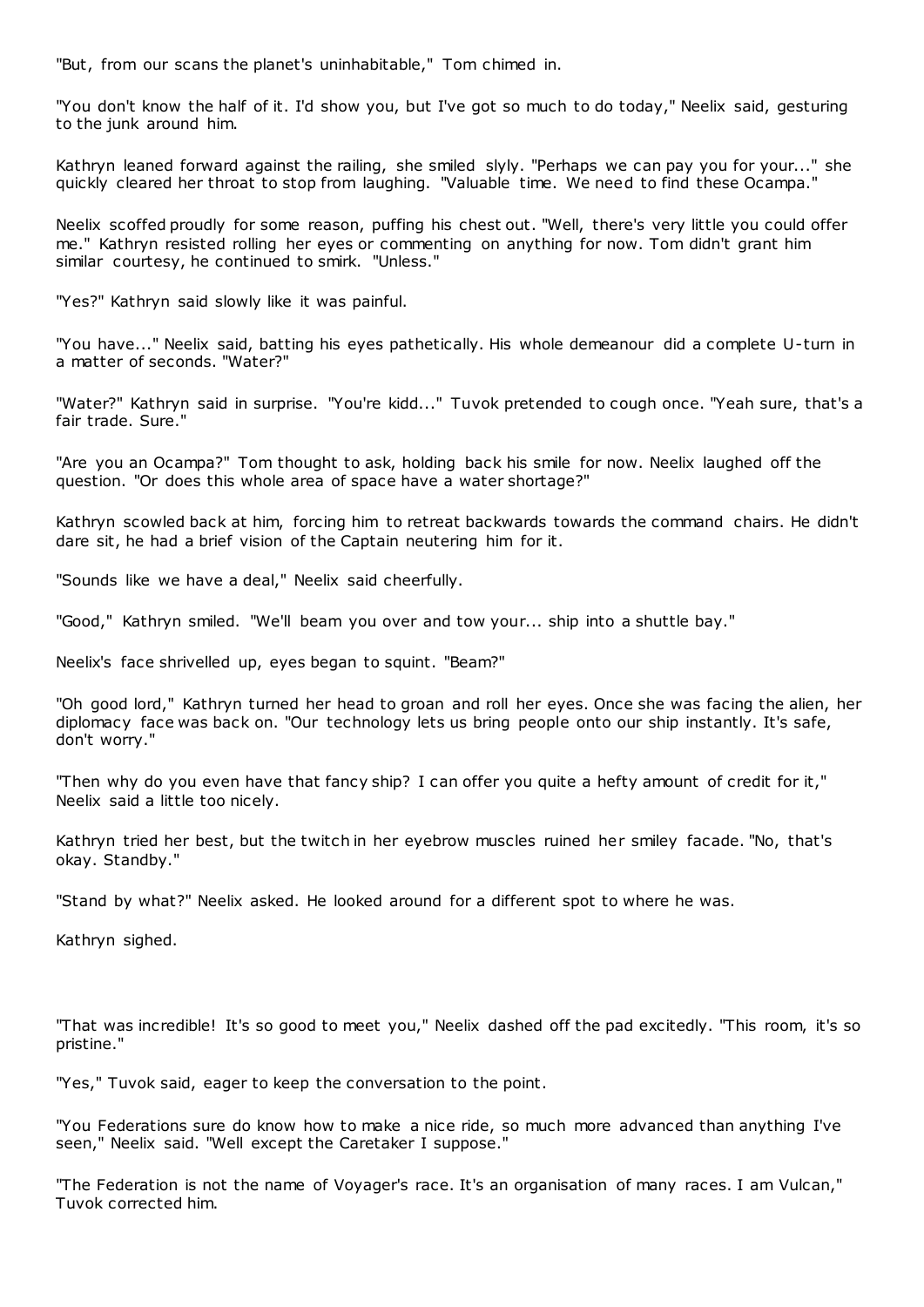"But, from our scans the planet's uninhabitable," Tom chimed in.

"You don't know the half of it. I'd show you, but I've got so much to do today," Neelix said, gesturing to the junk around him.

Kathryn leaned forward against the railing, she smiled slyly. "Perhaps we can pay you for your..." she quickly cleared her throat to stop from laughing. "Valuable time. We need to find these Ocampa."

Neelix scoffed proudly for some reason, puffing his chest out. "Well, there's very little you could offer me." Kathryn resisted rolling her eyes or commenting on anything for now. Tom didn't grant him similar courtesy, he continued to smirk. "Unless."

"Yes?" Kathryn said slowly like it was painful.

"You have..." Neelix said, batting his eyes pathetically. His whole demeanour did a complete U-turn in a matter of seconds. "Water?"

"Water?" Kathryn said in surprise. "You're kidd..." Tuvok pretended to cough once. "Yeah sure, that's a fair trade. Sure."

"Are you an Ocampa?" Tom thought to ask, holding back his smile for now. Neelix laughed off the question. "Or does this whole area of space have a water shortage?"

Kathryn scowled back at him, forcing him to retreat backwards towards the command chairs. He didn't dare sit, he had a brief vision of the Captain neutering him for it.

"Sounds like we have a deal," Neelix said cheerfully.

"Good," Kathryn smiled. "We'll beam you over and tow your... ship into a shuttle bay."

Neelix's face shrivelled up, eyes began to squint. "Beam?"

"Oh good lord," Kathryn turned her head to groan and roll her eyes. Once she was facing the alien, her diplomacy face was back on. "Our technology lets us bring people onto our ship instantly. It's safe, don't worry."

"Then why do you even have that fancy ship? I can offer you quite a hefty amount of credit for it," Neelix said a little too nicely.

Kathryn tried her best, but the twitch in her eyebrow muscles ruined her smiley facade. "No, that's okay. Standby."

"Stand by what?" Neelix asked. He looked around for a different spot to where he was.

Kathryn sighed.

"That was incredible! It's so good to meet you," Neelix dashed off the pad excitedly. "This room, it's so pristine."

"Yes," Tuvok said, eager to keep the conversation to the point.

"You Federations sure do know how to make a nice ride, so much more advanced than anything I've seen," Neelix said. "Well except the Caretaker I suppose."

"The Federation is not the name of Voyager's race. It's an organisation of many races. I am Vulcan," Tuvok corrected him.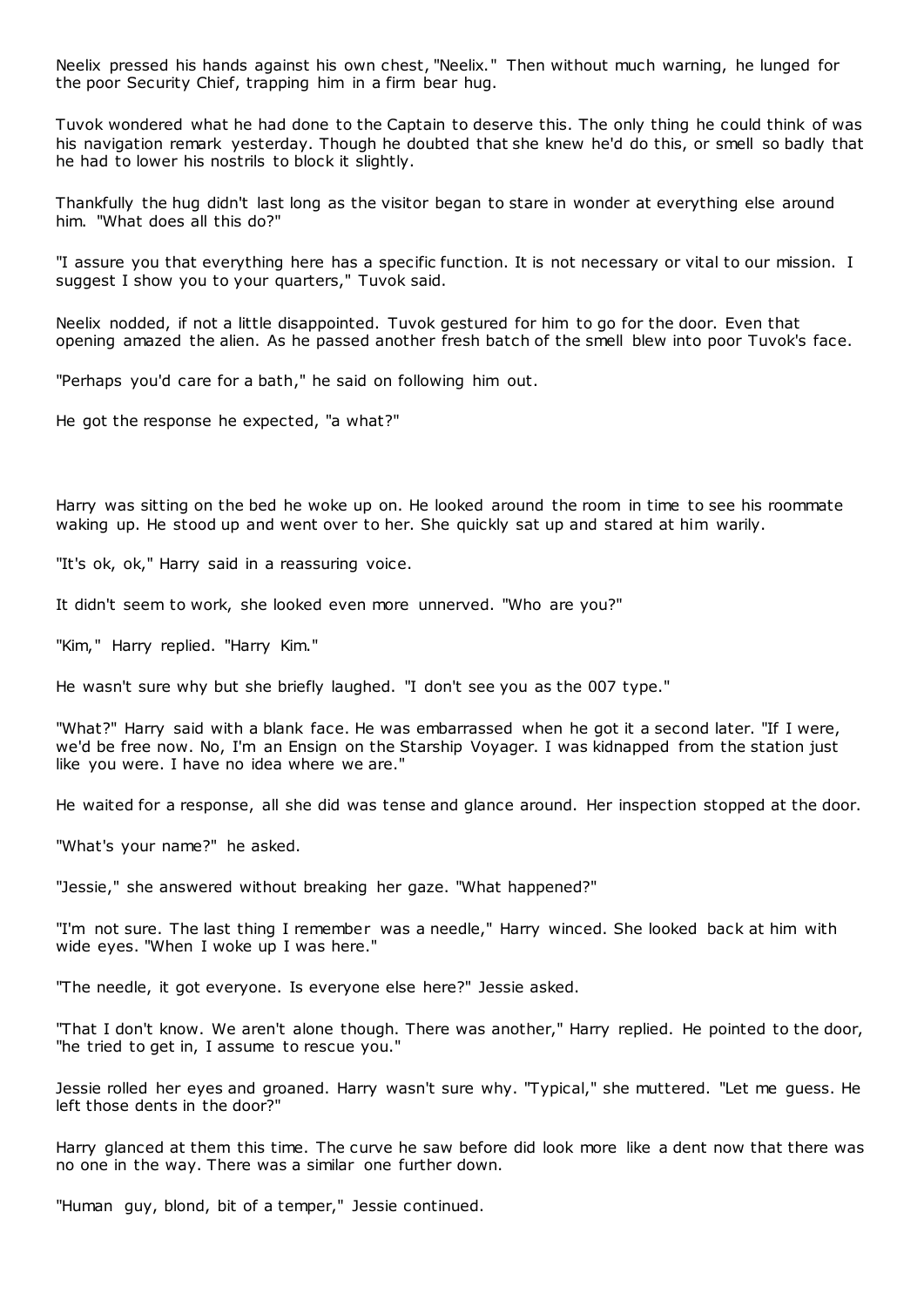Neelix pressed his hands against his own chest, "Neelix." Then without much warning, he lunged for the poor Security Chief, trapping him in a firm bear hug.

Tuvok wondered what he had done to the Captain to deserve this. The only thing he could think of was his navigation remark yesterday. Though he doubted that she knew he'd do this, or smell so badly that he had to lower his nostrils to block it slightly.

Thankfully the hug didn't last long as the visitor began to stare in wonder at everything else around him. "What does all this do?"

"I assure you that everything here has a specific function. It is not necessary or vital to our mission. I suggest I show you to your quarters," Tuvok said.

Neelix nodded, if not a little disappointed. Tuvok gestured for him to go for the door. Even that opening amazed the alien. As he passed another fresh batch of the smell blew into poor Tuvok's face.

"Perhaps you'd care for a bath," he said on following him out.

He got the response he expected, "a what?"

Harry was sitting on the bed he woke up on. He looked around the room in time to see his roommate waking up. He stood up and went over to her. She quickly sat up and stared at him warily.

"It's ok, ok," Harry said in a reassuring voice.

It didn't seem to work, she looked even more unnerved. "Who are you?"

"Kim," Harry replied. "Harry Kim."

He wasn't sure why but she briefly laughed. "I don't see you as the 007 type."

"What?" Harry said with a blank face. He was embarrassed when he got it a second later. "If I were, we'd be free now. No, I'm an Ensign on the Starship Voyager. I was kidnapped from the station just like you were. I have no idea where we are."

He waited for a response, all she did was tense and glance around. Her inspection stopped at the door.

"What's your name?" he asked.

"Jessie," she answered without breaking her gaze. "What happened?"

"I'm not sure. The last thing I remember was a needle," Harry winced. She looked back at him with wide eyes. "When I woke up I was here."

"The needle, it got everyone. Is everyone else here?" Jessie asked.

"That I don't know. We aren't alone though. There was another," Harry replied. He pointed to the door, "he tried to get in, I assume to rescue you."

Jessie rolled her eyes and groaned. Harry wasn't sure why. "Typical," she muttered. "Let me guess. He left those dents in the door?"

Harry glanced at them this time. The curve he saw before did look more like a dent now that there was no one in the way. There was a similar one further down.

"Human guy, blond, bit of a temper," Jessie continued.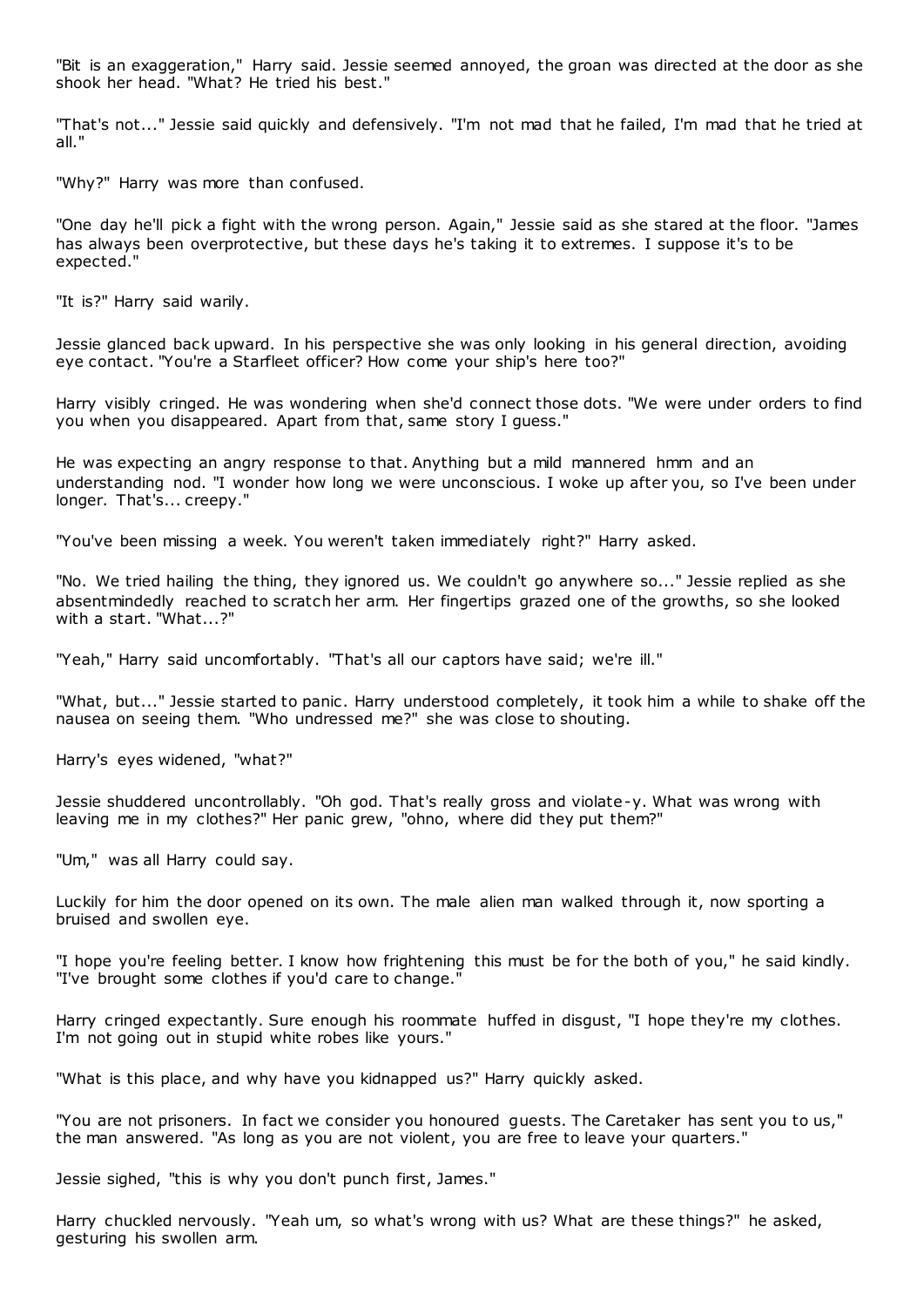"Bit is an exaggeration," Harry said. Jessie seemed annoyed, the groan was directed at the door as she shook her head. "What? He tried his best."

"That's not..." Jessie said quickly and defensively. "I'm not mad that he failed, I'm mad that he tried at all."

"Why?" Harry was more than confused.

"One day he'll pick a fight with the wrong person. Again," Jessie said as she stared at the floor. "James has always been overprotective, but these days he's taking it to extremes. I suppose it's to be expected."

"It is?" Harry said warily.

Jessie glanced back upward. In his perspective she was only looking in his general direction, avoiding eye contact. "You're a Starfleet officer? How come your ship's here too?"

Harry visibly cringed. He was wondering when she'd connect those dots. "We were under orders to find you when you disappeared. Apart from that, same story I guess."

He was expecting an angry response to that. Anything but a mild mannered hmm and an understanding nod. "I wonder how long we were unconscious. I woke up after you, so I've been under longer. That's... creepy."

"You've been missing a week. You weren't taken immediately right?" Harry asked.

"No. We tried hailing the thing, they ignored us. We couldn't go anywhere so..." Jessie replied as she absentmindedly reached to scratch her arm. Her fingertips grazed one of the growths, so she looked with a start. "What...?"

"Yeah," Harry said uncomfortably. "That's all our captors have said; we're ill."

"What, but..." Jessie started to panic. Harry understood completely, it took him a while to shake off the nausea on seeing them. "Who undressed me?" she was close to shouting.

Harry's eyes widened, "what?"

Jessie shuddered uncontrollably. "Oh god. That's really gross and violate-y. What was wrong with leaving me in my clothes?" Her panic grew, "ohno, where did they put them?"

"Um," was all Harry could say.

Luckily for him the door opened on its own. The male alien man walked through it, now sporting a bruised and swollen eye.

"I hope you're feeling better. I know how frightening this must be for the both of you," he said kindly. "I've brought some clothes if you'd care to change."

Harry cringed expectantly. Sure enough his roommate huffed in disgust, "I hope they're my clothes. I'm not going out in stupid white robes like yours."

"What is this place, and why have you kidnapped us?" Harry quickly asked.

"You are not prisoners. In fact we consider you honoured guests. The Caretaker has sent you to us," the man answered. "As long as you are not violent, you are free to leave your quarters."

Jessie sighed, "this is why you don't punch first, James."

Harry chuckled nervously. "Yeah um, so what's wrong with us? What are these things?" he asked, gesturing his swollen arm.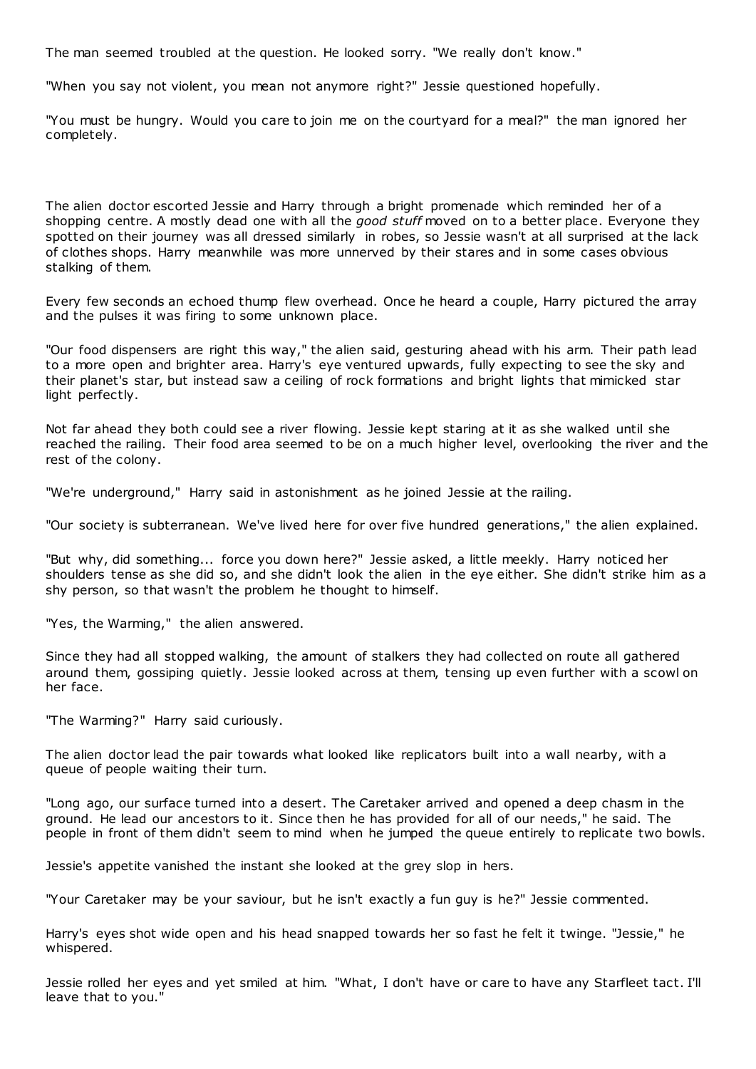The man seemed troubled at the question. He looked sorry. "We really don't know."

"When you say not violent, you mean not anymore right?" Jessie questioned hopefully.

"You must be hungry. Would you care to join me on the courtyard for a meal?" the man ignored her completely.

The alien doctor escorted Jessie and Harry through a bright promenade which reminded her of a shopping centre. A mostly dead one with all the *good stuff* moved on to a better place. Everyone they spotted on their journey was all dressed similarly in robes, so Jessie wasn't at all surprised at the lack of clothes shops. Harry meanwhile was more unnerved by their stares and in some cases obvious stalking of them.

Every few seconds an echoed thump flew overhead. Once he heard a couple, Harry pictured the array and the pulses it was firing to some unknown place.

"Our food dispensers are right this way," the alien said, gesturing ahead with his arm. Their path lead to a more open and brighter area. Harry's eye ventured upwards, fully expecting to see the sky and their planet's star, but instead saw a ceiling of rock formations and bright lights that mimicked star light perfectly.

Not far ahead they both could see a river flowing. Jessie kept staring at it as she walked until she reached the railing. Their food area seemed to be on a much higher level, overlooking the river and the rest of the colony.

"We're underground," Harry said in astonishment as he joined Jessie at the railing.

"Our society is subterranean. We've lived here for over five hundred generations," the alien explained.

"But why, did something... force you down here?" Jessie asked, a little meekly. Harry noticed her shoulders tense as she did so, and she didn't look the alien in the eye either. She didn't strike him as a shy person, so that wasn't the problem he thought to himself.

"Yes, the Warming," the alien answered.

Since they had all stopped walking, the amount of stalkers they had collected on route all gathered around them, gossiping quietly. Jessie looked across at them, tensing up even further with a scowl on her face.

"The Warming?" Harry said curiously.

The alien doctor lead the pair towards what looked like replicators built into a wall nearby, with a queue of people waiting their turn.

"Long ago, our surface turned into a desert. The Caretaker arrived and opened a deep chasm in the ground. He lead our ancestors to it. Since then he has provided for all of our needs," he said. The people in front of them didn't seem to mind when he jumped the queue entirely to replicate two bowls.

Jessie's appetite vanished the instant she looked at the grey slop in hers.

"Your Caretaker may be your saviour, but he isn't exactly a fun guy is he?" Jessie commented.

Harry's eyes shot wide open and his head snapped towards her so fast he felt it twinge. "Jessie," he whispered.

Jessie rolled her eyes and yet smiled at him. "What, I don't have or care to have any Starfleet tact. I'll leave that to you."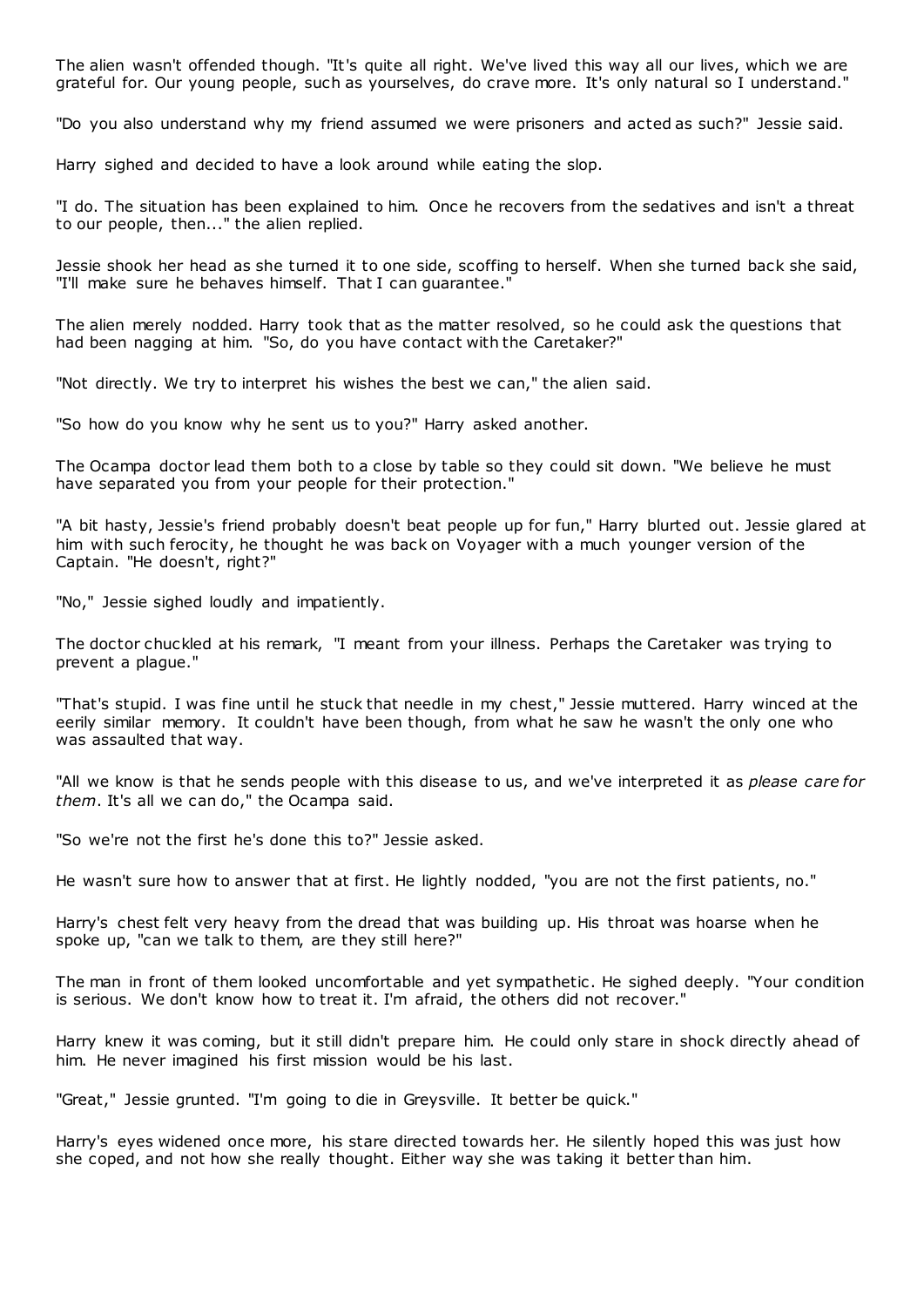The alien wasn't offended though. "It's quite all right. We've lived this way all our lives, which we are grateful for. Our young people, such as yourselves, do crave more. It's only natural so I understand."

"Do you also understand why my friend assumed we were prisoners and acted as such?" Jessie said.

Harry sighed and decided to have a look around while eating the slop.

"I do. The situation has been explained to him. Once he recovers from the sedatives and isn't a threat to our people, then..." the alien replied.

Jessie shook her head as she turned it to one side, scoffing to herself. When she turned back she said, "I'll make sure he behaves himself. That I can guarantee."

The alien merely nodded. Harry took that as the matter resolved, so he could ask the questions that had been nagging at him. "So, do you have contact with the Caretaker?"

"Not directly. We try to interpret his wishes the best we can," the alien said.

"So how do you know why he sent us to you?" Harry asked another.

The Ocampa doctor lead them both to a close by table so they could sit down. "We believe he must have separated you from your people for their protection."

"A bit hasty, Jessie's friend probably doesn't beat people up for fun," Harry blurted out. Jessie glared at him with such ferocity, he thought he was back on Voyager with a much younger version of the Captain. "He doesn't, right?"

"No," Jessie sighed loudly and impatiently.

The doctor chuckled at his remark, "I meant from your illness. Perhaps the Caretaker was trying to prevent a plague."

"That's stupid. I was fine until he stuck that needle in my chest," Jessie muttered. Harry winced at the eerily similar memory. It couldn't have been though, from what he saw he wasn't the only one who was assaulted that way.

"All we know is that he sends people with this disease to us, and we've interpreted it as *please care for them*. It's all we can do," the Ocampa said.

"So we're not the first he's done this to?" Jessie asked.

He wasn't sure how to answer that at first. He lightly nodded, "you are not the first patients, no."

Harry's chest felt very heavy from the dread that was building up. His throat was hoarse when he spoke up, "can we talk to them, are they still here?"

The man in front of them looked uncomfortable and yet sympathetic. He sighed deeply. "Your condition is serious. We don't know how to treat it. I'm afraid, the others did not recover."

Harry knew it was coming, but it still didn't prepare him. He could only stare in shock directly ahead of him. He never imagined his first mission would be his last.

"Great," Jessie grunted. "I'm going to die in Greysville. It better be quick."

Harry's eyes widened once more, his stare directed towards her. He silently hoped this was just how she coped, and not how she really thought. Either way she was taking it better than him.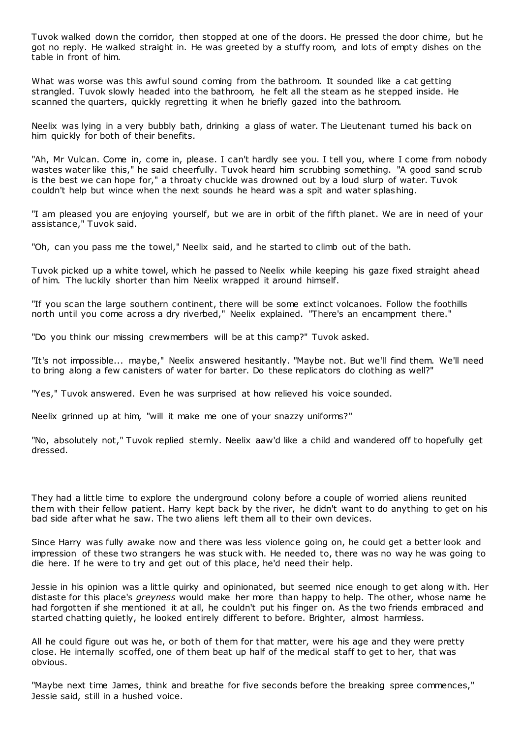Tuvok walked down the corridor, then stopped at one of the doors. He pressed the door chime, but he got no reply. He walked straight in. He was greeted by a stuffy room, and lots of empty dishes on the table in front of him.

What was worse was this awful sound coming from the bathroom. It sounded like a cat getting strangled. Tuvok slowly headed into the bathroom, he felt all the steam as he stepped inside. He scanned the quarters, quickly regretting it when he briefly gazed into the bathroom.

Neelix was lying in a very bubbly bath, drinking a glass of water. The Lieutenant turned his back on him quickly for both of their benefits.

"Ah, Mr Vulcan. Come in, come in, please. I can't hardly see you. I tell you, where I come from nobody wastes water like this," he said cheerfully. Tuvok heard him scrubbing something. "A good sand scrub is the best we can hope for," a throaty chuckle was drowned out by a loud slurp of water. Tuvok couldn't help but wince when the next sounds he heard was a spit and water splashing.

"I am pleased you are enjoying yourself, but we are in orbit of the fifth planet. We are in need of your assistance," Tuvok said.

"Oh, can you pass me the towel," Neelix said, and he started to climb out of the bath.

Tuvok picked up a white towel, which he passed to Neelix while keeping his gaze fixed straight ahead of him. The luckily shorter than him Neelix wrapped it around himself.

"If you scan the large southern continent, there will be some extinct volcanoes. Follow the foothills north until you come across a dry riverbed," Neelix explained. "There's an encampment there."

"Do you think our missing crewmembers will be at this camp?" Tuvok asked.

"It's not impossible... maybe," Neelix answered hesitantly. "Maybe not. But we'll find them. We'll need to bring along a few canisters of water for barter. Do these replicators do clothing as well?"

"Yes," Tuvok answered. Even he was surprised at how relieved his voice sounded.

Neelix grinned up at him, "will it make me one of your snazzy uniforms?"

"No, absolutely not," Tuvok replied sternly. Neelix aaw'd like a child and wandered off to hopefully get dressed.

They had a little time to explore the underground colony before a couple of worried aliens reunited them with their fellow patient. Harry kept back by the river, he didn't want to do anything to get on his bad side after what he saw. The two aliens left them all to their own devices.

Since Harry was fully awake now and there was less violence going on, he could get a better look and impression of these two strangers he was stuck with. He needed to, there was no way he was going to die here. If he were to try and get out of this place, he'd need their help.

Jessie in his opinion was a little quirky and opinionated, but seemed nice enough to get along with. Her distaste for this place's *greyness* would make her more than happy to help. The other, whose name he had forgotten if she mentioned it at all, he couldn't put his finger on. As the two friends embraced and started chatting quietly, he looked entirely different to before. Brighter, almost harmless.

All he could figure out was he, or both of them for that matter, were his age and they were pretty close. He internally scoffed, one of them beat up half of the medical staff to get to her, that was obvious.

"Maybe next time James, think and breathe for five seconds before the breaking spree commences," Jessie said, still in a hushed voice.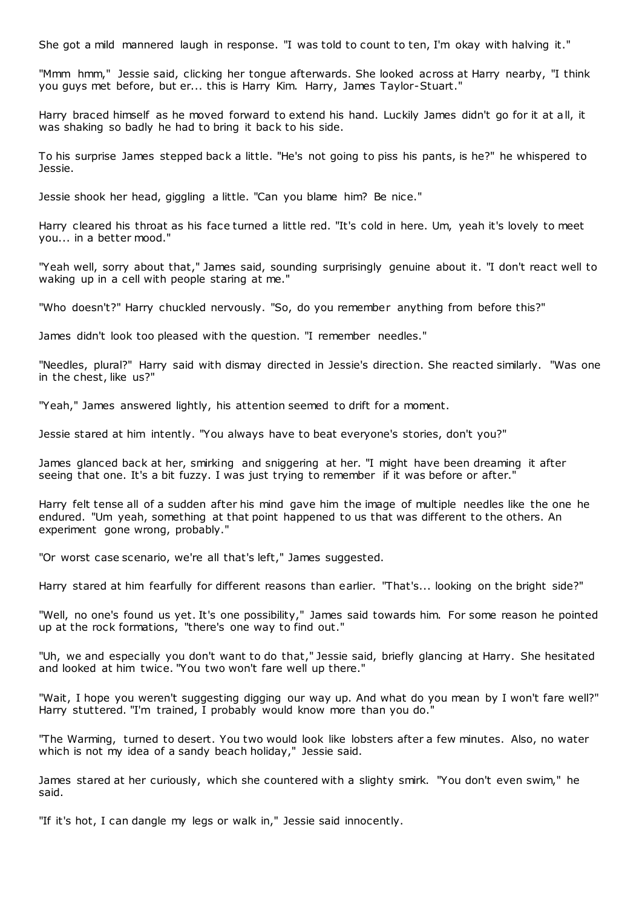She got a mild mannered laugh in response. "I was told to count to ten, I'm okay with halving it."

"Mmm hmm," Jessie said, clicking her tongue afterwards. She looked across at Harry nearby, "I think you guys met before, but er... this is Harry Kim. Harry, James Taylor-Stuart."

Harry braced himself as he moved forward to extend his hand. Luckily James didn't go for it at all, it was shaking so badly he had to bring it back to his side.

To his surprise James stepped back a little. "He's not going to piss his pants, is he?" he whispered to Jessie.

Jessie shook her head, giggling a little. "Can you blame him? Be nice."

Harry cleared his throat as his face turned a little red. "It's cold in here. Um, yeah it's lovely to meet you... in a better mood."

"Yeah well, sorry about that," James said, sounding surprisingly genuine about it. "I don't react well to waking up in a cell with people staring at me."

"Who doesn't?" Harry chuckled nervously. "So, do you remember anything from before this?"

James didn't look too pleased with the question. "I remember needles."

"Needles, plural?" Harry said with dismay directed in Jessie's direction. She reacted similarly. "Was one in the chest, like us?"

"Yeah," James answered lightly, his attention seemed to drift for a moment.

Jessie stared at him intently. "You always have to beat everyone's stories, don't you?"

James glanced back at her, smirking and sniggering at her. "I might have been dreaming it after seeing that one. It's a bit fuzzy. I was just trying to remember if it was before or after."

Harry felt tense all of a sudden after his mind gave him the image of multiple needles like the one he endured. "Um yeah, something at that point happened to us that was different to the others. An experiment gone wrong, probably."

"Or worst case scenario, we're all that's left," James suggested.

Harry stared at him fearfully for different reasons than earlier. "That's... looking on the bright side?"

"Well, no one's found us yet. It's one possibility," James said towards him. For some reason he pointed up at the rock formations, "there's one way to find out."

"Uh, we and especially you don't want to do that," Jessie said, briefly glancing at Harry. She hesitated and looked at him twice. "You two won't fare well up there."

"Wait, I hope you weren't suggesting digging our way up. And what do you mean by I won't fare well?" Harry stuttered. "I'm trained, I probably would know more than you do."

"The Warming, turned to desert. You two would look like lobsters after a few minutes. Also, no water which is not my idea of a sandy beach holiday," Jessie said.

James stared at her curiously, which she countered with a slighty smirk. "You don't even swim," he said.

"If it's hot, I can dangle my legs or walk in," Jessie said innocently.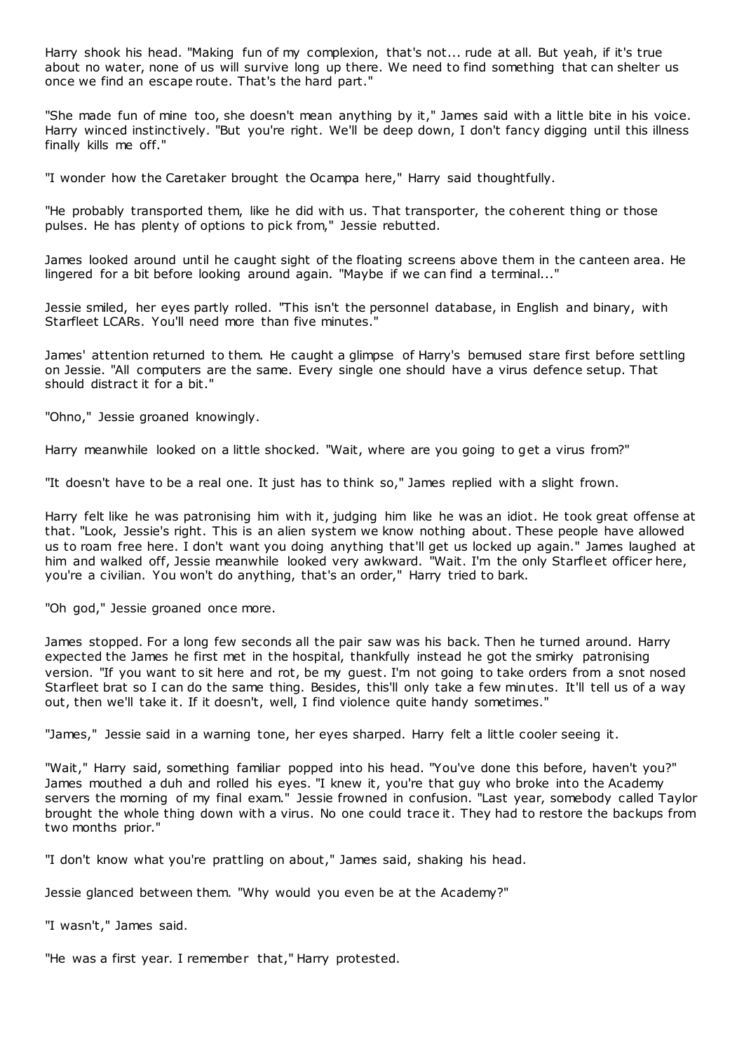Harry shook his head. "Making fun of my complexion, that's not... rude at all. But yeah, if it's true about no water, none of us will survive long up there. We need to find something that can shelter us once we find an escape route. That's the hard part."

"She made fun of mine too, she doesn't mean anything by it," James said with a little bite in his voice. Harry winced instinctively. "But you're right. We'll be deep down, I don't fancy digging until this illness finally kills me off."

"I wonder how the Caretaker brought the Ocampa here," Harry said thoughtfully.

"He probably transported them, like he did with us. That transporter, the coherent thing or those pulses. He has plenty of options to pick from," Jessie rebutted.

James looked around until he caught sight of the floating screens above them in the canteen area. He lingered for a bit before looking around again. "Maybe if we can find a terminal..."

Jessie smiled, her eyes partly rolled. "This isn't the personnel database, in English and binary, with Starfleet LCARs. You'll need more than five minutes."

James' attention returned to them. He caught a glimpse of Harry's bemused stare first before settling on Jessie. "All computers are the same. Every single one should have a virus defence setup. That should distract it for a bit."

"Ohno," Jessie groaned knowingly.

Harry meanwhile looked on a little shocked. "Wait, where are you going to get a virus from?"

"It doesn't have to be a real one. It just has to think so," James replied with a slight frown.

Harry felt like he was patronising him with it, judging him like he was an idiot. He took great offense at that. "Look, Jessie's right. This is an alien system we know nothing about. These people have allowed us to roam free here. I don't want you doing anything that'll get us locked up again." James laughed at him and walked off, Jessie meanwhile looked very awkward. "Wait. I'm the only Starfleet officer here, you're a civilian. You won't do anything, that's an order," Harry tried to bark.

"Oh god," Jessie groaned once more.

James stopped. For a long few seconds all the pair saw was his back. Then he turned around. Harry expected the James he first met in the hospital, thankfully instead he got the smirky patronising version. "If you want to sit here and rot, be my guest. I'm not going to take orders from a snot nosed Starfleet brat so I can do the same thing. Besides, this'll only take a few minutes. It'll tell us of a way out, then we'll take it. If it doesn't, well, I find violence quite handy sometimes."

"James," Jessie said in a warning tone, her eyes sharped. Harry felt a little cooler seeing it.

"Wait," Harry said, something familiar popped into his head. "You've done this before, haven't you?" James mouthed a duh and rolled his eyes. "I knew it, you're that guy who broke into the Academy servers the morning of my final exam." Jessie frowned in confusion. "Last year, somebody called Taylor brought the whole thing down with a virus. No one could trace it. They had to restore the backups from two months prior."

"I don't know what you're prattling on about," James said, shaking his head.

Jessie glanced between them. "Why would you even be at the Academy?"

"I wasn't," James said.

"He was a first year. I remember that," Harry protested.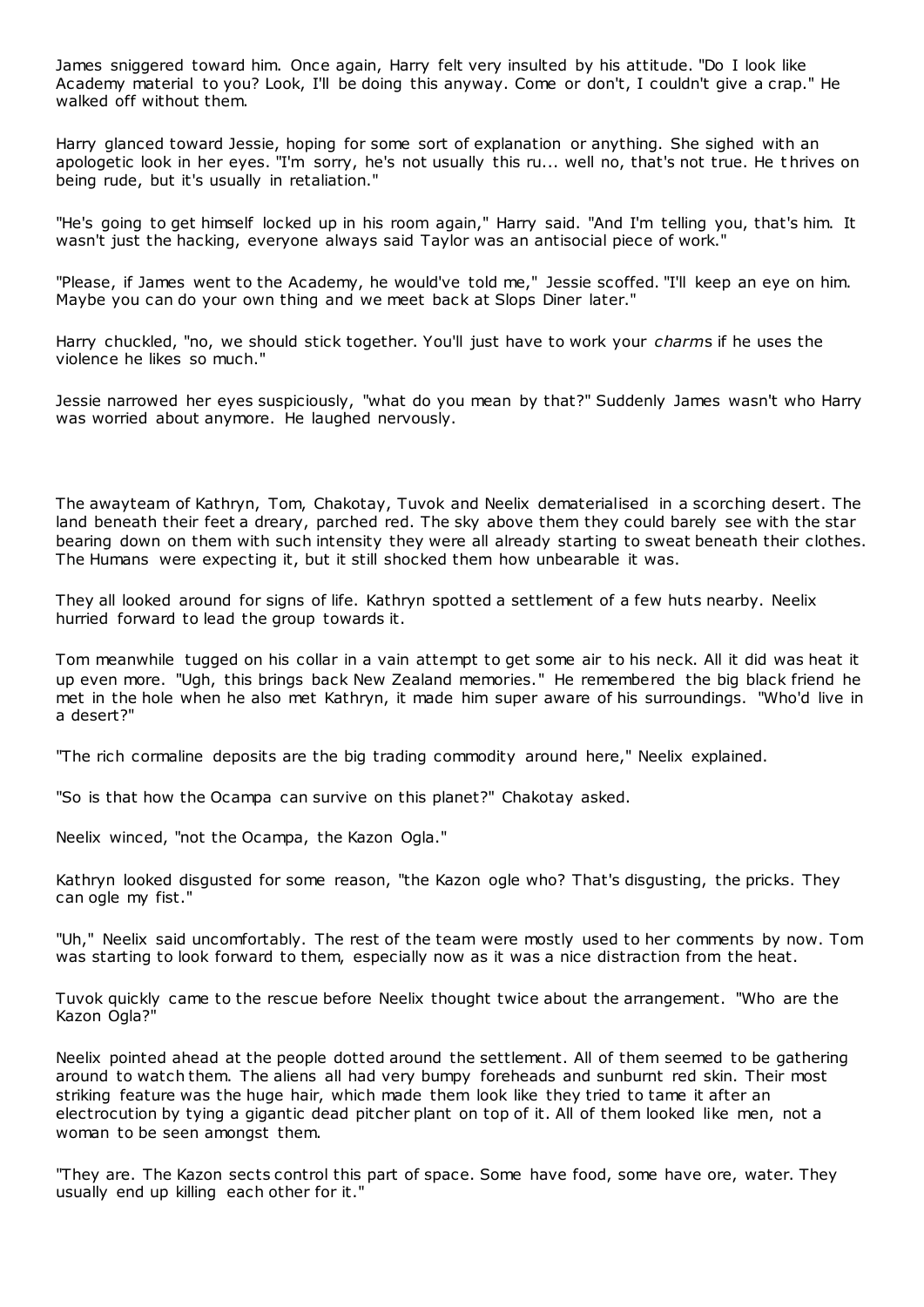James sniggered toward him. Once again, Harry felt very insulted by his attitude. "Do I look like Academy material to you? Look, I'll be doing this anyway. Come or don't, I couldn't give a crap." He walked off without them.

Harry glanced toward Jessie, hoping for some sort of explanation or anything. She sighed with an apologetic look in her eyes. "I'm sorry, he's not usually this ru... well no, that's not true. He thrives on being rude, but it's usually in retaliation."

"He's going to get himself locked up in his room again," Harry said. "And I'm telling you, that's him. It wasn't just the hacking, everyone always said Taylor was an antisocial piece of work."

"Please, if James went to the Academy, he would've told me," Jessie scoffed. "I'll keep an eye on him. Maybe you can do your own thing and we meet back at Slops Diner later."

Harry chuckled, "no, we should stick together. You'll just have to work your *charms* if he uses the violence he likes so much."

Jessie narrowed her eyes suspiciously, "what do you mean by that?" Suddenly James wasn't who Harry was worried about anymore. He laughed nervously.

The awayteam of Kathryn, Tom, Chakotay, Tuvok and Neelix dematerialised in a scorching desert. The land beneath their feet a dreary, parched red. The sky above them they could barely see with the star bearing down on them with such intensity they were all already starting to sweat beneath their clothes. The Humans were expecting it, but it still shocked them how unbearable it was.

They all looked around for signs of life. Kathryn spotted a settlement of a few huts nearby. Neelix hurried forward to lead the group towards it.

Tom meanwhile tugged on his collar in a vain attempt to get some air to his neck. All it did was heat it up even more. "Ugh, this brings back New Zealand memories." He remembered the big black friend he met in the hole when he also met Kathryn, it made him super aware of his surroundings. "Who'd live in a desert?"

"The rich cormaline deposits are the big trading commodity around here," Neelix explained.

"So is that how the Ocampa can survive on this planet?" Chakotay asked.

Neelix winced, "not the Ocampa, the Kazon Ogla."

Kathryn looked disgusted for some reason, "the Kazon ogle who? That's disgusting, the pricks. They can ogle my fist."

"Uh," Neelix said uncomfortably. The rest of the team were mostly used to her comments by now. Tom was starting to look forward to them, especially now as it was a nice distraction from the heat.

Tuvok quickly came to the rescue before Neelix thought twice about the arrangement. "Who are the Kazon Ogla?"

Neelix pointed ahead at the people dotted around the settlement. All of them seemed to be gathering around to watch them. The aliens all had very bumpy foreheads and sunburnt red skin. Their most striking feature was the huge hair, which made them look like they tried to tame it after an electrocution by tying a gigantic dead pitcher plant on top of it. All of them looked like men, not a woman to be seen amongst them.

"They are. The Kazon sects control this part of space. Some have food, some have ore, water. They usually end up killing each other for it."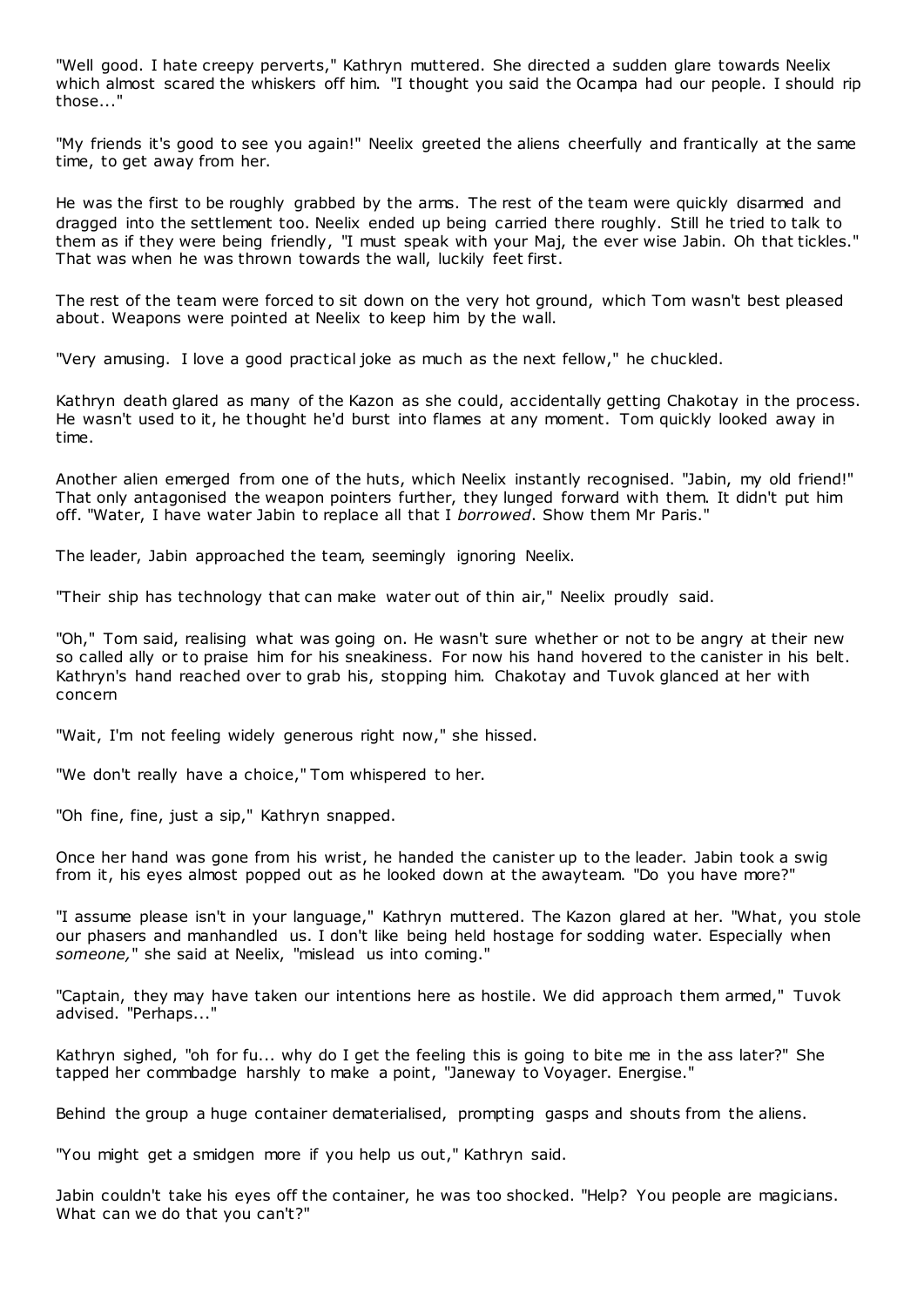"Well good. I hate creepy perverts," Kathryn muttered. She directed a sudden glare towards Neelix which almost scared the whiskers off him. "I thought you said the Ocampa had our people. I should rip those..."

"My friends it's good to see you again!" Neelix greeted the aliens cheerfully and frantically at the same time, to get away from her.

He was the first to be roughly grabbed by the arms. The rest of the team were quickly disarmed and dragged into the settlement too. Neelix ended up being carried there roughly. Still he tried to talk to them as if they were being friendly, "I must speak with your Maj, the ever wise Jabin. Oh that tickles." That was when he was thrown towards the wall, luckily feet first.

The rest of the team were forced to sit down on the very hot ground, which Tom wasn't best pleased about. Weapons were pointed at Neelix to keep him by the wall.

"Very amusing. I love a good practical joke as much as the next fellow," he chuckled.

Kathryn death glared as many of the Kazon as she could, accidentally getting Chakotay in the process. He wasn't used to it, he thought he'd burst into flames at any moment. Tom quickly looked away in time.

Another alien emerged from one of the huts, which Neelix instantly recognised. "Jabin, my old friend!" That only antagonised the weapon pointers further, they lunged forward with them. It didn't put him off. "Water, I have water Jabin to replace all that I *borrowed*. Show them Mr Paris."

The leader, Jabin approached the team, seemingly ignoring Neelix.

"Their ship has technology that can make water out of thin air," Neelix proudly said.

"Oh," Tom said, realising what was going on. He wasn't sure whether or not to be angry at their new so called ally or to praise him for his sneakiness. For now his hand hovered to the canister in his belt. Kathryn's hand reached over to grab his, stopping him. Chakotay and Tuvok glanced at her with concern

"Wait, I'm not feeling widely generous right now," she hissed.

"We don't really have a choice," Tom whispered to her.

"Oh fine, fine, just a sip," Kathryn snapped.

Once her hand was gone from his wrist, he handed the canister up to the leader. Jabin took a swig from it, his eyes almost popped out as he looked down at the awayteam. "Do you have more?"

"I assume please isn't in your language," Kathryn muttered. The Kazon glared at her. "What, you stole our phasers and manhandled us. I don't like being held hostage for sodding water. Especially when *someone,*" she said at Neelix, "mislead us into coming."

"Captain, they may have taken our intentions here as hostile. We did approach them armed," Tuvok advised. "Perhaps..."

Kathryn sighed, "oh for fu... why do I get the feeling this is going to bite me in the ass later?" She tapped her commbadge harshly to make a point, "Janeway to Voyager. Energise."

Behind the group a huge container dematerialised, prompting gasps and shouts from the aliens.

"You might get a smidgen more if you help us out," Kathryn said.

Jabin couldn't take his eyes off the container, he was too shocked. "Help? You people are magicians. What can we do that you can't?"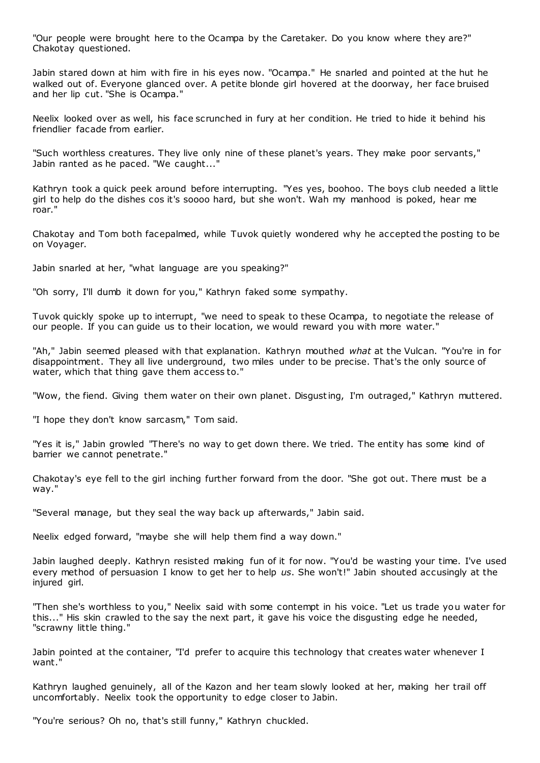"Our people were brought here to the Ocampa by the Caretaker. Do you know where they are?" Chakotay questioned.

Jabin stared down at him with fire in his eyes now. "Ocampa." He snarled and pointed at the hut he walked out of. Everyone glanced over. A petite blonde girl hovered at the doorway, her face bruised and her lip cut. "She is Ocampa."

Neelix looked over as well, his face scrunched in fury at her condition. He tried to hide it behind his friendlier facade from earlier.

"Such worthless creatures. They live only nine of these planet's years. They make poor servants," Jabin ranted as he paced. "We caught..."

Kathryn took a quick peek around before interrupting. "Yes yes, boohoo. The boys club needed a little girl to help do the dishes cos it's soooo hard, but she won't. Wah my manhood is poked, hear me roar."

Chakotay and Tom both facepalmed, while Tuvok quietly wondered why he accepted the posting to be on Voyager.

Jabin snarled at her, "what language are you speaking?"

"Oh sorry, I'll dumb it down for you," Kathryn faked some sympathy.

Tuvok quickly spoke up to interrupt, "we need to speak to these Ocampa, to negotiate the release of our people. If you can guide us to their location, we would reward you with more water."

"Ah," Jabin seemed pleased with that explanation. Kathryn mouthed *what* at the Vulcan. "You're in for disappointment. They all live underground, two miles under to be precise. That's the only source of water, which that thing gave them access to."

"Wow, the fiend. Giving them water on their own planet. Disgusting, I'm outraged," Kathryn muttered.

"I hope they don't know sarcasm," Tom said.

"Yes it is," Jabin growled "There's no way to get down there. We tried. The entity has some kind of barrier we cannot penetrate."

Chakotay's eye fell to the girl inching further forward from the door. "She got out. There must be a way."

"Several manage, but they seal the way back up afterwards," Jabin said.

Neelix edged forward, "maybe she will help them find a way down."

Jabin laughed deeply. Kathryn resisted making fun of it for now. "You'd be wasting your time. I've used every method of persuasion I know to get her to help *us*. She won't!" Jabin shouted accusingly at the injured girl.

"Then she's worthless to you," Neelix said with some contempt in his voice. "Let us trade you water for this..." His skin crawled to the say the next part, it gave his voice the disgusting edge he needed, "scrawny little thing."

Jabin pointed at the container, "I'd prefer to acquire this technology that creates water whenever I want."

Kathryn laughed genuinely, all of the Kazon and her team slowly looked at her, making her trail off uncomfortably. Neelix took the opportunity to edge closer to Jabin.

"You're serious? Oh no, that's still funny," Kathryn chuckled.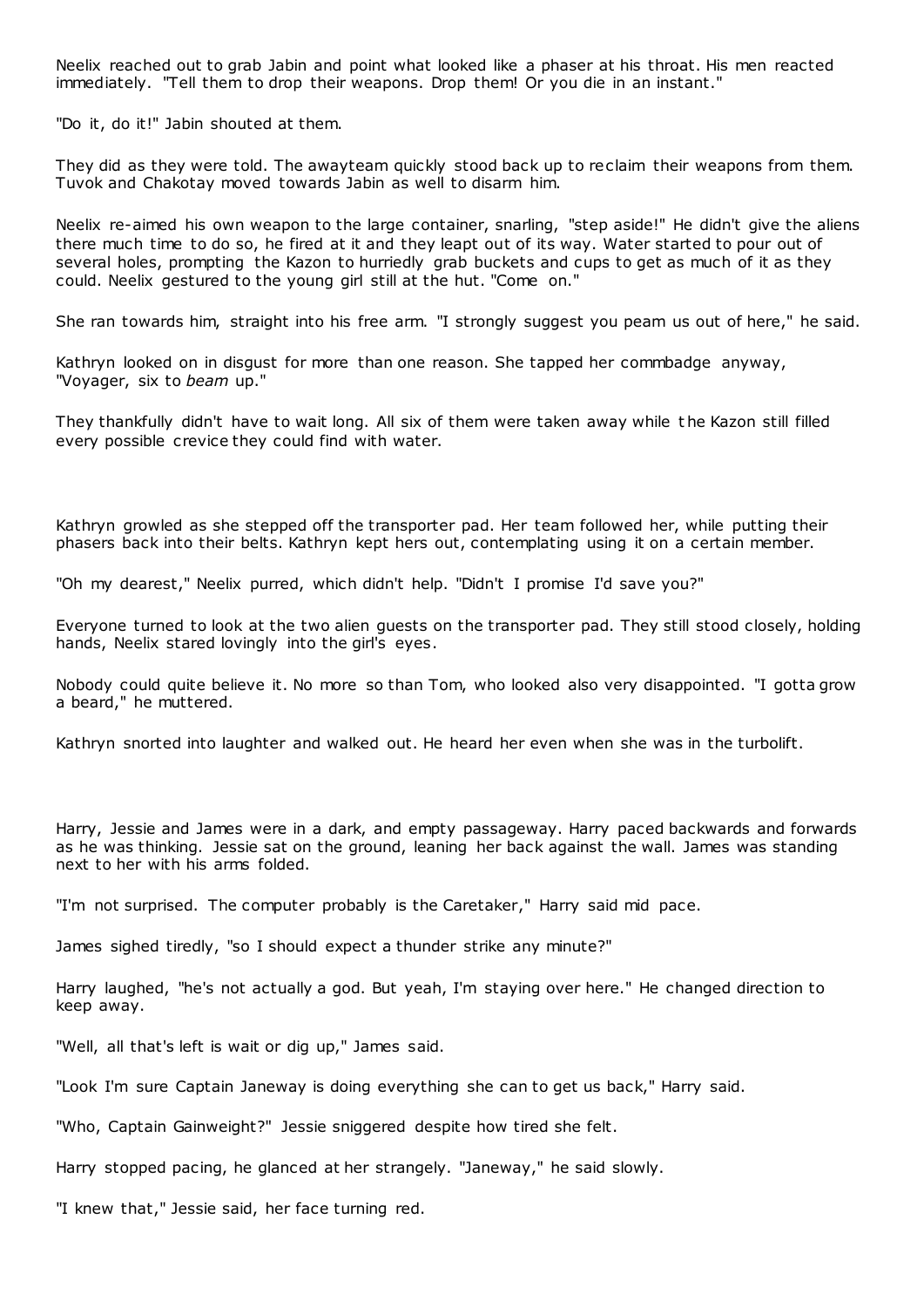Neelix reached out to grab Jabin and point what looked like a phaser at his throat. His men reacted immediately. "Tell them to drop their weapons. Drop them! Or you die in an instant."

"Do it, do it!" Jabin shouted at them.

They did as they were told. The awayteam quickly stood back up to reclaim their weapons from them. Tuvok and Chakotay moved towards Jabin as well to disarm him.

Neelix re-aimed his own weapon to the large container, snarling, "step aside!" He didn't give the aliens there much time to do so, he fired at it and they leapt out of its way. Water started to pour out of several holes, prompting the Kazon to hurriedly grab buckets and cups to get as much of it as they could. Neelix gestured to the young girl still at the hut. "Come on."

She ran towards him, straight into his free arm. "I strongly suggest you peam us out of here," he said.

Kathryn looked on in disgust for more than one reason. She tapped her commbadge anyway, "Voyager, six to *beam* up."

They thankfully didn't have to wait long. All six of them were taken away while the Kazon still filled every possible crevice they could find with water.

Kathryn growled as she stepped off the transporter pad. Her team followed her, while putting their phasers back into their belts. Kathryn kept hers out, contemplating using it on a certain member.

"Oh my dearest," Neelix purred, which didn't help. "Didn't I promise I'd save you?"

Everyone turned to look at the two alien guests on the transporter pad. They still stood closely, holding hands, Neelix stared lovingly into the girl's eyes.

Nobody could quite believe it. No more so than Tom, who looked also very disappointed. "I gotta grow a beard," he muttered.

Kathryn snorted into laughter and walked out. He heard her even when she was in the turbolift.

Harry, Jessie and James were in a dark, and empty passageway. Harry paced backwards and forwards as he was thinking. Jessie sat on the ground, leaning her back against the wall. James was standing next to her with his arms folded.

"I'm not surprised. The computer probably is the Caretaker," Harry said mid pace.

James sighed tiredly, "so I should expect a thunder strike any minute?"

Harry laughed, "he's not actually a god. But yeah, I'm staying over here." He changed direction to keep away.

"Well, all that's left is wait or dig up," James said.

"Look I'm sure Captain Janeway is doing everything she can to get us back," Harry said.

"Who, Captain Gainweight?" Jessie sniggered despite how tired she felt.

Harry stopped pacing, he glanced at her strangely. "Janeway," he said slowly.

"I knew that," Jessie said, her face turning red.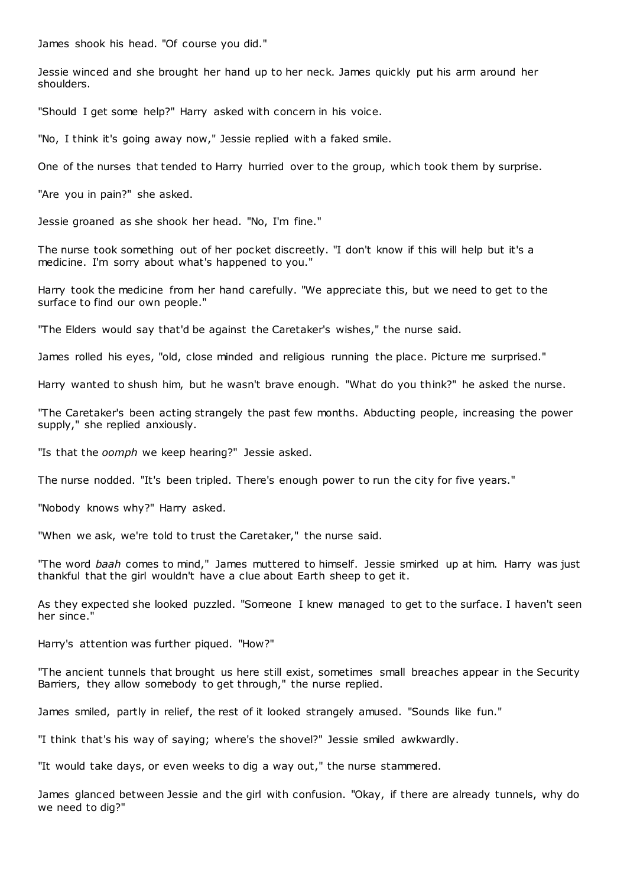James shook his head. "Of course you did."

Jessie winced and she brought her hand up to her neck. James quickly put his arm around her shoulders.

"Should I get some help?" Harry asked with concern in his voice.

"No, I think it's going away now," Jessie replied with a faked smile.

One of the nurses that tended to Harry hurried over to the group, which took them by surprise.

"Are you in pain?" she asked.

Jessie groaned as she shook her head. "No, I'm fine."

The nurse took something out of her pocket discreetly. "I don't know if this will help but it's a medicine. I'm sorry about what's happened to you."

Harry took the medicine from her hand carefully. "We appreciate this, but we need to get to the surface to find our own people."

"The Elders would say that'd be against the Caretaker's wishes," the nurse said.

James rolled his eyes, "old, close minded and religious running the place. Picture me surprised."

Harry wanted to shush him, but he wasn't brave enough. "What do you think?" he asked the nurse.

"The Caretaker's been acting strangely the past few months. Abducting people, increasing the power supply," she replied anxiously.

"Is that the *oomph* we keep hearing?" Jessie asked.

The nurse nodded. "It's been tripled. There's enough power to run the city for five years."

"Nobody knows why?" Harry asked.

"When we ask, we're told to trust the Caretaker," the nurse said.

"The word *baah* comes to mind," James muttered to himself. Jessie smirked up at him. Harry was just thankful that the girl wouldn't have a clue about Earth sheep to get it.

As they expected she looked puzzled. "Someone I knew managed to get to the surface. I haven't seen her since."

Harry's attention was further piqued. "How?"

"The ancient tunnels that brought us here still exist, sometimes small breaches appear in the Security Barriers, they allow somebody to get through," the nurse replied.

James smiled, partly in relief, the rest of it looked strangely amused. "Sounds like fun."

"I think that's his way of saying; where's the shovel?" Jessie smiled awkwardly.

"It would take days, or even weeks to dig a way out," the nurse stammered.

James glanced between Jessie and the girl with confusion. "Okay, if there are already tunnels, why do we need to dig?"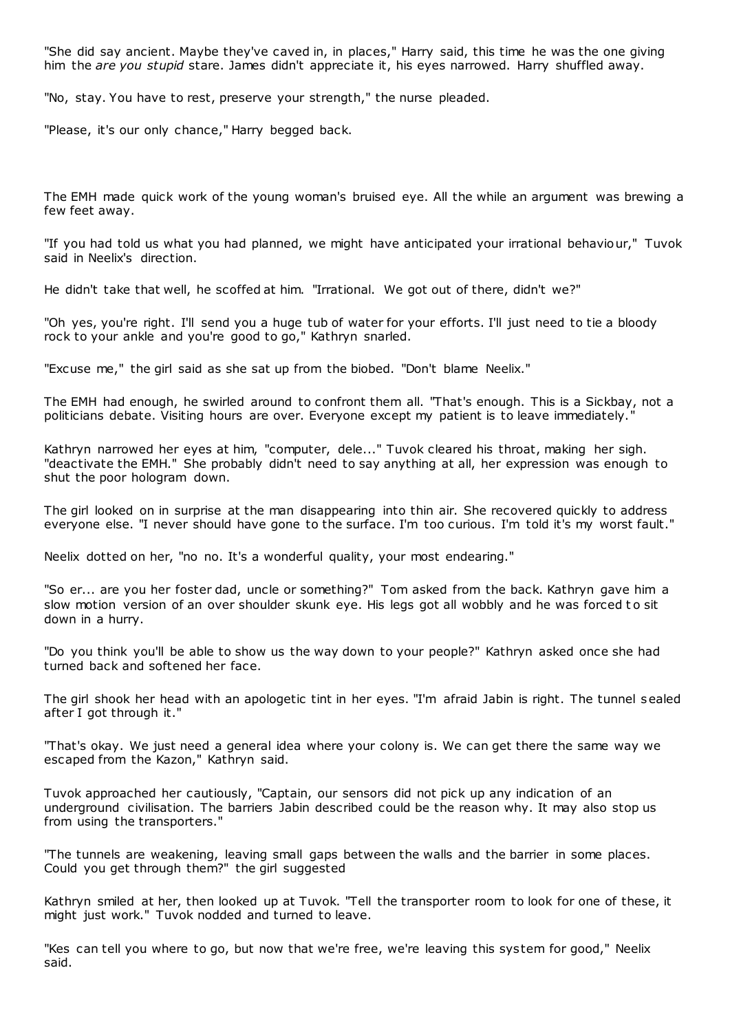"She did say ancient. Maybe they've caved in, in places," Harry said, this time he was the one giving him the *are you stupid* stare. James didn't appreciate it, his eyes narrowed. Harry shuffled away.

"No, stay. You have to rest, preserve your strength," the nurse pleaded.

"Please, it's our only chance," Harry begged back.

The EMH made quick work of the young woman's bruised eye. All the while an argument was brewing a few feet away.

"If you had told us what you had planned, we might have anticipated your irrational behaviour," Tuvok said in Neelix's direction.

He didn't take that well, he scoffed at him. "Irrational. We got out of there, didn't we?"

"Oh yes, you're right. I'll send you a huge tub of water for your efforts. I'll just need to tie a bloody rock to your ankle and you're good to go," Kathryn snarled.

"Excuse me," the girl said as she sat up from the biobed. "Don't blame Neelix."

The EMH had enough, he swirled around to confront them all. "That's enough. This is a Sickbay, not a politicians debate. Visiting hours are over. Everyone except my patient is to leave immediately."

Kathryn narrowed her eyes at him, "computer, dele..." Tuvok cleared his throat, making her sigh. "deactivate the EMH." She probably didn't need to say anything at all, her expression was enough to shut the poor hologram down.

The girl looked on in surprise at the man disappearing into thin air. She recovered quickly to address everyone else. "I never should have gone to the surface. I'm too curious. I'm told it's my worst fault."

Neelix dotted on her, "no no. It's a wonderful quality, your most endearing."

"So er... are you her foster dad, uncle or something?" Tom asked from the back. Kathryn gave him a slow motion version of an over shoulder skunk eye. His legs got all wobbly and he was forced to sit down in a hurry.

"Do you think you'll be able to show us the way down to your people?" Kathryn asked once she had turned back and softened her face.

The girl shook her head with an apologetic tint in her eyes. "I'm afraid Jabin is right. The tunnel sealed after I got through it."

"That's okay. We just need a general idea where your colony is. We can get there the same way we escaped from the Kazon," Kathryn said.

Tuvok approached her cautiously, "Captain, our sensors did not pick up any indication of an underground civilisation. The barriers Jabin described could be the reason why. It may also stop us from using the transporters."

"The tunnels are weakening, leaving small gaps between the walls and the barrier in some places. Could you get through them?" the girl suggested

Kathryn smiled at her, then looked up at Tuvok. "Tell the transporter room to look for one of these, it might just work." Tuvok nodded and turned to leave.

"Kes can tell you where to go, but now that we're free, we're leaving this system for good," Neelix said.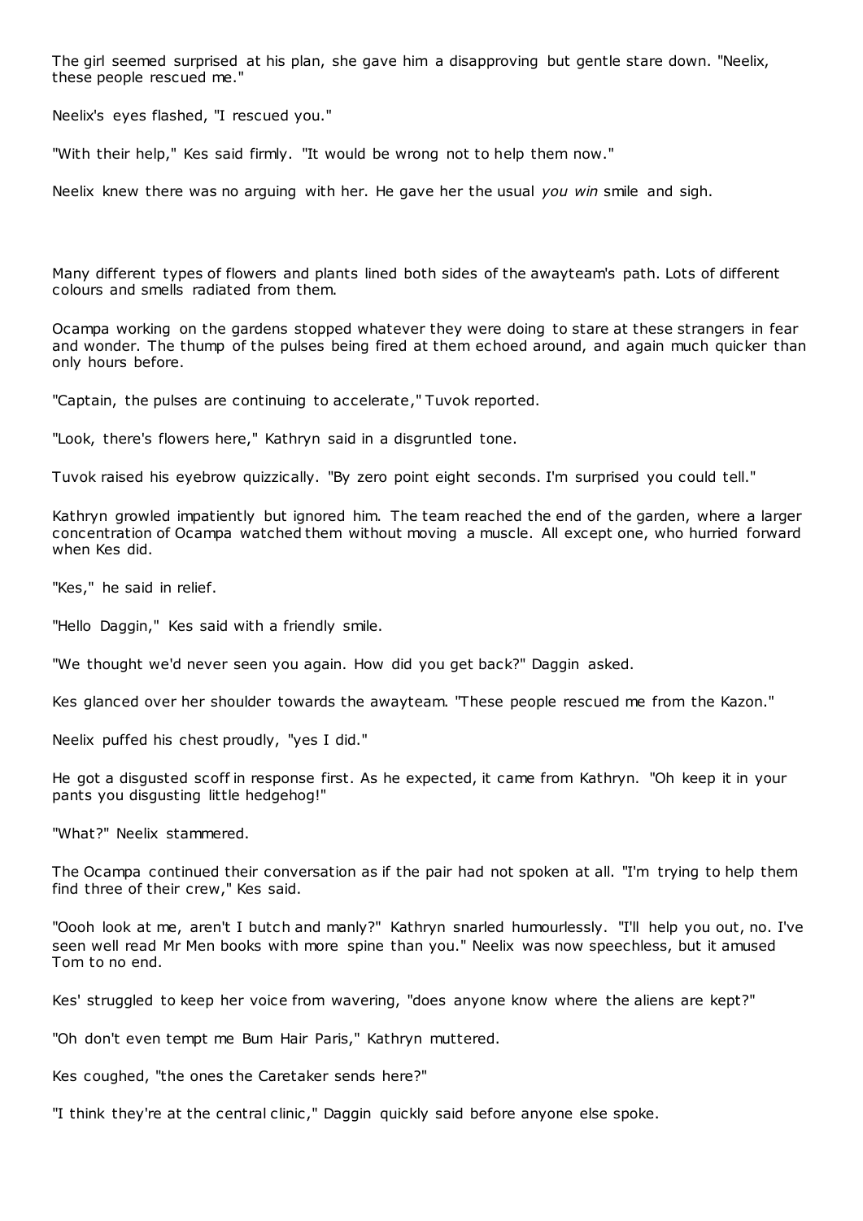The girl seemed surprised at his plan, she gave him a disapproving but gentle stare down. "Neelix, these people rescued me."

Neelix's eyes flashed, "I rescued you."

"With their help," Kes said firmly. "It would be wrong not to help them now."

Neelix knew there was no arguing with her. He gave her the usual *you win* smile and sigh.

Many different types of flowers and plants lined both sides of the awayteam's path. Lots of different colours and smells radiated from them.

Ocampa working on the gardens stopped whatever they were doing to stare at these strangers in fear and wonder. The thump of the pulses being fired at them echoed around, and again much quicker than only hours before.

"Captain, the pulses are continuing to accelerate," Tuvok reported.

"Look, there's flowers here," Kathryn said in a disgruntled tone.

Tuvok raised his eyebrow quizzically. "By zero point eight seconds. I'm surprised you could tell."

Kathryn growled impatiently but ignored him. The team reached the end of the garden, where a larger concentration of Ocampa watched them without moving a muscle. All except one, who hurried forward when Kes did.

"Kes," he said in relief.

"Hello Daggin," Kes said with a friendly smile.

"We thought we'd never seen you again. How did you get back?" Daggin asked.

Kes glanced over her shoulder towards the awayteam. "These people rescued me from the Kazon."

Neelix puffed his chest proudly, "yes I did."

He got a disgusted scoff in response first. As he expected, it came from Kathryn. "Oh keep it in your pants you disgusting little hedgehog!"

"What?" Neelix stammered.

The Ocampa continued their conversation as if the pair had not spoken at all. "I'm trying to help them find three of their crew," Kes said.

"Oooh look at me, aren't I butch and manly?" Kathryn snarled humourlessly. "I'll help you out, no. I've seen well read Mr Men books with more spine than you." Neelix was now speechless, but it amused Tom to no end.

Kes' struggled to keep her voice from wavering, "does anyone know where the aliens are kept?"

"Oh don't even tempt me Bum Hair Paris," Kathryn muttered.

Kes coughed, "the ones the Caretaker sends here?"

"I think they're at the central clinic," Daggin quickly said before anyone else spoke.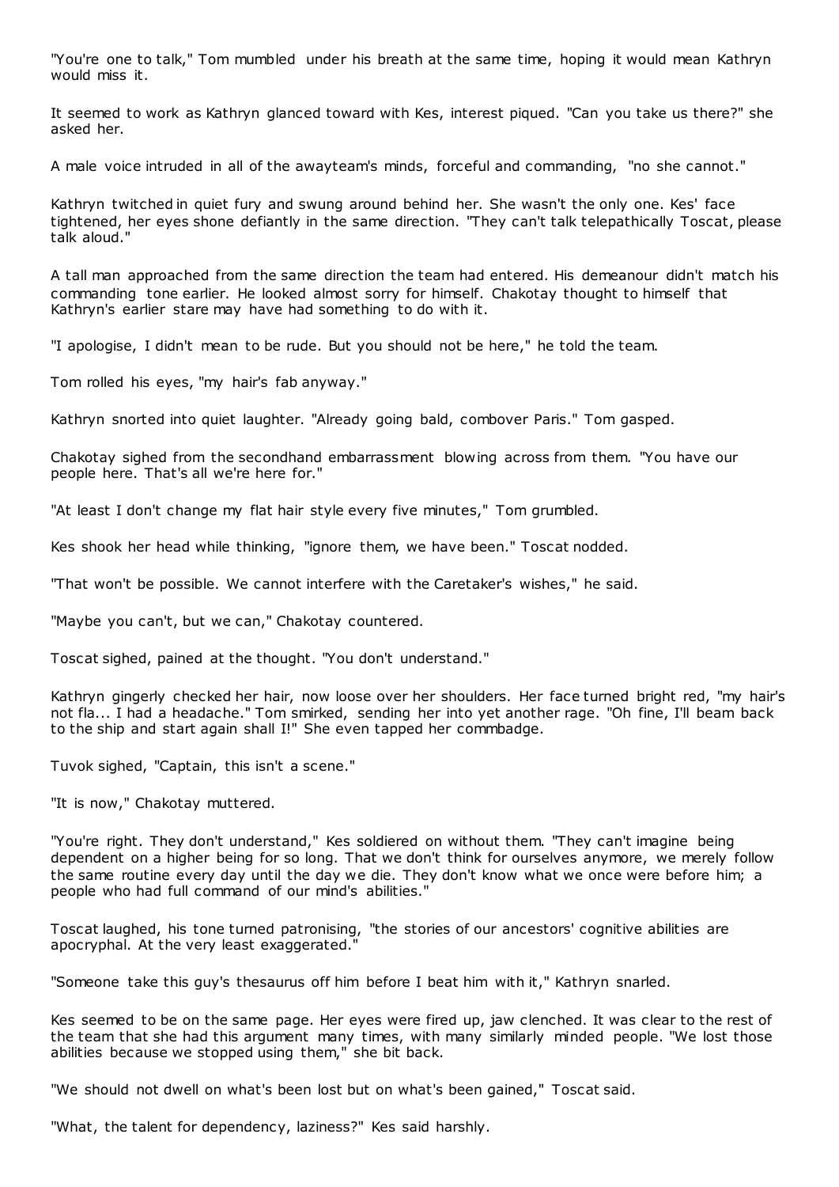"You're one to talk," Tom mumbled under his breath at the same time, hoping it would mean Kathryn would miss it.

It seemed to work as Kathryn glanced toward with Kes, interest piqued. "Can you take us there?" she asked her.

A male voice intruded in all of the awayteam's minds, forceful and commanding, "no she cannot."

Kathryn twitched in quiet fury and swung around behind her. She wasn't the only one. Kes' face tightened, her eyes shone defiantly in the same direction. "They can't talk telepathically Toscat, please talk aloud."

A tall man approached from the same direction the team had entered. His demeanour didn't match his commanding tone earlier. He looked almost sorry for himself. Chakotay thought to himself that Kathryn's earlier stare may have had something to do with it.

"I apologise, I didn't mean to be rude. But you should not be here," he told the team.

Tom rolled his eyes, "my hair's fab anyway."

Kathryn snorted into quiet laughter. "Already going bald, combover Paris." Tom gasped.

Chakotay sighed from the secondhand embarrassment blowing across from them. "You have our people here. That's all we're here for."

"At least I don't change my flat hair style every five minutes," Tom grumbled.

Kes shook her head while thinking, "ignore them, we have been." Toscat nodded.

"That won't be possible. We cannot interfere with the Caretaker's wishes," he said.

"Maybe you can't, but we can," Chakotay countered.

Toscat sighed, pained at the thought. "You don't understand."

Kathryn gingerly checked her hair, now loose over her shoulders. Her face turned bright red, "my hair's not fla... I had a headache." Tom smirked, sending her into yet another rage. "Oh fine, I'll beam back to the ship and start again shall I!" She even tapped her commbadge.

Tuvok sighed, "Captain, this isn't a scene."

"It is now," Chakotay muttered.

"You're right. They don't understand," Kes soldiered on without them. "They can't imagine being dependent on a higher being for so long. That we don't think for ourselves anymore, we merely follow the same routine every day until the day we die. They don't know what we once were before him; a people who had full command of our mind's abilities."

Toscat laughed, his tone turned patronising, "the stories of our ancestors' cognitive abilities are apocryphal. At the very least exaggerated."

"Someone take this guy's thesaurus off him before I beat him with it," Kathryn snarled.

Kes seemed to be on the same page. Her eyes were fired up, jaw clenched. It was clear to the rest of the team that she had this argument many times, with many similarly minded people. "We lost those abilities because we stopped using them," she bit back.

"We should not dwell on what's been lost but on what's been gained," Toscat said.

"What, the talent for dependency, laziness?" Kes said harshly.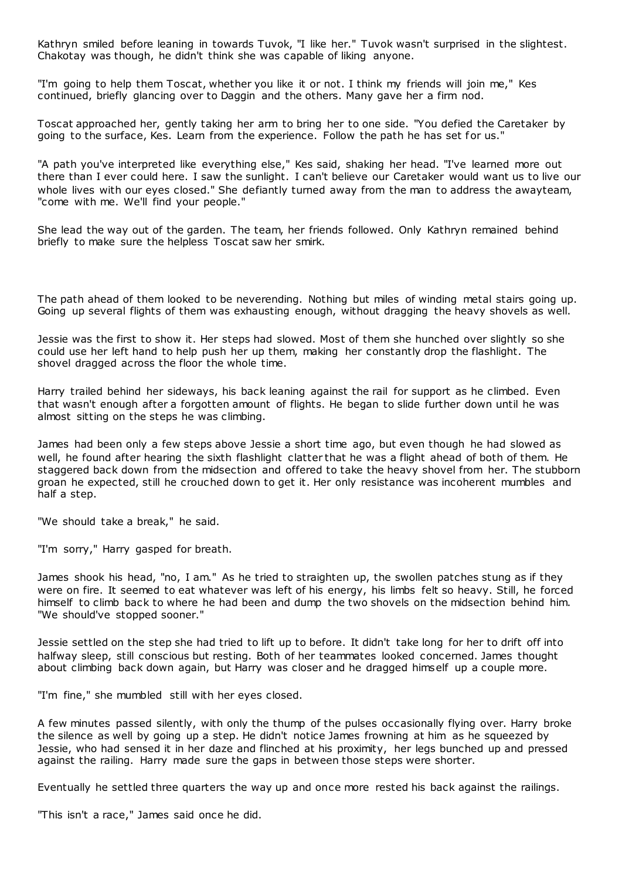Kathryn smiled before leaning in towards Tuvok, "I like her." Tuvok wasn't surprised in the slightest. Chakotay was though, he didn't think she was capable of liking anyone.

"I'm going to help them Toscat, whether you like it or not. I think my friends will join me," Kes continued, briefly glancing over to Daggin and the others. Many gave her a firm nod.

Toscat approached her, gently taking her arm to bring her to one side. "You defied the Caretaker by going to the surface, Kes. Learn from the experience. Follow the path he has set for us."

"A path you've interpreted like everything else," Kes said, shaking her head. "I've learned more out there than I ever could here. I saw the sunlight. I can't believe our Caretaker would want us to live our whole lives with our eyes closed." She defiantly turned away from the man to address the awayteam, "come with me. We'll find your people."

She lead the way out of the garden. The team, her friends followed. Only Kathryn remained behind briefly to make sure the helpless Toscat saw her smirk.

The path ahead of them looked to be neverending. Nothing but miles of winding metal stairs going up. Going up several flights of them was exhausting enough, without dragging the heavy shovels as well.

Jessie was the first to show it. Her steps had slowed. Most of them she hunched over slightly so she could use her left hand to help push her up them, making her constantly drop the flashlight. The shovel dragged across the floor the whole time.

Harry trailed behind her sideways, his back leaning against the rail for support as he climbed. Even that wasn't enough after a forgotten amount of flights. He began to slide further down until he was almost sitting on the steps he was climbing.

James had been only a few steps above Jessie a short time ago, but even though he had slowed as well, he found after hearing the sixth flashlight clatter that he was a flight ahead of both of them. He staggered back down from the midsection and offered to take the heavy shovel from her. The stubborn groan he expected, still he crouched down to get it. Her only resistance was incoherent mumbles and half a step.

"We should take a break," he said.

"I'm sorry," Harry gasped for breath.

James shook his head, "no, I am." As he tried to straighten up, the swollen patches stung as if they were on fire. It seemed to eat whatever was left of his energy, his limbs felt so heavy. Still, he forced himself to climb back to where he had been and dump the two shovels on the midsection behind him. "We should've stopped sooner."

Jessie settled on the step she had tried to lift up to before. It didn't take long for her to drift off into halfway sleep, still conscious but resting. Both of her teammates looked concerned. James thought about climbing back down again, but Harry was closer and he dragged himself up a couple more.

"I'm fine," she mumbled still with her eyes closed.

A few minutes passed silently, with only the thump of the pulses occasionally flying over. Harry broke the silence as well by going up a step. He didn't notice James frowning at him as he squeezed by Jessie, who had sensed it in her daze and flinched at his proximity, her legs bunched up and pressed against the railing. Harry made sure the gaps in between those steps were shorter.

Eventually he settled three quarters the way up and once more rested his back against the railings.

"This isn't a race," James said once he did.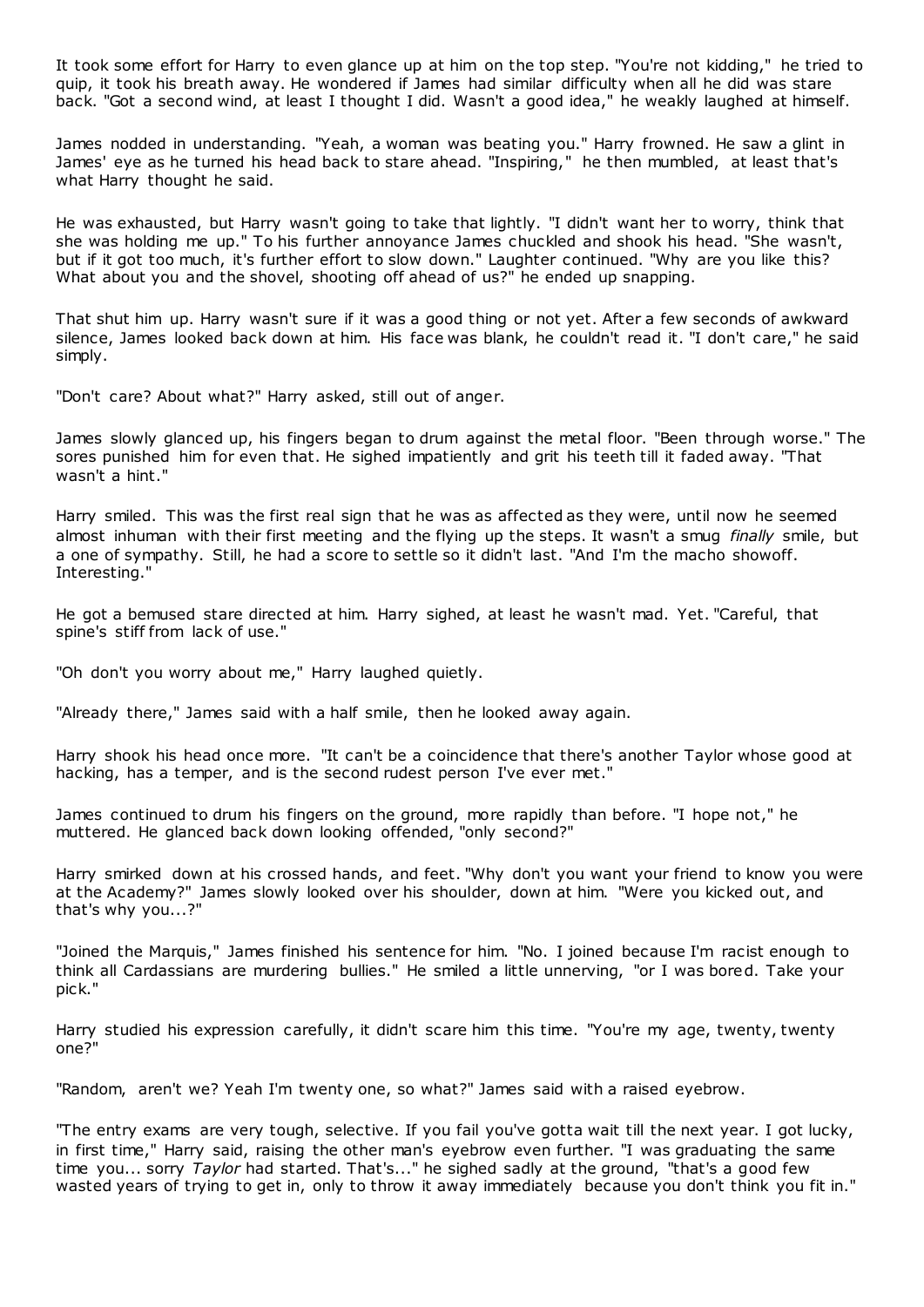It took some effort for Harry to even glance up at him on the top step. "You're not kidding," he tried to quip, it took his breath away. He wondered if James had similar difficulty when all he did was stare back. "Got a second wind, at least I thought I did. Wasn't a good idea," he weakly laughed at himself.

James nodded in understanding. "Yeah, a woman was beating you." Harry frowned. He saw a glint in James' eye as he turned his head back to stare ahead. "Inspiring," he then mumbled, at least that's what Harry thought he said.

He was exhausted, but Harry wasn't going to take that lightly. "I didn't want her to worry, think that she was holding me up." To his further annoyance James chuckled and shook his head. "She wasn't, but if it got too much, it's further effort to slow down." Laughter continued. "Why are you like this? What about you and the shovel, shooting off ahead of us?" he ended up snapping.

That shut him up. Harry wasn't sure if it was a good thing or not yet. After a few seconds of awkward silence, James looked back down at him. His face was blank, he couldn't read it. "I don't care," he said simply.

"Don't care? About what?" Harry asked, still out of anger.

James slowly glanced up, his fingers began to drum against the metal floor. "Been through worse." The sores punished him for even that. He sighed impatiently and grit his teeth till it faded away. "That wasn't a hint."

Harry smiled. This was the first real sign that he was as affected as they were, until now he seemed almost inhuman with their first meeting and the flying up the steps. It wasn't a smug *finally* smile, but a one of sympathy. Still, he had a score to settle so it didn't last. "And I'm the macho showoff. Interesting."

He got a bemused stare directed at him. Harry sighed, at least he wasn't mad. Yet. "Careful, that spine's stiff from lack of use."

"Oh don't you worry about me," Harry laughed quietly.

"Already there," James said with a half smile, then he looked away again.

Harry shook his head once more. "It can't be a coincidence that there's another Taylor whose good at hacking, has a temper, and is the second rudest person I've ever met."

James continued to drum his fingers on the ground, more rapidly than before. "I hope not," he muttered. He glanced back down looking offended, "only second?"

Harry smirked down at his crossed hands, and feet. "Why don't you want your friend to know you were at the Academy?" James slowly looked over his shoulder, down at him. "Were you kicked out, and that's why you...?"

"Joined the Marquis," James finished his sentence for him. "No. I joined because I'm racist enough to think all Cardassians are murdering bullies." He smiled a little unnerving, "or I was bored. Take your pick."

Harry studied his expression carefully, it didn't scare him this time. "You're my age, twenty, twenty one?"

"Random, aren't we? Yeah I'm twenty one, so what?" James said with a raised eyebrow.

"The entry exams are very tough, selective. If you fail you've gotta wait till the next year. I got lucky, in first time," Harry said, raising the other man's eyebrow even further. "I was graduating the same time you... sorry *Taylor* had started. That's..." he sighed sadly at the ground, "that's a good few wasted years of trying to get in, only to throw it away immediately because you don't think you fit in."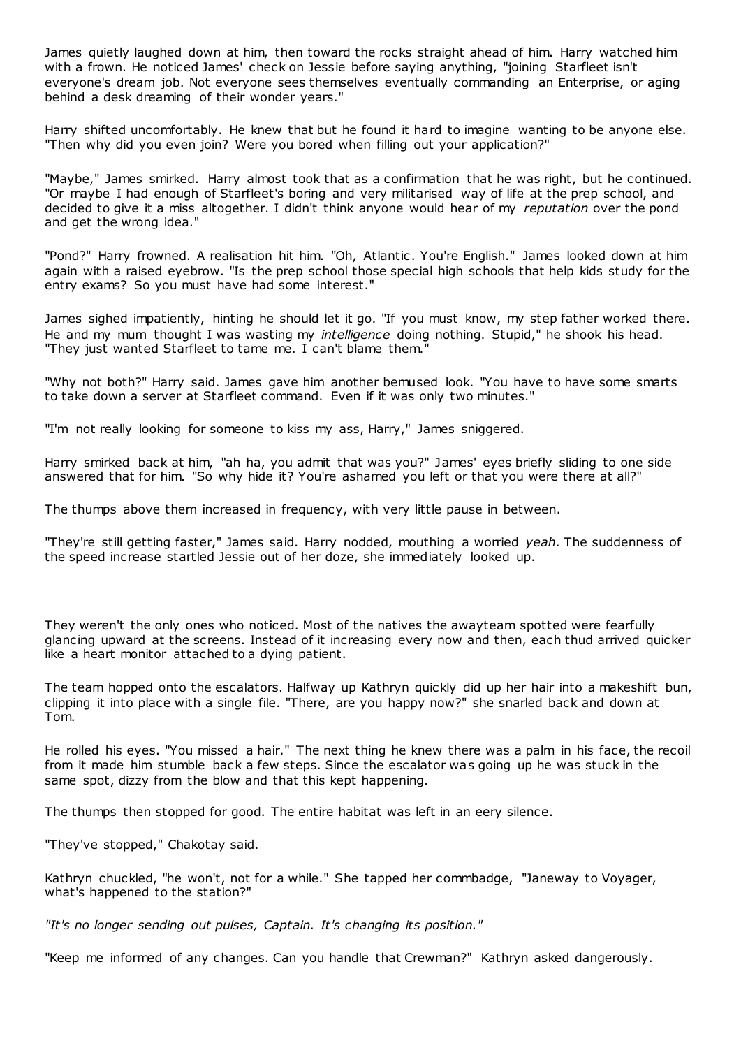James quietly laughed down at him, then toward the rocks straight ahead of him. Harry watched him with a frown. He noticed James' check on Jessie before saying anything, "joining Starfleet isn't everyone's dream job. Not everyone sees themselves eventually commanding an Enterprise, or aging behind a desk dreaming of their wonder years."

Harry shifted uncomfortably. He knew that but he found it hard to imagine wanting to be anyone else. "Then why did you even join? Were you bored when filling out your application?"

"Maybe," James smirked. Harry almost took that as a confirmation that he was right, but he continued. "Or maybe I had enough of Starfleet's boring and very militarised way of life at the prep school, and decided to give it a miss altogether. I didn't think anyone would hear of my *reputation* over the pond and get the wrong idea."

"Pond?" Harry frowned. A realisation hit him. "Oh, Atlantic. You're English." James looked down at him again with a raised eyebrow. "Is the prep school those special high schools that help kids study for the entry exams? So you must have had some interest."

James sighed impatiently, hinting he should let it go. "If you must know, my step father worked there. He and my mum thought I was wasting my *intelligence* doing nothing. Stupid," he shook his head. "They just wanted Starfleet to tame me. I can't blame them."

"Why not both?" Harry said. James gave him another bemused look. "You have to have some smarts to take down a server at Starfleet command. Even if it was only two minutes."

"I'm not really looking for someone to kiss my ass, Harry," James sniggered.

Harry smirked back at him, "ah ha, you admit that was you?" James' eyes briefly sliding to one side answered that for him. "So why hide it? You're ashamed you left or that you were there at all?"

The thumps above them increased in frequency, with very little pause in between.

"They're still getting faster," James said. Harry nodded, mouthing a worried *yeah*. The suddenness of the speed increase startled Jessie out of her doze, she immediately looked up.

They weren't the only ones who noticed. Most of the natives the awayteam spotted were fearfully glancing upward at the screens. Instead of it increasing every now and then, each thud arrived quicker like a heart monitor attached to a dying patient.

The team hopped onto the escalators. Halfway up Kathryn quickly did up her hair into a makeshift bun, clipping it into place with a single file. "There, are you happy now?" she snarled back and down at Tom.

He rolled his eyes. "You missed a hair." The next thing he knew there was a palm in his face, the recoil from it made him stumble back a few steps. Since the escalator was going up he was stuck in the same spot, dizzy from the blow and that this kept happening.

The thumps then stopped for good. The entire habitat was left in an eery silence.

"They've stopped," Chakotay said.

Kathryn chuckled, "he won't, not for a while." She tapped her commbadge, "Janeway to Voyager, what's happened to the station?"

*"It's no longer sending out pulses, Captain. It's changing its position."*

"Keep me informed of any changes. Can you handle that Crewman?" Kathryn asked dangerously.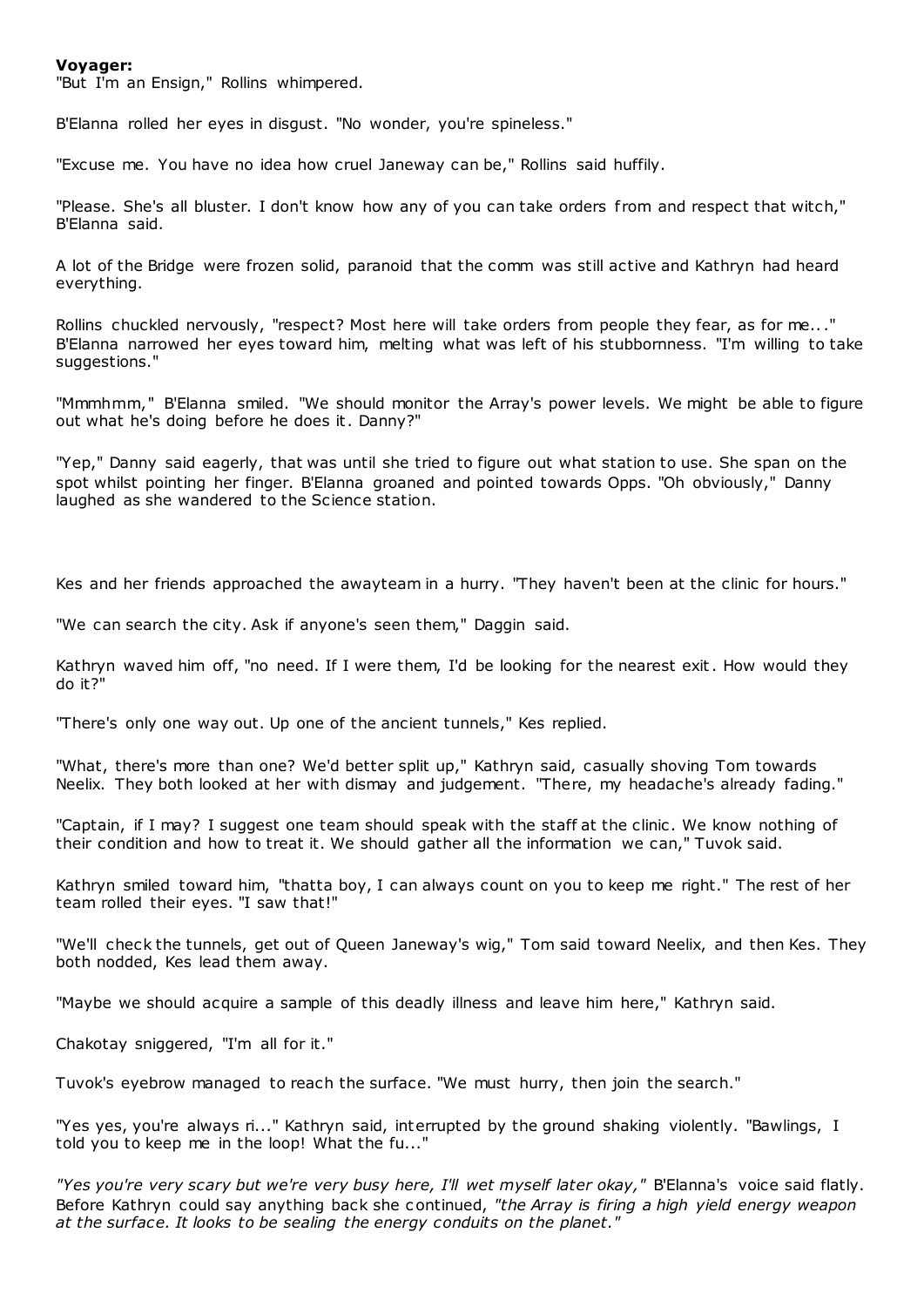**Voyager:**

"But I'm an Ensign," Rollins whimpered.

B'Elanna rolled her eyes in disgust. "No wonder, you're spineless."

"Excuse me. You have no idea how cruel Janeway can be," Rollins said huffily.

"Please. She's all bluster. I don't know how any of you can take orders from and respect that witch," B'Elanna said.

A lot of the Bridge were frozen solid, paranoid that the comm was still active and Kathryn had heard everything.

Rollins chuckled nervously, "respect? Most here will take orders from people they fear, as for me..." B'Elanna narrowed her eyes toward him, melting what was left of his stubbornness. "I'm willing to take suggestions."

"Mmmhmm," B'Elanna smiled. "We should monitor the Array's power levels. We might be able to figure out what he's doing before he does it. Danny?"

"Yep," Danny said eagerly, that was until she tried to figure out what station to use. She span on the spot whilst pointing her finger. B'Elanna groaned and pointed towards Opps. "Oh obviously," Danny laughed as she wandered to the Science station.

Kes and her friends approached the awayteam in a hurry. "They haven't been at the clinic for hours."

"We can search the city. Ask if anyone's seen them," Daggin said.

Kathryn waved him off, "no need. If I were them, I'd be looking for the nearest exit. How would they do it?"

"There's only one way out. Up one of the ancient tunnels," Kes replied.

"What, there's more than one? We'd better split up," Kathryn said, casually shoving Tom towards Neelix. They both looked at her with dismay and judgement. "There, my headache's already fading."

"Captain, if I may? I suggest one team should speak with the staff at the clinic. We know nothing of their condition and how to treat it. We should gather all the information we can," Tuvok said.

Kathryn smiled toward him, "thatta boy, I can always count on you to keep me right." The rest of her team rolled their eyes. "I saw that!"

"We'll check the tunnels, get out of Queen Janeway's wig," Tom said toward Neelix, and then Kes. They both nodded, Kes lead them away.

"Maybe we should acquire a sample of this deadly illness and leave him here," Kathryn said.

Chakotay sniggered, "I'm all for it."

Tuvok's eyebrow managed to reach the surface. "We must hurry, then join the search."

"Yes yes, you're always ri..." Kathryn said, interrupted by the ground shaking violently. "Bawlings, I told you to keep me in the loop! What the fu..."

*"Yes you're very scary but we're very busy here, I'll wet myself later okay,"* B'Elanna's voice said flatly. Before Kathryn could say anything back she continued, *"the Array is firing a high yield energy weapon at the surface. It looks to be sealing the energy conduits on the planet."*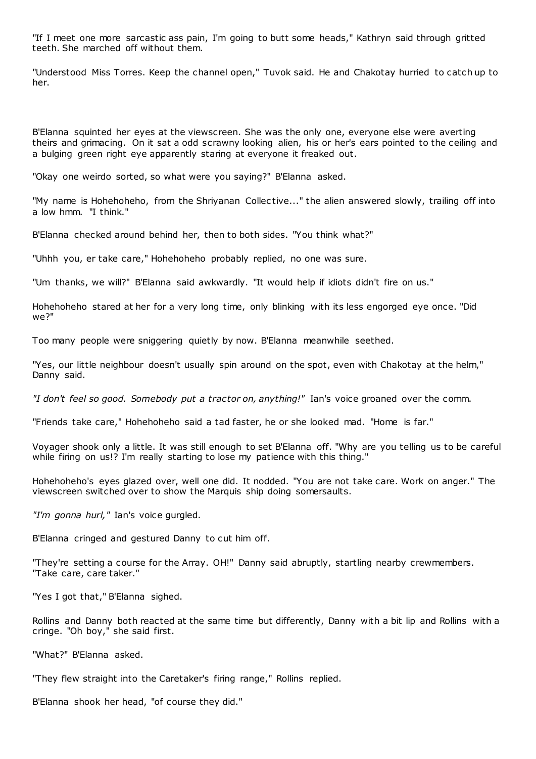"If I meet one more sarcastic ass pain, I'm going to butt some heads," Kathryn said through gritted teeth. She marched off without them.

"Understood Miss Torres. Keep the channel open," Tuvok said. He and Chakotay hurried to catch up to her.

B'Elanna squinted her eyes at the viewscreen. She was the only one, everyone else were averting theirs and grimacing. On it sat a odd scrawny looking alien, his or her's ears pointed to the ceiling and a bulging green right eye apparently staring at everyone it freaked out.

"Okay one weirdo sorted, so what were you saying?" B'Elanna asked.

"My name is Hohehoheho, from the Shriyanan Collective..." the alien answered slowly, trailing off into a low hmm. "I think."

B'Elanna checked around behind her, then to both sides. "You think what?"

"Uhhh you, er take care," Hohehoheho probably replied, no one was sure.

"Um thanks, we will?" B'Elanna said awkwardly. "It would help if idiots didn't fire on us."

Hohehoheho stared at her for a very long time, only blinking with its less engorged eye once. "Did we?"

Too many people were sniggering quietly by now. B'Elanna meanwhile seethed.

"Yes, our little neighbour doesn't usually spin around on the spot, even with Chakotay at the helm," Danny said.

*"I don't feel so good. Somebody put a tractor on, anything!"* Ian's voice groaned over the comm.

"Friends take care," Hohehoheho said a tad faster, he or she looked mad. "Home is far."

Voyager shook only a little. It was still enough to set B'Elanna off. "Why are you telling us to be careful while firing on us!? I'm really starting to lose my patience with this thing."

Hohehoheho's eyes glazed over, well one did. It nodded. "You are not take care. Work on anger." The viewscreen switched over to show the Marquis ship doing somersaults.

*"I'm gonna hurl,"* Ian's voice gurgled.

B'Elanna cringed and gestured Danny to cut him off.

"They're setting a course for the Array. OH!" Danny said abruptly, startling nearby crewmembers. "Take care, care taker."

"Yes I got that," B'Elanna sighed.

Rollins and Danny both reacted at the same time but differently, Danny with a bit lip and Rollins with a cringe. "Oh boy," she said first.

"What?" B'Elanna asked.

"They flew straight into the Caretaker's firing range," Rollins replied.

B'Elanna shook her head, "of course they did."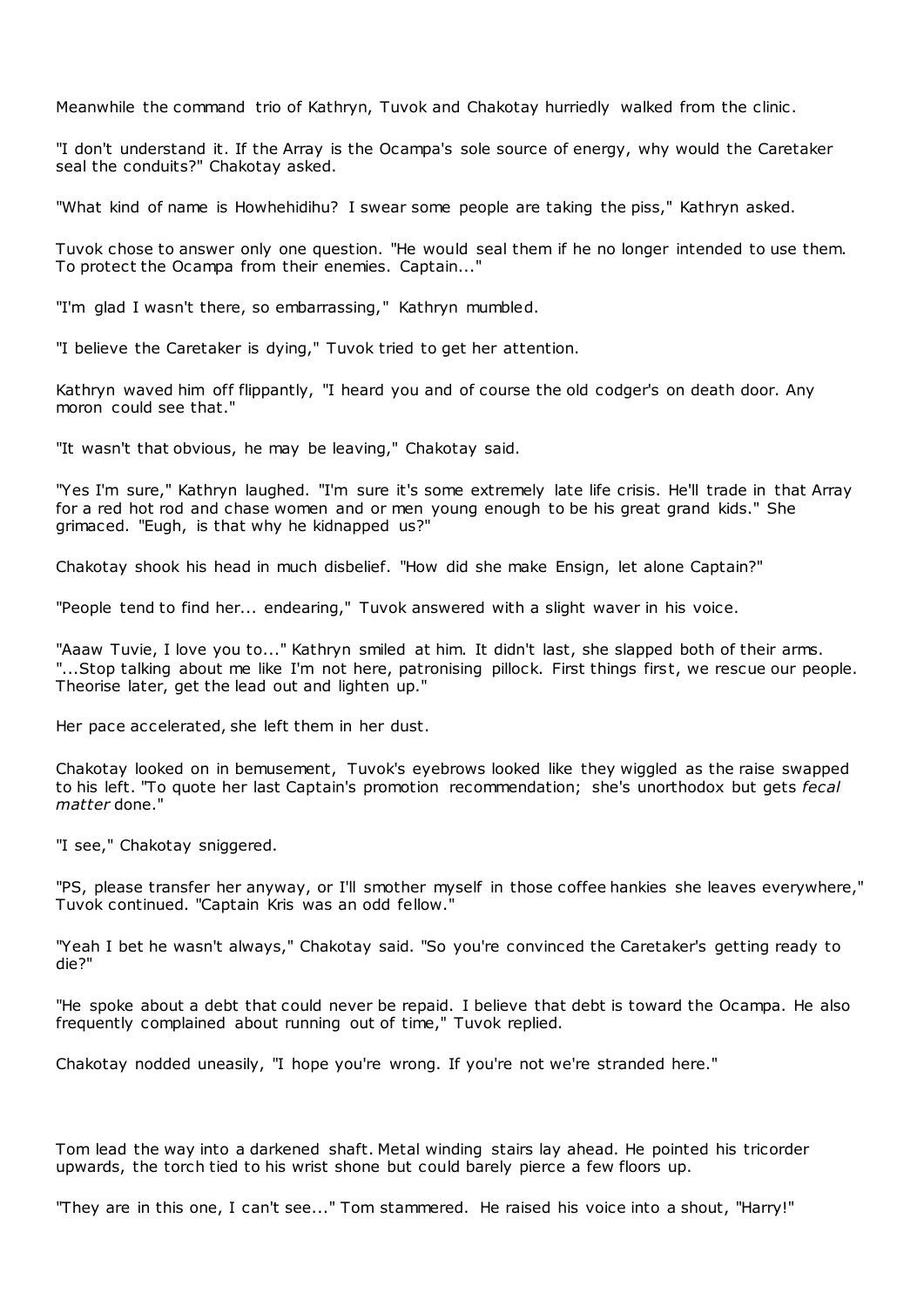Meanwhile the command trio of Kathryn, Tuvok and Chakotay hurriedly walked from the clinic.

"I don't understand it. If the Array is the Ocampa's sole source of energy, why would the Caretaker seal the conduits?" Chakotay asked.

"What kind of name is Howhehidihu? I swear some people are taking the piss," Kathryn asked.

Tuvok chose to answer only one question. "He would seal them if he no longer intended to use them. To protect the Ocampa from their enemies. Captain..."

"I'm glad I wasn't there, so embarrassing," Kathryn mumbled.

"I believe the Caretaker is dying," Tuvok tried to get her attention.

Kathryn waved him off flippantly, "I heard you and of course the old codger's on death door. Any moron could see that."

"It wasn't that obvious, he may be leaving," Chakotay said.

"Yes I'm sure," Kathryn laughed. "I'm sure it's some extremely late life crisis. He'll trade in that Array for a red hot rod and chase women and or men young enough to be his great grand kids." She grimaced. "Eugh, is that why he kidnapped us?"

Chakotay shook his head in much disbelief. "How did she make Ensign, let alone Captain?"

"People tend to find her... endearing," Tuvok answered with a slight waver in his voice.

"Aaaw Tuvie, I love you to..." Kathryn smiled at him. It didn't last, she slapped both of their arms. "...Stop talking about me like I'm not here, patronising pillock. First things first, we rescue our people. Theorise later, get the lead out and lighten up."

Her pace accelerated, she left them in her dust.

Chakotay looked on in bemusement, Tuvok's eyebrows looked like they wiggled as the raise swapped to his left. "To quote her last Captain's promotion recommendation; she's unorthodox but gets *fecal matter* done."

"I see," Chakotay sniggered.

"PS, please transfer her anyway, or I'll smother myself in those coffee hankies she leaves everywhere," Tuvok continued. "Captain Kris was an odd fellow."

"Yeah I bet he wasn't always," Chakotay said. "So you're convinced the Caretaker's getting ready to die?"

"He spoke about a debt that could never be repaid. I believe that debt is toward the Ocampa. He also frequently complained about running out of time," Tuvok replied.

Chakotay nodded uneasily, "I hope you're wrong. If you're not we're stranded here."

Tom lead the way into a darkened shaft. Metal winding stairs lay ahead. He pointed his tricorder upwards, the torch tied to his wrist shone but could barely pierce a few floors up.

"They are in this one, I can't see..." Tom stammered. He raised his voice into a shout, "Harry!"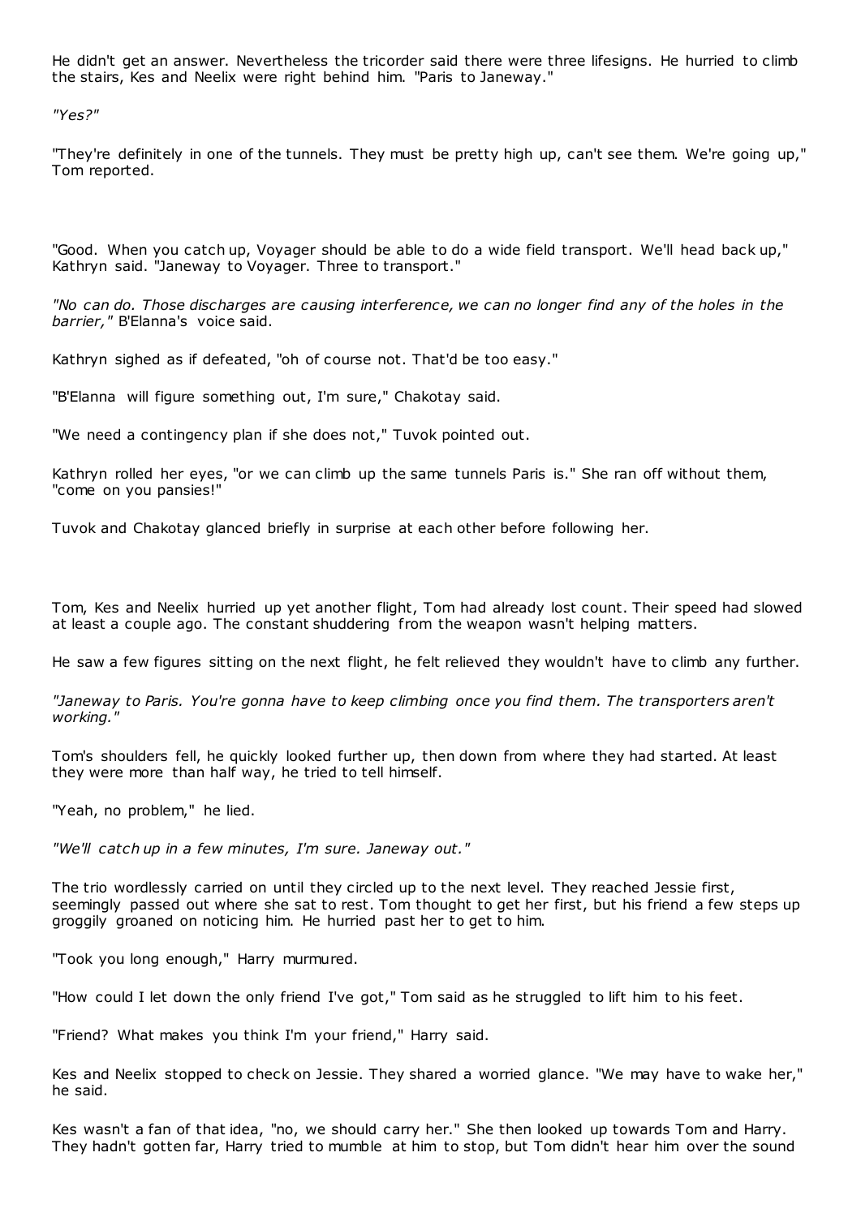He didn't get an answer. Nevertheless the tricorder said there were three lifesigns. He hurried to climb the stairs, Kes and Neelix were right behind him. "Paris to Janeway."

*"Yes?"*

"They're definitely in one of the tunnels. They must be pretty high up, can't see them. We're going up," Tom reported.

"Good. When you catch up, Voyager should be able to do a wide field transport. We'll head back up," Kathryn said. "Janeway to Voyager. Three to transport."

*"No can do. Those discharges are causing interference, we can no longer find any of the holes in the barrier,"* B'Elanna's voice said.

Kathryn sighed as if defeated, "oh of course not. That'd be too easy."

"B'Elanna will figure something out, I'm sure," Chakotay said.

"We need a contingency plan if she does not," Tuvok pointed out.

Kathryn rolled her eyes, "or we can climb up the same tunnels Paris is." She ran off without them, "come on you pansies!"

Tuvok and Chakotay glanced briefly in surprise at each other before following her.

Tom, Kes and Neelix hurried up yet another flight, Tom had already lost count. Their speed had slowed at least a couple ago. The constant shuddering from the weapon wasn't helping matters.

He saw a few figures sitting on the next flight, he felt relieved they wouldn't have to climb any further.

*"Janeway to Paris. You're gonna have to keep climbing once you find them. The transporters aren't working."*

Tom's shoulders fell, he quickly looked further up, then down from where they had started. At least they were more than half way, he tried to tell himself.

"Yeah, no problem," he lied.

*"We'll catch up in a few minutes, I'm sure. Janeway out."*

The trio wordlessly carried on until they circled up to the next level. They reached Jessie first, seemingly passed out where she sat to rest. Tom thought to get her first, but his friend a few steps up groggily groaned on noticing him. He hurried past her to get to him.

"Took you long enough," Harry murmured.

"How could I let down the only friend I've got," Tom said as he struggled to lift him to his feet.

"Friend? What makes you think I'm your friend," Harry said.

Kes and Neelix stopped to check on Jessie. They shared a worried glance. "We may have to wake her," he said.

Kes wasn't a fan of that idea, "no, we should carry her." She then looked up towards Tom and Harry. They hadn't gotten far, Harry tried to mumble at him to stop, but Tom didn't hear him over the sound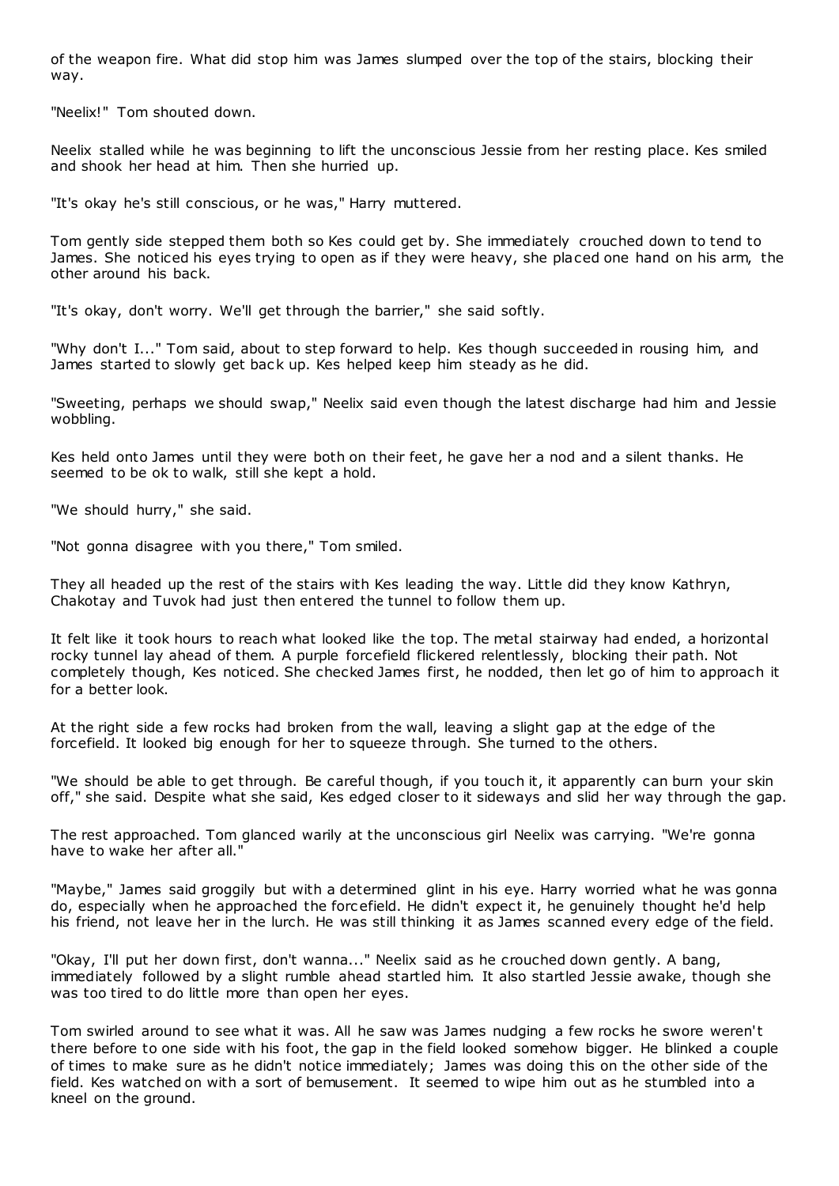of the weapon fire. What did stop him was James slumped over the top of the stairs, blocking their way.

"Neelix!" Tom shouted down.

Neelix stalled while he was beginning to lift the unconscious Jessie from her resting place. Kes smiled and shook her head at him. Then she hurried up.

"It's okay he's still conscious, or he was," Harry muttered.

Tom gently side stepped them both so Kes could get by. She immediately crouched down to tend to James. She noticed his eyes trying to open as if they were heavy, she placed one hand on his arm, the other around his back.

"It's okay, don't worry. We'll get through the barrier," she said softly.

"Why don't I..." Tom said, about to step forward to help. Kes though succeeded in rousing him, and James started to slowly get back up. Kes helped keep him steady as he did.

"Sweeting, perhaps we should swap," Neelix said even though the latest discharge had him and Jessie wobbling.

Kes held onto James until they were both on their feet, he gave her a nod and a silent thanks. He seemed to be ok to walk, still she kept a hold.

"We should hurry," she said.

"Not gonna disagree with you there," Tom smiled.

They all headed up the rest of the stairs with Kes leading the way. Little did they know Kathryn, Chakotay and Tuvok had just then entered the tunnel to follow them up.

It felt like it took hours to reach what looked like the top. The metal stairway had ended, a horizontal rocky tunnel lay ahead of them. A purple forcefield flickered relentlessly, blocking their path. Not completely though, Kes noticed. She checked James first, he nodded, then let go of him to approach it for a better look.

At the right side a few rocks had broken from the wall, leaving a slight gap at the edge of the forcefield. It looked big enough for her to squeeze through. She turned to the others.

"We should be able to get through. Be careful though, if you touch it, it apparently can burn your skin off," she said. Despite what she said, Kes edged closer to it sideways and slid her way through the gap.

The rest approached. Tom glanced warily at the unconscious girl Neelix was carrying. "We're gonna have to wake her after all."

"Maybe," James said groggily but with a determined glint in his eye. Harry worried what he was gonna do, especially when he approached the forcefield. He didn't expect it, he genuinely thought he'd help his friend, not leave her in the lurch. He was still thinking it as James scanned every edge of the field.

"Okay, I'll put her down first, don't wanna..." Neelix said as he crouched down gently. A bang, immediately followed by a slight rumble ahead startled him. It also startled Jessie awake, though she was too tired to do little more than open her eyes.

Tom swirled around to see what it was. All he saw was James nudging a few rocks he swore weren't there before to one side with his foot, the gap in the field looked somehow bigger. He blinked a couple of times to make sure as he didn't notice immediately; James was doing this on the other side of the field. Kes watched on with a sort of bemusement. It seemed to wipe him out as he stumbled into a kneel on the ground.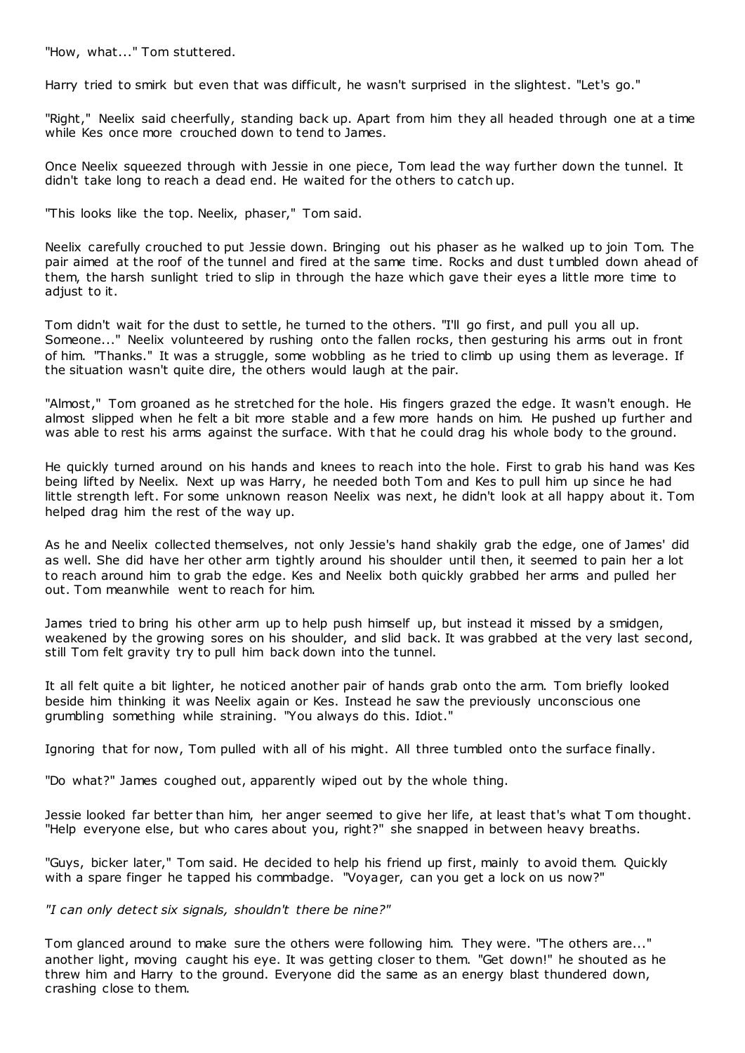"How, what..." Tom stuttered.

Harry tried to smirk but even that was difficult, he wasn't surprised in the slightest. "Let's go."

"Right," Neelix said cheerfully, standing back up. Apart from him they all headed through one at a time while Kes once more crouched down to tend to James.

Once Neelix squeezed through with Jessie in one piece, Tom lead the way further down the tunnel. It didn't take long to reach a dead end. He waited for the others to catch up.

"This looks like the top. Neelix, phaser," Tom said.

Neelix carefully crouched to put Jessie down. Bringing out his phaser as he walked up to join Tom. The pair aimed at the roof of the tunnel and fired at the same time. Rocks and dust tumbled down ahead of them, the harsh sunlight tried to slip in through the haze which gave their eyes a little more time to adjust to it.

Tom didn't wait for the dust to settle, he turned to the others. "I'll go first, and pull you all up. Someone..." Neelix volunteered by rushing onto the fallen rocks, then gesturing his arms out in front of him. "Thanks." It was a struggle, some wobbling as he tried to climb up using them as leverage. If the situation wasn't quite dire, the others would laugh at the pair.

"Almost," Tom groaned as he stretched for the hole. His fingers grazed the edge. It wasn't enough. He almost slipped when he felt a bit more stable and a few more hands on him. He pushed up further and was able to rest his arms against the surface. With that he could drag his whole body to the ground.

He quickly turned around on his hands and knees to reach into the hole. First to grab his hand was Kes being lifted by Neelix. Next up was Harry, he needed both Tom and Kes to pull him up since he had little strength left. For some unknown reason Neelix was next, he didn't look at all happy about it. Tom helped drag him the rest of the way up.

As he and Neelix collected themselves, not only Jessie's hand shakily grab the edge, one of James' did as well. She did have her other arm tightly around his shoulder until then, it seemed to pain her a lot to reach around him to grab the edge. Kes and Neelix both quickly grabbed her arms and pulled her out. Tom meanwhile went to reach for him.

James tried to bring his other arm up to help push himself up, but instead it missed by a smidgen, weakened by the growing sores on his shoulder, and slid back. It was grabbed at the very last second, still Tom felt gravity try to pull him back down into the tunnel.

It all felt quite a bit lighter, he noticed another pair of hands grab onto the arm. Tom briefly looked beside him thinking it was Neelix again or Kes. Instead he saw the previously unconscious one grumbling something while straining. "You always do this. Idiot."

Ignoring that for now, Tom pulled with all of his might. All three tumbled onto the surface finally.

"Do what?" James coughed out, apparently wiped out by the whole thing.

Jessie looked far better than him, her anger seemed to give her life, at least that's what Tom thought. "Help everyone else, but who cares about you, right?" she snapped in between heavy breaths.

"Guys, bicker later," Tom said. He decided to help his friend up first, mainly to avoid them. Quickly with a spare finger he tapped his commbadge. "Voyager, can you get a lock on us now?"

*"I can only detect six signals, shouldn't there be nine?"*

Tom glanced around to make sure the others were following him. They were. "The others are..." another light, moving caught his eye. It was getting closer to them. "Get down!" he shouted as he threw him and Harry to the ground. Everyone did the same as an energy blast thundered down, crashing close to them.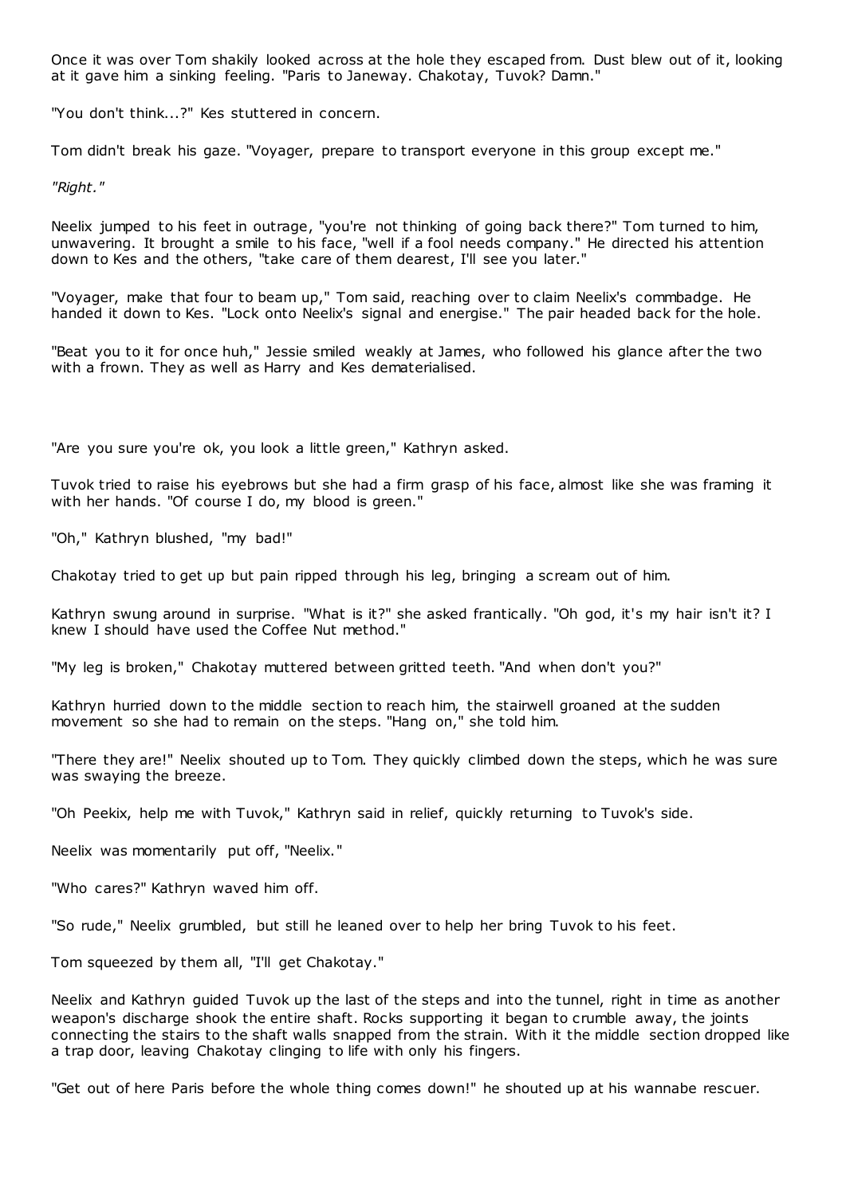Once it was over Tom shakily looked across at the hole they escaped from. Dust blew out of it, looking at it gave him a sinking feeling. "Paris to Janeway. Chakotay, Tuvok? Damn."

"You don't think...?" Kes stuttered in concern.

Tom didn't break his gaze. "Voyager, prepare to transport everyone in this group except me."

*"Right."*

Neelix jumped to his feet in outrage, "you're not thinking of going back there?" Tom turned to him, unwavering. It brought a smile to his face, "well if a fool needs company." He directed his attention down to Kes and the others, "take care of them dearest, I'll see you later."

"Voyager, make that four to beam up," Tom said, reaching over to claim Neelix's commbadge. He handed it down to Kes. "Lock onto Neelix's signal and energise." The pair headed back for the hole.

"Beat you to it for once huh," Jessie smiled weakly at James, who followed his glance after the two with a frown. They as well as Harry and Kes dematerialised.

"Are you sure you're ok, you look a little green," Kathryn asked.

Tuvok tried to raise his eyebrows but she had a firm grasp of his face, almost like she was framing it with her hands. "Of course I do, my blood is green."

"Oh," Kathryn blushed, "my bad!"

Chakotay tried to get up but pain ripped through his leg, bringing a scream out of him.

Kathryn swung around in surprise. "What is it?" she asked frantically. "Oh god, it's my hair isn't it? I knew I should have used the Coffee Nut method."

"My leg is broken," Chakotay muttered between gritted teeth. "And when don't you?"

Kathryn hurried down to the middle section to reach him, the stairwell groaned at the sudden movement so she had to remain on the steps. "Hang on," she told him.

"There they are!" Neelix shouted up to Tom. They quickly climbed down the steps, which he was sure was swaying the breeze.

"Oh Peekix, help me with Tuvok," Kathryn said in relief, quickly returning to Tuvok's side.

Neelix was momentarily put off, "Neelix."

"Who cares?" Kathryn waved him off.

"So rude," Neelix grumbled, but still he leaned over to help her bring Tuvok to his feet.

Tom squeezed by them all, "I'll get Chakotay."

Neelix and Kathryn guided Tuvok up the last of the steps and into the tunnel, right in time as another weapon's discharge shook the entire shaft. Rocks supporting it began to crumble away, the joints connecting the stairs to the shaft walls snapped from the strain. With it the middle section dropped like a trap door, leaving Chakotay clinging to life with only his fingers.

"Get out of here Paris before the whole thing comes down!" he shouted up at his wannabe rescuer.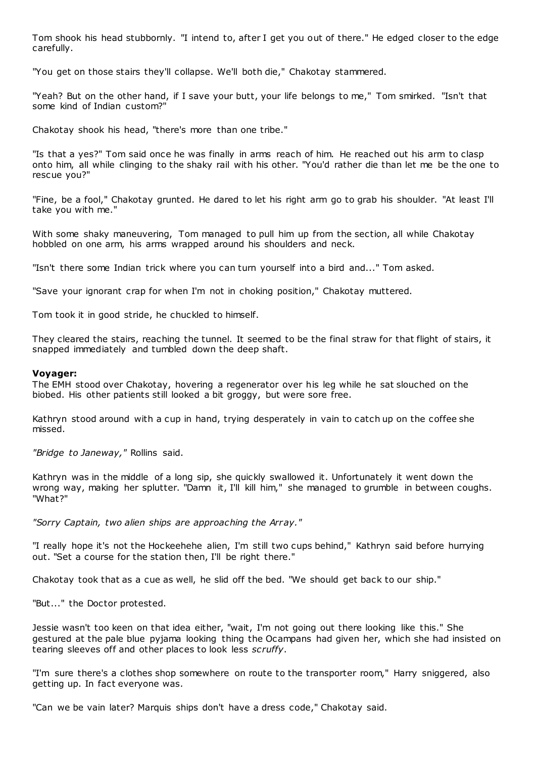Tom shook his head stubbornly. "I intend to, after I get you out of there." He edged closer to the edge carefully.

"You get on those stairs they'll collapse. We'll both die," Chakotay stammered.

"Yeah? But on the other hand, if I save your butt, your life belongs to me," Tom smirked. "Isn't that some kind of Indian custom?"

Chakotay shook his head, "there's more than one tribe."

"Is that a yes?" Tom said once he was finally in arms reach of him. He reached out his arm to clasp onto him, all while clinging to the shaky rail with his other. "You'd rather die than let me be the one to rescue you?"

"Fine, be a fool," Chakotay grunted. He dared to let his right arm go to grab his shoulder. "At least I'll take you with me."

With some shaky maneuvering, Tom managed to pull him up from the section, all while Chakotay hobbled on one arm, his arms wrapped around his shoulders and neck.

"Isn't there some Indian trick where you can turn yourself into a bird and..." Tom asked.

"Save your ignorant crap for when I'm not in choking position," Chakotay muttered.

Tom took it in good stride, he chuckled to himself.

They cleared the stairs, reaching the tunnel. It seemed to be the final straw for that flight of stairs, it snapped immediately and tumbled down the deep shaft.

**Voyager:**

The EMH stood over Chakotay, hovering a regenerator over his leg while he sat slouched on the biobed. His other patients still looked a bit groggy, but were sore free.

Kathryn stood around with a cup in hand, trying desperately in vain to catch up on the coffee she missed.

*"Bridge to Janeway,"* Rollins said.

Kathryn was in the middle of a long sip, she quickly swallowed it. Unfortunately it went down the wrong way, making her splutter. "Damn it, I'll kill him," she managed to grumble in between coughs. "What?"

*"Sorry Captain, two alien ships are approaching the Array."*

"I really hope it's not the Hockeehehe alien, I'm still two cups behind," Kathryn said before hurrying out. "Set a course for the station then, I'll be right there."

Chakotay took that as a cue as well, he slid off the bed. "We should get back to our ship."

"But..." the Doctor protested.

Jessie wasn't too keen on that idea either, "wait, I'm not going out there looking like this." She gestured at the pale blue pyjama looking thing the Ocampans had given her, which she had insisted on tearing sleeves off and other places to look less *scruffy*.

"I'm sure there's a clothes shop somewhere on route to the transporter room," Harry sniggered, also getting up. In fact everyone was.

"Can we be vain later? Marquis ships don't have a dress code," Chakotay said.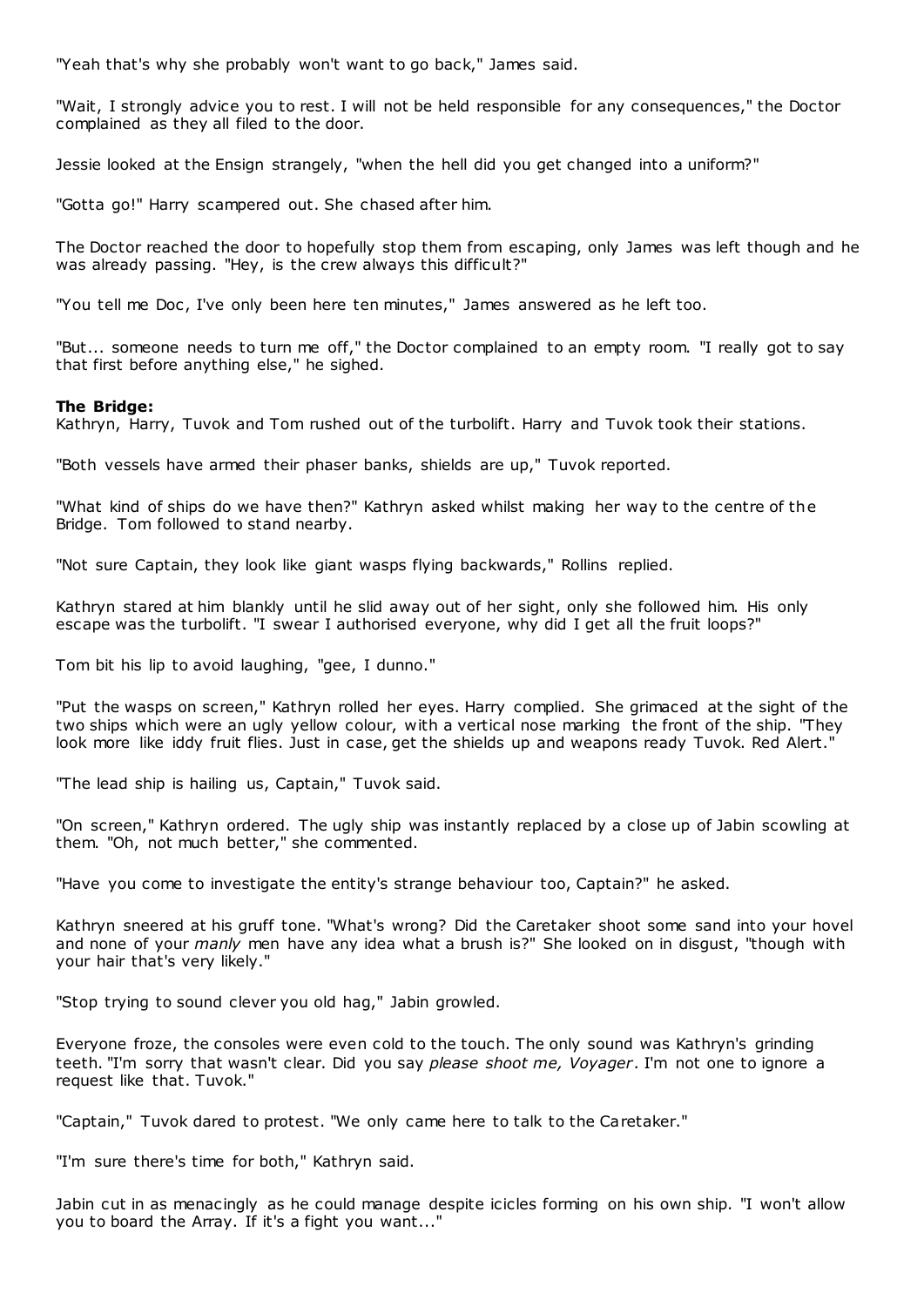"Yeah that's why she probably won't want to go back," James said.

"Wait, I strongly advice you to rest. I will not be held responsible for any consequences," the Doctor complained as they all filed to the door.

Jessie looked at the Ensign strangely, "when the hell did you get changed into a uniform?"

"Gotta go!" Harry scampered out. She chased after him.

The Doctor reached the door to hopefully stop them from escaping, only James was left though and he was already passing. "Hey, is the crew always this difficult?"

"You tell me Doc, I've only been here ten minutes," James answered as he left too.

"But... someone needs to turn me off," the Doctor complained to an empty room. "I really got to say that first before anything else," he sighed.

**The Bridge:**
Kathryn, Harry, Tuvok and Tom rushed out of the turbolift. Harry and Tuvok took their stations.

"Both vessels have armed their phaser banks, shields are up," Tuvok reported.

"What kind of ships do we have then?" Kathryn asked whilst making her way to the centre of the Bridge. Tom followed to stand nearby.

"Not sure Captain, they look like giant wasps flying backwards," Rollins replied.

Kathryn stared at him blankly until he slid away out of her sight, only she followed him. His only escape was the turbolift. "I swear I authorised everyone, why did I get all the fruit loops?"

Tom bit his lip to avoid laughing, "gee, I dunno."

"Put the wasps on screen," Kathryn rolled her eyes. Harry complied. She grimaced at the sight of the two ships which were an ugly yellow colour, with a vertical nose marking the front of the ship. "They look more like iddy fruit flies. Just in case, get the shields up and weapons ready Tuvok. Red Alert."

"The lead ship is hailing us, Captain," Tuvok said.

"On screen," Kathryn ordered. The ugly ship was instantly replaced by a close up of Jabin scowling at them. "Oh, not much better," she commented.

"Have you come to investigate the entity's strange behaviour too, Captain?" he asked.

Kathryn sneered at his gruff tone. "What's wrong? Did the Caretaker shoot some sand into your hovel and none of your *manly* men have any idea what a brush is?" She looked on in disgust, "though with your hair that's very likely."

"Stop trying to sound clever you old hag," Jabin growled.

Everyone froze, the consoles were even cold to the touch. The only sound was Kathryn's grinding teeth. "I'm sorry that wasn't clear. Did you say *please shoot me, Voyager*. I'm not one to ignore a request like that. Tuvok."

"Captain," Tuvok dared to protest. "We only came here to talk to the Caretaker."

"I'm sure there's time for both," Kathryn said.

Jabin cut in as menacingly as he could manage despite icicles forming on his own ship. "I won't allow you to board the Array. If it's a fight you want..."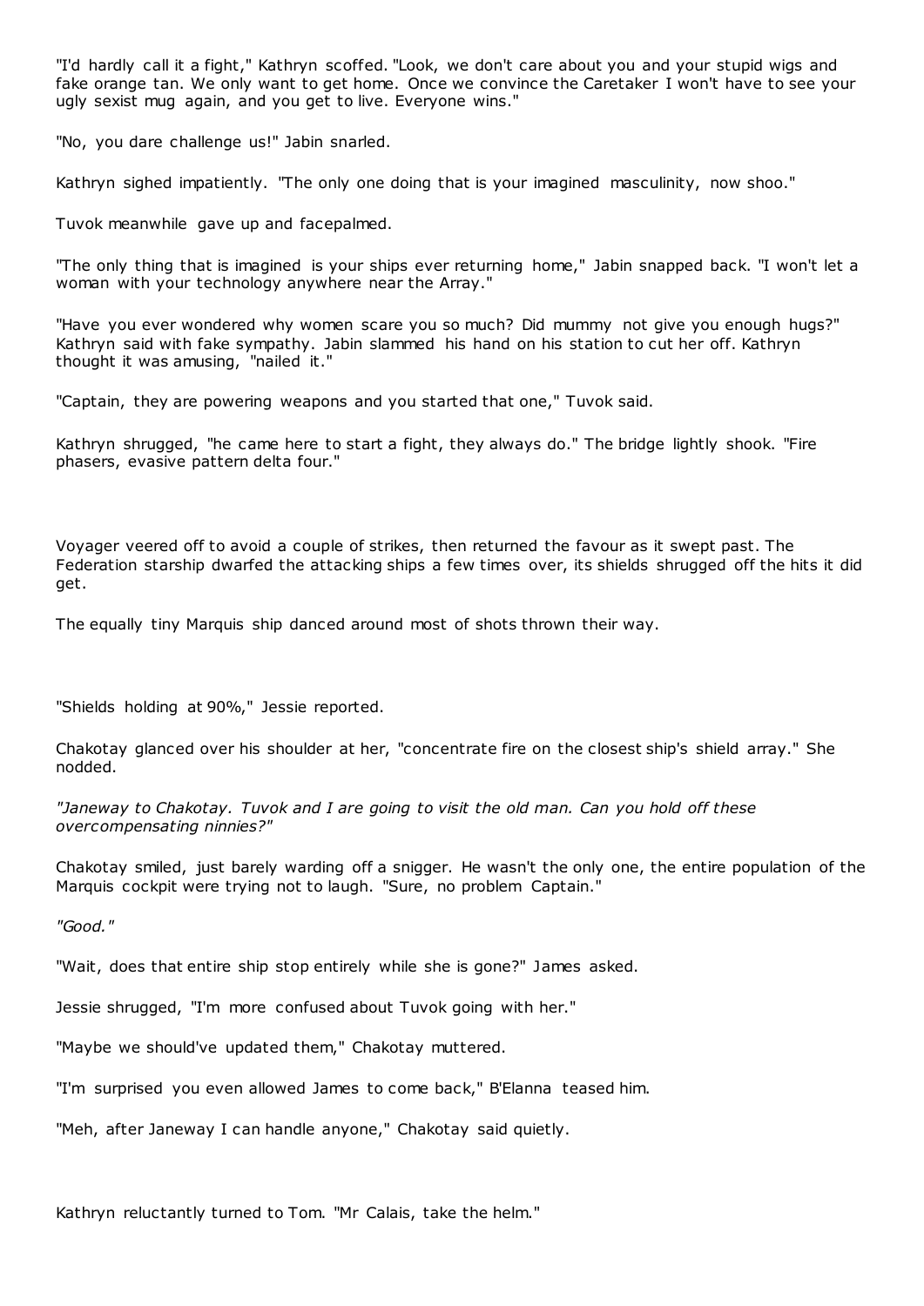"I'd hardly call it a fight," Kathryn scoffed. "Look, we don't care about you and your stupid wigs and fake orange tan. We only want to get home. Once we convince the Caretaker I won't have to see your ugly sexist mug again, and you get to live. Everyone wins."

"No, you dare challenge us!" Jabin snarled.

Kathryn sighed impatiently. "The only one doing that is your imagined masculinity, now shoo."

Tuvok meanwhile gave up and facepalmed.

"The only thing that is imagined is your ships ever returning home," Jabin snapped back. "I won't let a woman with your technology anywhere near the Array."

"Have you ever wondered why women scare you so much? Did mummy not give you enough hugs?" Kathryn said with fake sympathy. Jabin slammed his hand on his station to cut her off. Kathryn thought it was amusing, "nailed it."

"Captain, they are powering weapons and you started that one," Tuvok said.

Kathryn shrugged, "he came here to start a fight, they always do." The bridge lightly shook. "Fire phasers, evasive pattern delta four."

Voyager veered off to avoid a couple of strikes, then returned the favour as it swept past. The Federation starship dwarfed the attacking ships a few times over, its shields shrugged off the hits it did get.

The equally tiny Marquis ship danced around most of shots thrown their way.

"Shields holding at 90%," Jessie reported.

Chakotay glanced over his shoulder at her, "concentrate fire on the closest ship's shield array." She nodded.

*"Janeway to Chakotay. Tuvok and I are going to visit the old man. Can you hold off these overcompensating ninnies?"*

Chakotay smiled, just barely warding off a snigger. He wasn't the only one, the entire population of the Marquis cockpit were trying not to laugh. "Sure, no problem Captain."

*"Good."*

"Wait, does that entire ship stop entirely while she is gone?" James asked.

Jessie shrugged, "I'm more confused about Tuvok going with her."

"Maybe we should've updated them," Chakotay muttered.

"I'm surprised you even allowed James to come back," B'Elanna teased him.

"Meh, after Janeway I can handle anyone," Chakotay said quietly.

Kathryn reluctantly turned to Tom. "Mr Calais, take the helm."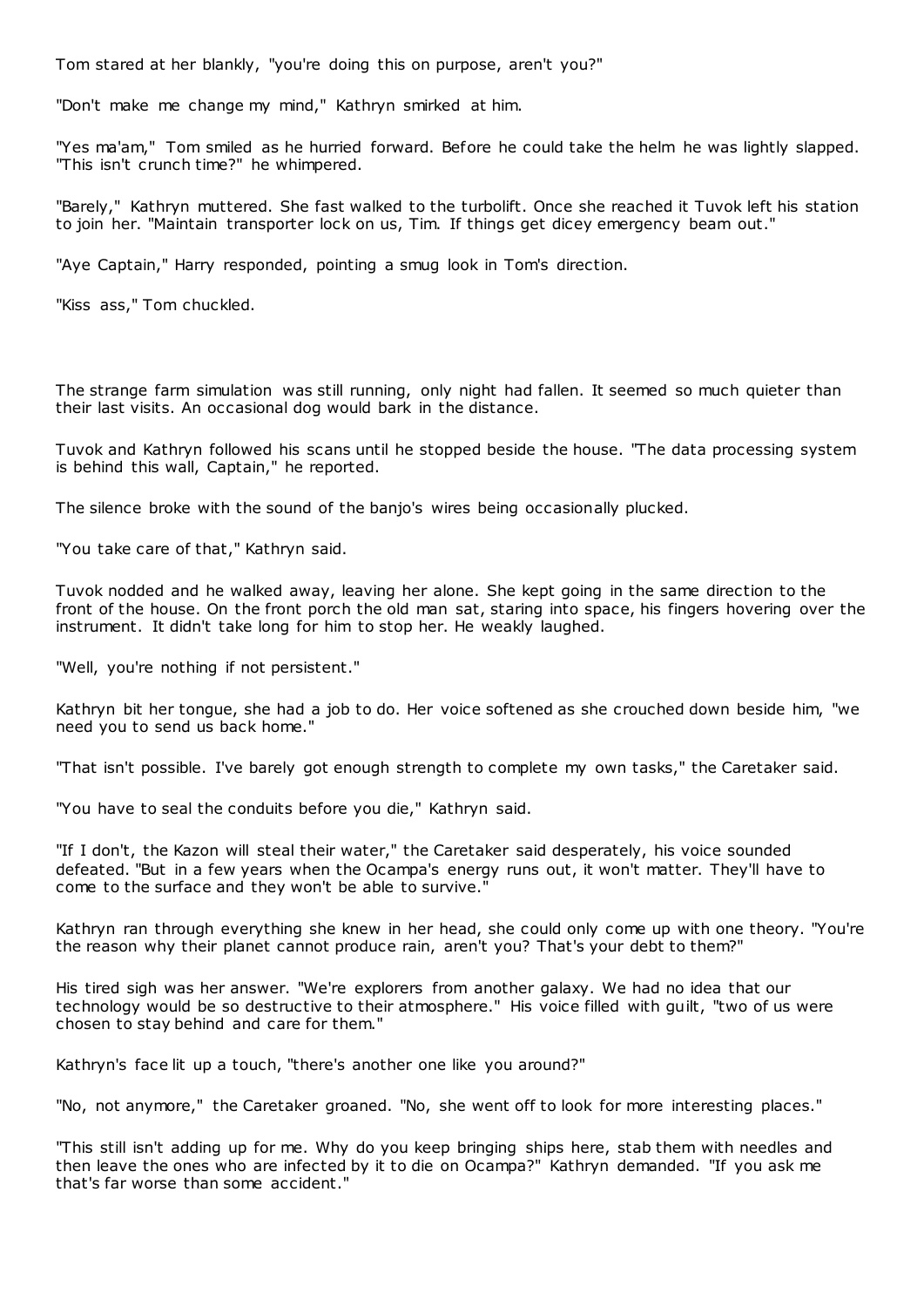Tom stared at her blankly, "you're doing this on purpose, aren't you?"

"Don't make me change my mind," Kathryn smirked at him.

"Yes ma'am," Tom smiled as he hurried forward. Before he could take the helm he was lightly slapped. "This isn't crunch time?" he whimpered.

"Barely," Kathryn muttered. She fast walked to the turbolift. Once she reached it Tuvok left his station to join her. "Maintain transporter lock on us, Tim. If things get dicey emergency beam out."

"Aye Captain," Harry responded, pointing a smug look in Tom's direction.

"Kiss ass," Tom chuckled.

The strange farm simulation was still running, only night had fallen. It seemed so much quieter than their last visits. An occasional dog would bark in the distance.

Tuvok and Kathryn followed his scans until he stopped beside the house. "The data processing system is behind this wall, Captain," he reported.

The silence broke with the sound of the banjo's wires being occasionally plucked.

"You take care of that," Kathryn said.

Tuvok nodded and he walked away, leaving her alone. She kept going in the same direction to the front of the house. On the front porch the old man sat, staring into space, his fingers hovering over the instrument. It didn't take long for him to stop her. He weakly laughed.

"Well, you're nothing if not persistent."

Kathryn bit her tongue, she had a job to do. Her voice softened as she crouched down beside him, "we need you to send us back home."

"That isn't possible. I've barely got enough strength to complete my own tasks," the Caretaker said.

"You have to seal the conduits before you die," Kathryn said.

"If I don't, the Kazon will steal their water," the Caretaker said desperately, his voice sounded defeated. "But in a few years when the Ocampa's energy runs out, it won't matter. They'll have to come to the surface and they won't be able to survive."

Kathryn ran through everything she knew in her head, she could only come up with one theory. "You're the reason why their planet cannot produce rain, aren't you? That's your debt to them?"

His tired sigh was her answer. "We're explorers from another galaxy. We had no idea that our technology would be so destructive to their atmosphere." His voice filled with guilt, "two of us were chosen to stay behind and care for them."

Kathryn's face lit up a touch, "there's another one like you around?"

"No, not anymore," the Caretaker groaned. "No, she went off to look for more interesting places."

"This still isn't adding up for me. Why do you keep bringing ships here, stab them with needles and then leave the ones who are infected by it to die on Ocampa?" Kathryn demanded. "If you ask me that's far worse than some accident."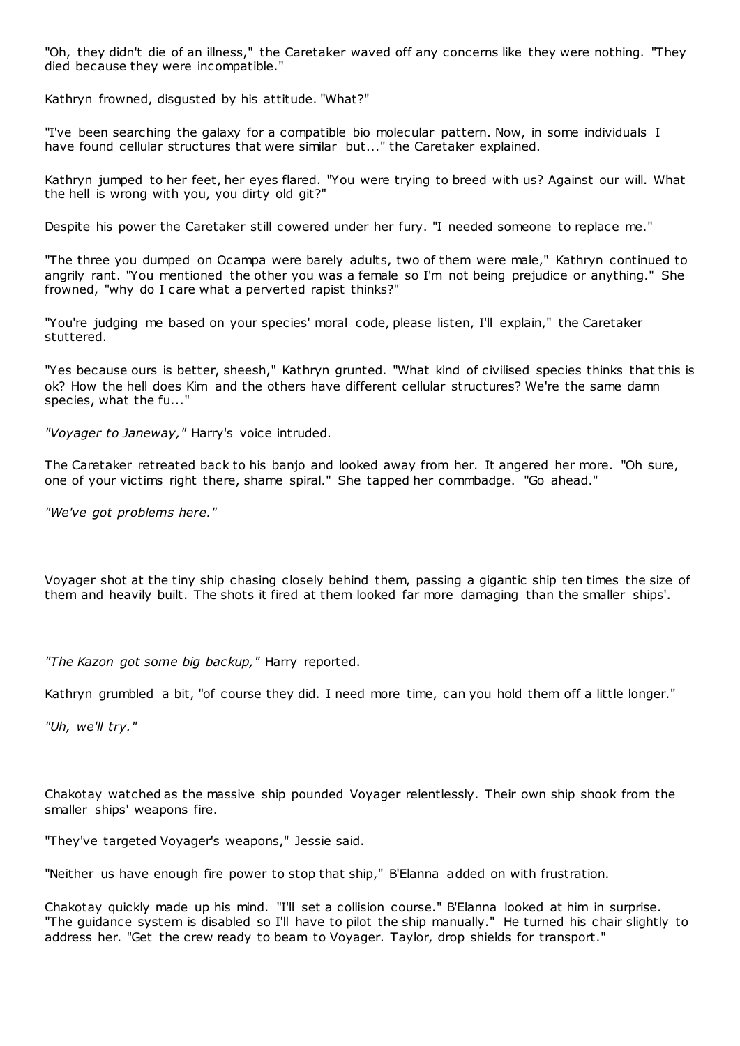"Oh, they didn't die of an illness," the Caretaker waved off any concerns like they were nothing. "They died because they were incompatible."

Kathryn frowned, disgusted by his attitude. "What?"

"I've been searching the galaxy for a compatible bio molecular pattern. Now, in some individuals I have found cellular structures that were similar but..." the Caretaker explained.

Kathryn jumped to her feet, her eyes flared. "You were trying to breed with us? Against our will. What the hell is wrong with you, you dirty old git?"

Despite his power the Caretaker still cowered under her fury. "I needed someone to replace me."

"The three you dumped on Ocampa were barely adults, two of them were male," Kathryn continued to angrily rant. "You mentioned the other you was a female so I'm not being prejudice or anything." She frowned, "why do I care what a perverted rapist thinks?"

"You're judging me based on your species' moral code, please listen, I'll explain," the Caretaker stuttered.

"Yes because ours is better, sheesh," Kathryn grunted. "What kind of civilised species thinks that this is ok? How the hell does Kim and the others have different cellular structures? We're the same damn species, what the fu..."

*"Voyager to Janeway,"* Harry's voice intruded.

The Caretaker retreated back to his banjo and looked away from her. It angered her more. "Oh sure, one of your victims right there, shame spiral." She tapped her commbadge. "Go ahead."

*"We've got problems here."*

Voyager shot at the tiny ship chasing closely behind them, passing a gigantic ship ten times the size of them and heavily built. The shots it fired at them looked far more damaging than the smaller ships'.

*"The Kazon got some big backup,"* Harry reported.

Kathryn grumbled a bit, "of course they did. I need more time, can you hold them off a little longer."

*"Uh, we'll try."*

Chakotay watched as the massive ship pounded Voyager relentlessly. Their own ship shook from the smaller ships' weapons fire.

"They've targeted Voyager's weapons," Jessie said.

"Neither us have enough fire power to stop that ship," B'Elanna added on with frustration.

Chakotay quickly made up his mind. "I'll set a collision course." B'Elanna looked at him in surprise. "The guidance system is disabled so I'll have to pilot the ship manually." He turned his chair slightly to address her. "Get the crew ready to beam to Voyager. Taylor, drop shields for transport."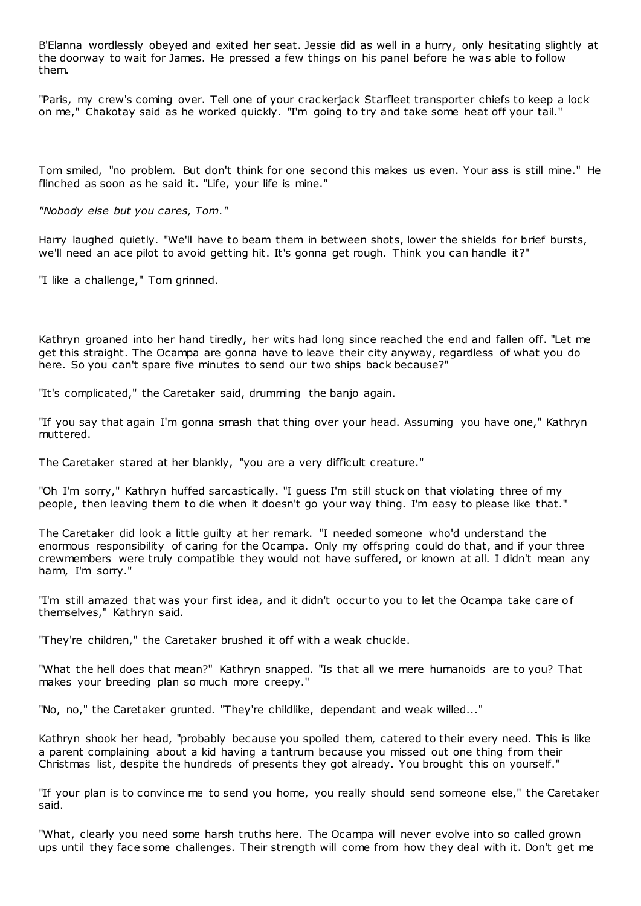B'Elanna wordlessly obeyed and exited her seat. Jessie did as well in a hurry, only hesitating slightly at the doorway to wait for James. He pressed a few things on his panel before he was able to follow them.

"Paris, my crew's coming over. Tell one of your crackerjack Starfleet transporter chiefs to keep a lock on me," Chakotay said as he worked quickly. "I'm going to try and take some heat off your tail."

Tom smiled, "no problem. But don't think for one second this makes us even. Your ass is still mine." He flinched as soon as he said it. "Life, your life is mine."

*"Nobody else but you cares, Tom."*

Harry laughed quietly. "We'll have to beam them in between shots, lower the shields for brief bursts, we'll need an ace pilot to avoid getting hit. It's gonna get rough. Think you can handle it?"

"I like a challenge," Tom grinned.

Kathryn groaned into her hand tiredly, her wits had long since reached the end and fallen off. "Let me get this straight. The Ocampa are gonna have to leave their city anyway, regardless of what you do here. So you can't spare five minutes to send our two ships back because?"

"It's complicated," the Caretaker said, drumming the banjo again.

"If you say that again I'm gonna smash that thing over your head. Assuming you have one," Kathryn muttered.

The Caretaker stared at her blankly, "you are a very difficult creature."

"Oh I'm sorry," Kathryn huffed sarcastically. "I guess I'm still stuck on that violating three of my people, then leaving them to die when it doesn't go your way thing. I'm easy to please like that."

The Caretaker did look a little guilty at her remark. "I needed someone who'd understand the enormous responsibility of caring for the Ocampa. Only my offspring could do that, and if your three crewmembers were truly compatible they would not have suffered, or known at all. I didn't mean any harm, I'm sorry."

"I'm still amazed that was your first idea, and it didn't occur to you to let the Ocampa take care of themselves," Kathryn said.

"They're children," the Caretaker brushed it off with a weak chuckle.

"What the hell does that mean?" Kathryn snapped. "Is that all we mere humanoids are to you? That makes your breeding plan so much more creepy."

"No, no," the Caretaker grunted. "They're childlike, dependant and weak willed..."

Kathryn shook her head, "probably because you spoiled them, catered to their every need. This is like a parent complaining about a kid having a tantrum because you missed out one thing from their Christmas list, despite the hundreds of presents they got already. You brought this on yourself."

"If your plan is to convince me to send you home, you really should send someone else," the Caretaker said.

"What, clearly you need some harsh truths here. The Ocampa will never evolve into so called grown ups until they face some challenges. Their strength will come from how they deal with it. Don't get me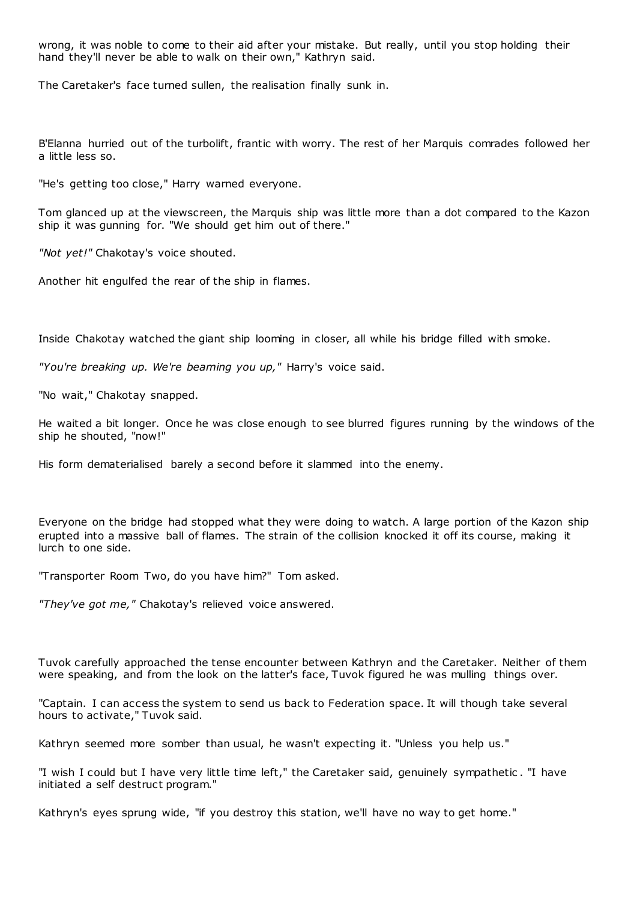wrong, it was noble to come to their aid after your mistake. But really, until you stop holding their hand they'll never be able to walk on their own," Kathryn said.

The Caretaker's face turned sullen, the realisation finally sunk in.

B'Elanna hurried out of the turbolift, frantic with worry. The rest of her Marquis comrades followed her a little less so.

"He's getting too close," Harry warned everyone.

Tom glanced up at the viewscreen, the Marquis ship was little more than a dot compared to the Kazon ship it was gunning for. "We should get him out of there."

*"Not yet!"* Chakotay's voice shouted.

Another hit engulfed the rear of the ship in flames.

Inside Chakotay watched the giant ship looming in closer, all while his bridge filled with smoke.

*"You're breaking up. We're beaming you up,"* Harry's voice said.

"No wait," Chakotay snapped.

He waited a bit longer. Once he was close enough to see blurred figures running by the windows of the ship he shouted, "now!"

His form dematerialised barely a second before it slammed into the enemy.

Everyone on the bridge had stopped what they were doing to watch. A large portion of the Kazon ship erupted into a massive ball of flames. The strain of the collision knocked it off its course, making it lurch to one side.

"Transporter Room Two, do you have him?" Tom asked.

*"They've got me,"* Chakotay's relieved voice answered.

Tuvok carefully approached the tense encounter between Kathryn and the Caretaker. Neither of them were speaking, and from the look on the latter's face, Tuvok figured he was mulling things over.

"Captain. I can access the system to send us back to Federation space. It will though take several hours to activate," Tuvok said.

Kathryn seemed more somber than usual, he wasn't expecting it. "Unless you help us."

"I wish I could but I have very little time left," the Caretaker said, genuinely sympathetic. "I have initiated a self destruct program."

Kathryn's eyes sprung wide, "if you destroy this station, we'll have no way to get home."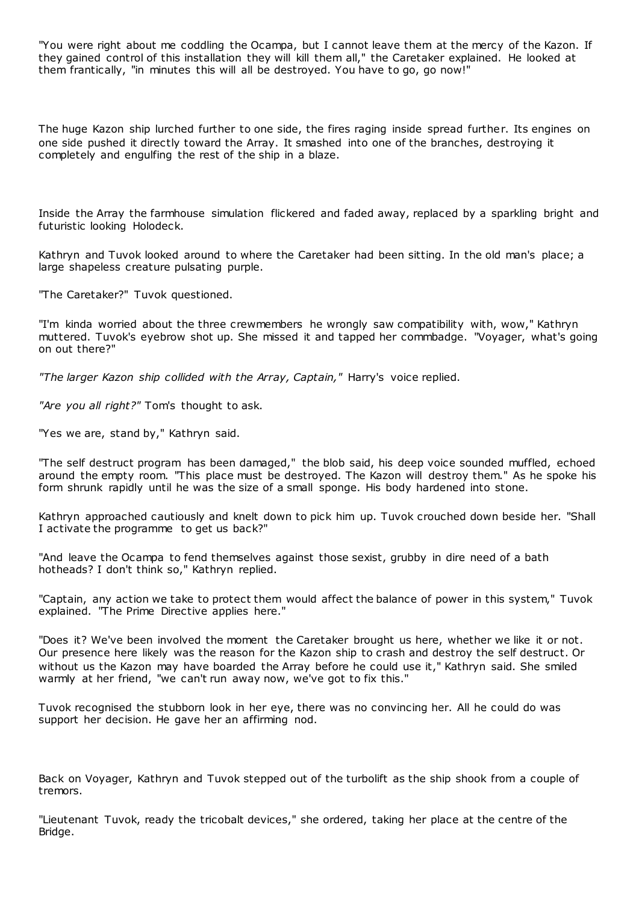"You were right about me coddling the Ocampa, but I cannot leave them at the mercy of the Kazon. If they gained control of this installation they will kill them all," the Caretaker explained. He looked at them frantically, "in minutes this will all be destroyed. You have to go, go now!"

The huge Kazon ship lurched further to one side, the fires raging inside spread further. Its engines on one side pushed it directly toward the Array. It smashed into one of the branches, destroying it completely and engulfing the rest of the ship in a blaze.

Inside the Array the farmhouse simulation flickered and faded away, replaced by a sparkling bright and futuristic looking Holodeck.

Kathryn and Tuvok looked around to where the Caretaker had been sitting. In the old man's place; a large shapeless creature pulsating purple.

"The Caretaker?" Tuvok questioned.

"I'm kinda worried about the three crewmembers he wrongly saw compatibility with, wow," Kathryn muttered. Tuvok's eyebrow shot up. She missed it and tapped her commbadge. "Voyager, what's going on out there?"

*"The larger Kazon ship collided with the Array, Captain,"* Harry's voice replied.

*"Are you all right?"* Tom's thought to ask.

"Yes we are, stand by," Kathryn said.

"The self destruct program has been damaged," the blob said, his deep voice sounded muffled, echoed around the empty room. "This place must be destroyed. The Kazon will destroy them." As he spoke his form shrunk rapidly until he was the size of a small sponge. His body hardened into stone.

Kathryn approached cautiously and knelt down to pick him up. Tuvok crouched down beside her. "Shall I activate the programme to get us back?"

"And leave the Ocampa to fend themselves against those sexist, grubby in dire need of a bath hotheads? I don't think so," Kathryn replied.

"Captain, any action we take to protect them would affect the balance of power in this system," Tuvok explained. "The Prime Directive applies here."

"Does it? We've been involved the moment the Caretaker brought us here, whether we like it or not. Our presence here likely was the reason for the Kazon ship to crash and destroy the self destruct. Or without us the Kazon may have boarded the Array before he could use it," Kathryn said. She smiled warmly at her friend, "we can't run away now, we've got to fix this."

Tuvok recognised the stubborn look in her eye, there was no convincing her. All he could do was support her decision. He gave her an affirming nod.

Back on Voyager, Kathryn and Tuvok stepped out of the turbolift as the ship shook from a couple of tremors.

"Lieutenant Tuvok, ready the tricobalt devices," she ordered, taking her place at the centre of the Bridge.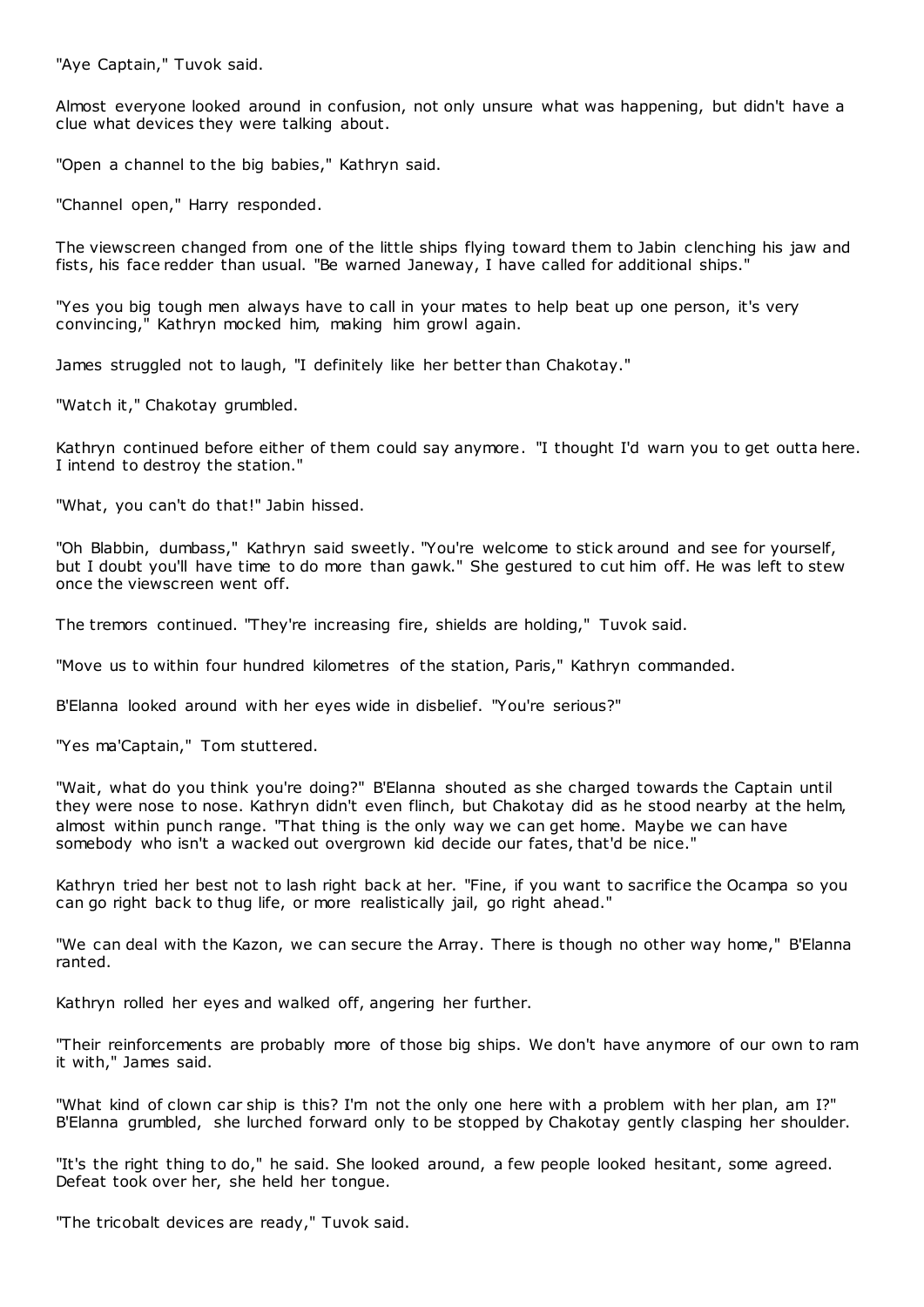"Aye Captain," Tuvok said.

Almost everyone looked around in confusion, not only unsure what was happening, but didn't have a clue what devices they were talking about.

"Open a channel to the big babies," Kathryn said.

"Channel open," Harry responded.

The viewscreen changed from one of the little ships flying toward them to Jabin clenching his jaw and fists, his face redder than usual. "Be warned Janeway, I have called for additional ships."

"Yes you big tough men always have to call in your mates to help beat up one person, it's very convincing," Kathryn mocked him, making him growl again.

James struggled not to laugh, "I definitely like her better than Chakotay."

"Watch it," Chakotay grumbled.

Kathryn continued before either of them could say anymore. "I thought I'd warn you to get outta here. I intend to destroy the station."

"What, you can't do that!" Jabin hissed.

"Oh Blabbin, dumbass," Kathryn said sweetly. "You're welcome to stick around and see for yourself, but I doubt you'll have time to do more than gawk." She gestured to cut him off. He was left to stew once the viewscreen went off.

The tremors continued. "They're increasing fire, shields are holding," Tuvok said.

"Move us to within four hundred kilometres of the station, Paris," Kathryn commanded.

B'Elanna looked around with her eyes wide in disbelief. "You're serious?"

"Yes ma'Captain," Tom stuttered.

"Wait, what do you think you're doing?" B'Elanna shouted as she charged towards the Captain until they were nose to nose. Kathryn didn't even flinch, but Chakotay did as he stood nearby at the helm, almost within punch range. "That thing is the only way we can get home. Maybe we can have somebody who isn't a wacked out overgrown kid decide our fates, that'd be nice."

Kathryn tried her best not to lash right back at her. "Fine, if you want to sacrifice the Ocampa so you can go right back to thug life, or more realistically jail, go right ahead."

"We can deal with the Kazon, we can secure the Array. There is though no other way home," B'Elanna ranted.

Kathryn rolled her eyes and walked off, angering her further.

"Their reinforcements are probably more of those big ships. We don't have anymore of our own to ram it with," James said.

"What kind of clown car ship is this? I'm not the only one here with a problem with her plan, am I?" B'Elanna grumbled, she lurched forward only to be stopped by Chakotay gently clasping her shoulder.

"It's the right thing to do," he said. She looked around, a few people looked hesitant, some agreed. Defeat took over her, she held her tongue.

"The tricobalt devices are ready," Tuvok said.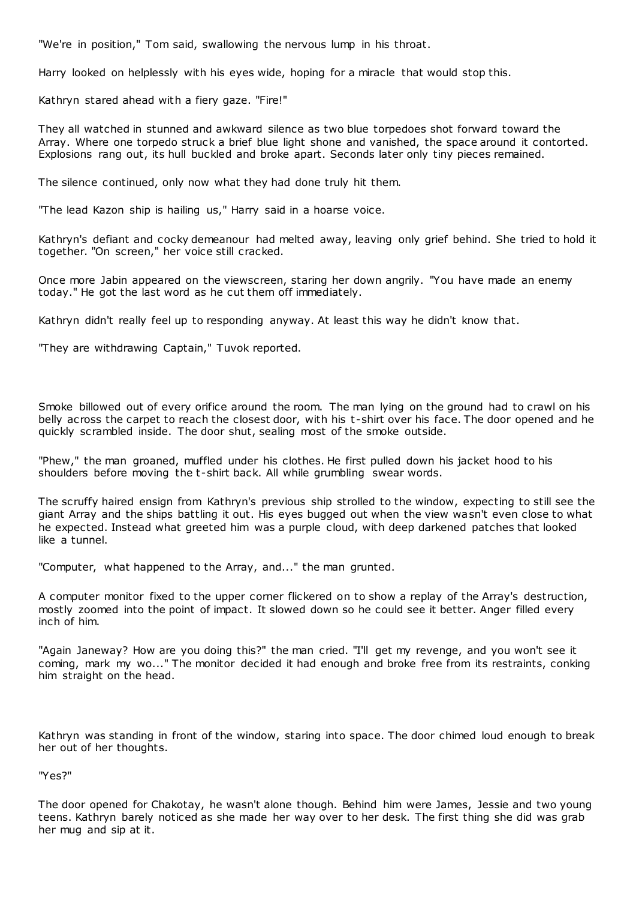"We're in position," Tom said, swallowing the nervous lump in his throat.

Harry looked on helplessly with his eyes wide, hoping for a miracle that would stop this.

Kathryn stared ahead with a fiery gaze. "Fire!"

They all watched in stunned and awkward silence as two blue torpedoes shot forward toward the Array. Where one torpedo struck a brief blue light shone and vanished, the space around it contorted. Explosions rang out, its hull buckled and broke apart. Seconds later only tiny pieces remained.

The silence continued, only now what they had done truly hit them.

"The lead Kazon ship is hailing us," Harry said in a hoarse voice.

Kathryn's defiant and cocky demeanour had melted away, leaving only grief behind. She tried to hold it together. "On screen," her voice still cracked.

Once more Jabin appeared on the viewscreen, staring her down angrily. "You have made an enemy today." He got the last word as he cut them off immediately.

Kathryn didn't really feel up to responding anyway. At least this way he didn't know that.

"They are withdrawing Captain," Tuvok reported.

Smoke billowed out of every orifice around the room. The man lying on the ground had to crawl on his belly across the carpet to reach the closest door, with his t-shirt over his face. The door opened and he quickly scrambled inside. The door shut, sealing most of the smoke outside.

"Phew," the man groaned, muffled under his clothes. He first pulled down his jacket hood to his shoulders before moving the t-shirt back. All while grumbling swear words.

The scruffy haired ensign from Kathryn's previous ship strolled to the window, expecting to still see the giant Array and the ships battling it out. His eyes bugged out when the view wasn't even close to what he expected. Instead what greeted him was a purple cloud, with deep darkened patches that looked like a tunnel.

"Computer, what happened to the Array, and..." the man grunted.

A computer monitor fixed to the upper corner flickered on to show a replay of the Array's destruction, mostly zoomed into the point of impact. It slowed down so he could see it better. Anger filled every inch of him.

"Again Janeway? How are you doing this?" the man cried. "I'll get my revenge, and you won't see it coming, mark my wo..." The monitor decided it had enough and broke free from its restraints, conking him straight on the head.

Kathryn was standing in front of the window, staring into space. The door chimed loud enough to break her out of her thoughts.

"Yes?"

The door opened for Chakotay, he wasn't alone though. Behind him were James, Jessie and two young teens. Kathryn barely noticed as she made her way over to her desk. The first thing she did was grab her mug and sip at it.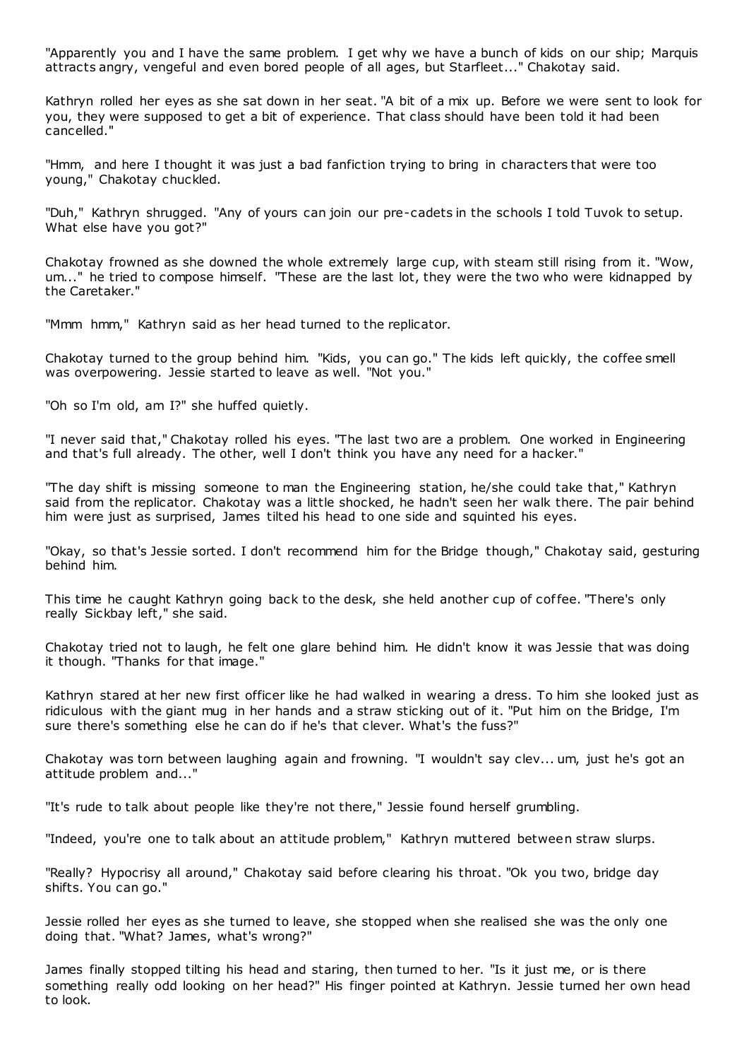"Apparently you and I have the same problem. I get why we have a bunch of kids on our ship; Marquis attracts angry, vengeful and even bored people of all ages, but Starfleet..." Chakotay said.

Kathryn rolled her eyes as she sat down in her seat. "A bit of a mix up. Before we were sent to look for you, they were supposed to get a bit of experience. That class should have been told it had been cancelled."

"Hmm, and here I thought it was just a bad fanfiction trying to bring in characters that were too young," Chakotay chuckled.

"Duh," Kathryn shrugged. "Any of yours can join our pre-cadets in the schools I told Tuvok to setup. What else have you got?"

Chakotay frowned as she downed the whole extremely large cup, with steam still rising from it. "Wow, um..." he tried to compose himself. "These are the last lot, they were the two who were kidnapped by the Caretaker."

"Mmm hmm," Kathryn said as her head turned to the replicator.

Chakotay turned to the group behind him. "Kids, you can go." The kids left quickly, the coffee smell was overpowering. Jessie started to leave as well. "Not you."

"Oh so I'm old, am I?" she huffed quietly.

"I never said that," Chakotay rolled his eyes. "The last two are a problem. One worked in Engineering and that's full already. The other, well I don't think you have any need for a hacker."

"The day shift is missing someone to man the Engineering station, he/she could take that," Kathryn said from the replicator. Chakotay was a little shocked, he hadn't seen her walk there. The pair behind him were just as surprised, James tilted his head to one side and squinted his eyes.

"Okay, so that's Jessie sorted. I don't recommend him for the Bridge though," Chakotay said, gesturing behind him.

This time he caught Kathryn going back to the desk, she held another cup of coffee. "There's only really Sickbay left," she said.

Chakotay tried not to laugh, he felt one glare behind him. He didn't know it was Jessie that was doing it though. "Thanks for that image."

Kathryn stared at her new first officer like he had walked in wearing a dress. To him she looked just as ridiculous with the giant mug in her hands and a straw sticking out of it. "Put him on the Bridge, I'm sure there's something else he can do if he's that clever. What's the fuss?"

Chakotay was torn between laughing again and frowning. "I wouldn't say clev... um, just he's got an attitude problem and..."

"It's rude to talk about people like they're not there," Jessie found herself grumbling.

"Indeed, you're one to talk about an attitude problem," Kathryn muttered between straw slurps.

"Really? Hypocrisy all around," Chakotay said before clearing his throat. "Ok you two, bridge day shifts. You can go."

Jessie rolled her eyes as she turned to leave, she stopped when she realised she was the only one doing that. "What? James, what's wrong?"

James finally stopped tilting his head and staring, then turned to her. "Is it just me, or is there something really odd looking on her head?" His finger pointed at Kathryn. Jessie turned her own head to look.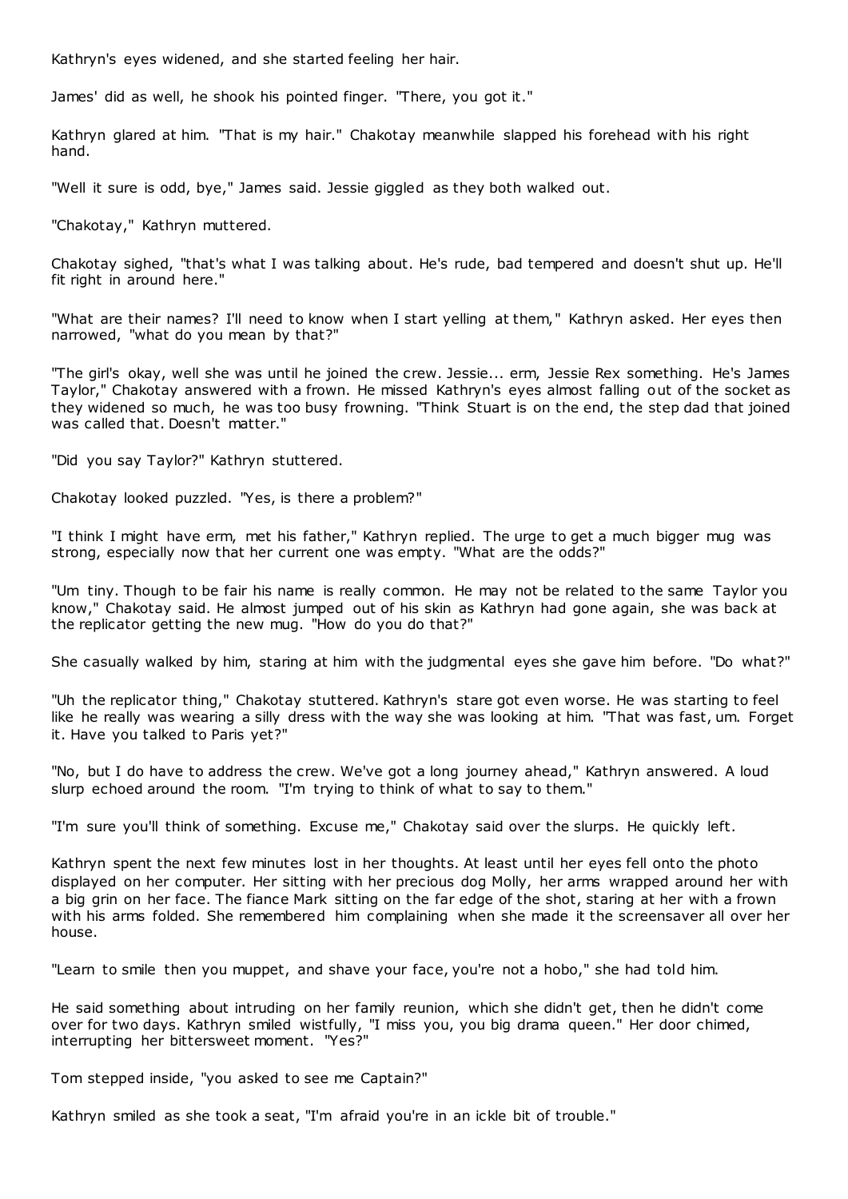Kathryn's eyes widened, and she started feeling her hair.

James' did as well, he shook his pointed finger. "There, you got it."

Kathryn glared at him. "That is my hair." Chakotay meanwhile slapped his forehead with his right hand.

"Well it sure is odd, bye," James said. Jessie giggled as they both walked out.

"Chakotay," Kathryn muttered.

Chakotay sighed, "that's what I was talking about. He's rude, bad tempered and doesn't shut up. He'll fit right in around here."

"What are their names? I'll need to know when I start yelling at them," Kathryn asked. Her eyes then narrowed, "what do you mean by that?"

"The girl's okay, well she was until he joined the crew. Jessie... erm, Jessie Rex something. He's James Taylor," Chakotay answered with a frown. He missed Kathryn's eyes almost falling out of the socket as they widened so much, he was too busy frowning. "Think Stuart is on the end, the step dad that joined was called that. Doesn't matter."

"Did you say Taylor?" Kathryn stuttered.

Chakotay looked puzzled. "Yes, is there a problem?"

"I think I might have erm, met his father," Kathryn replied. The urge to get a much bigger mug was strong, especially now that her current one was empty. "What are the odds?"

"Um tiny. Though to be fair his name is really common. He may not be related to the same Taylor you know," Chakotay said. He almost jumped out of his skin as Kathryn had gone again, she was back at the replicator getting the new mug. "How do you do that?"

She casually walked by him, staring at him with the judgmental eyes she gave him before. "Do what?"

"Uh the replicator thing," Chakotay stuttered. Kathryn's stare got even worse. He was starting to feel like he really was wearing a silly dress with the way she was looking at him. "That was fast, um. Forget it. Have you talked to Paris yet?"

"No, but I do have to address the crew. We've got a long journey ahead," Kathryn answered. A loud slurp echoed around the room. "I'm trying to think of what to say to them."

"I'm sure you'll think of something. Excuse me," Chakotay said over the slurps. He quickly left.

Kathryn spent the next few minutes lost in her thoughts. At least until her eyes fell onto the photo displayed on her computer. Her sitting with her precious dog Molly, her arms wrapped around her with a big grin on her face. The fiance Mark sitting on the far edge of the shot, staring at her with a frown with his arms folded. She remembered him complaining when she made it the screensaver all over her house.

"Learn to smile then you muppet, and shave your face, you're not a hobo," she had told him.

He said something about intruding on her family reunion, which she didn't get, then he didn't come over for two days. Kathryn smiled wistfully, "I miss you, you big drama queen." Her door chimed, interrupting her bittersweet moment. "Yes?"

Tom stepped inside, "you asked to see me Captain?"

Kathryn smiled as she took a seat, "I'm afraid you're in an ickle bit of trouble."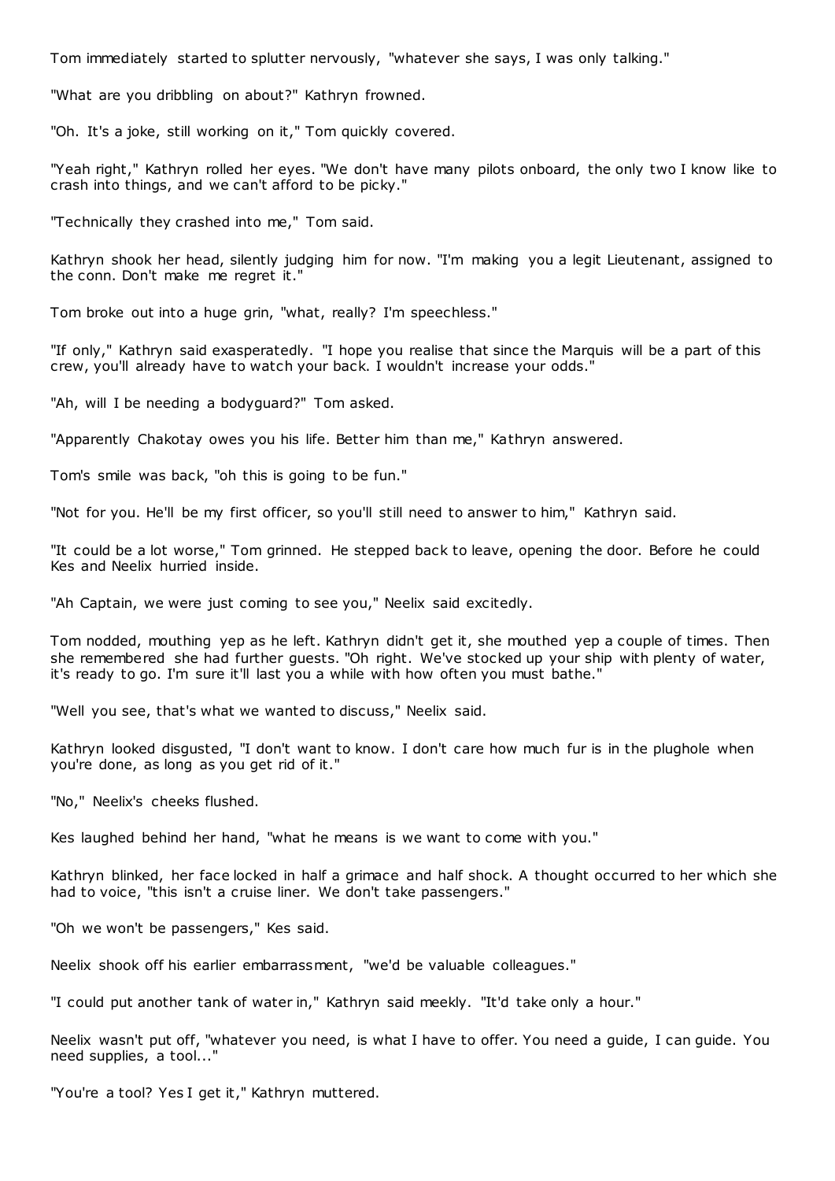Tom immediately started to splutter nervously, "whatever she says, I was only talking."

"What are you dribbling on about?" Kathryn frowned.

"Oh. It's a joke, still working on it," Tom quickly covered.

"Yeah right," Kathryn rolled her eyes. "We don't have many pilots onboard, the only two I know like to crash into things, and we can't afford to be picky."

"Technically they crashed into me," Tom said.

Kathryn shook her head, silently judging him for now. "I'm making you a legit Lieutenant, assigned to the conn. Don't make me regret it."

Tom broke out into a huge grin, "what, really? I'm speechless."

"If only," Kathryn said exasperatedly. "I hope you realise that since the Marquis will be a part of this crew, you'll already have to watch your back. I wouldn't increase your odds."

"Ah, will I be needing a bodyguard?" Tom asked.

"Apparently Chakotay owes you his life. Better him than me," Kathryn answered.

Tom's smile was back, "oh this is going to be fun."

"Not for you. He'll be my first officer, so you'll still need to answer to him," Kathryn said.

"It could be a lot worse," Tom grinned. He stepped back to leave, opening the door. Before he could Kes and Neelix hurried inside.

"Ah Captain, we were just coming to see you," Neelix said excitedly.

Tom nodded, mouthing yep as he left. Kathryn didn't get it, she mouthed yep a couple of times. Then she remembered she had further guests. "Oh right. We've stocked up your ship with plenty of water, it's ready to go. I'm sure it'll last you a while with how often you must bathe."

"Well you see, that's what we wanted to discuss," Neelix said.

Kathryn looked disgusted, "I don't want to know. I don't care how much fur is in the plughole when you're done, as long as you get rid of it."

"No," Neelix's cheeks flushed.

Kes laughed behind her hand, "what he means is we want to come with you."

Kathryn blinked, her face locked in half a grimace and half shock. A thought occurred to her which she had to voice, "this isn't a cruise liner. We don't take passengers."

"Oh we won't be passengers," Kes said.

Neelix shook off his earlier embarrassment, "we'd be valuable colleagues."

"I could put another tank of water in," Kathryn said meekly. "It'd take only a hour."

Neelix wasn't put off, "whatever you need, is what I have to offer. You need a guide, I can guide. You need supplies, a tool..."

"You're a tool? Yes I get it," Kathryn muttered.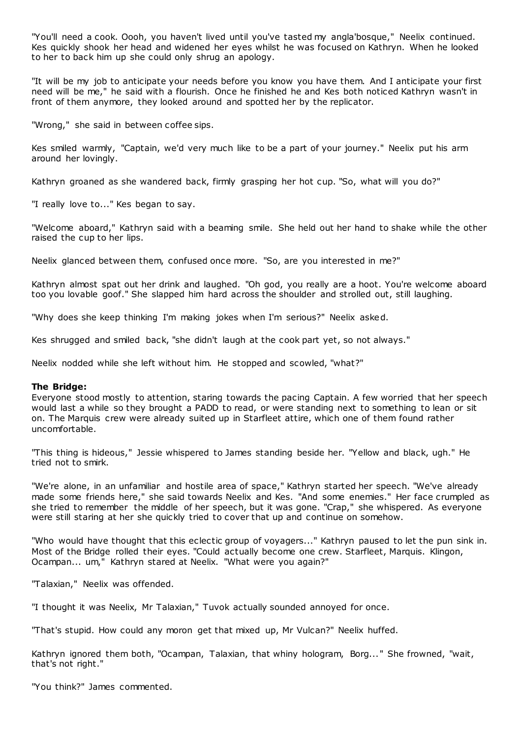"You'll need a cook. Oooh, you haven't lived until you've tasted my angla'bosque," Neelix continued. Kes quickly shook her head and widened her eyes whilst he was focused on Kathryn. When he looked to her to back him up she could only shrug an apology.

"It will be my job to anticipate your needs before you know you have them. And I anticipate your first need will be me," he said with a flourish. Once he finished he and Kes both noticed Kathryn wasn't in front of them anymore, they looked around and spotted her by the replicator.

"Wrong," she said in between coffee sips.

Kes smiled warmly, "Captain, we'd very much like to be a part of your journey." Neelix put his arm around her lovingly.

Kathryn groaned as she wandered back, firmly grasping her hot cup. "So, what will you do?"

"I really love to..." Kes began to say.

"Welcome aboard," Kathryn said with a beaming smile. She held out her hand to shake while the other raised the cup to her lips.

Neelix glanced between them, confused once more. "So, are you interested in me?"

Kathryn almost spat out her drink and laughed. "Oh god, you really are a hoot. You're welcome aboard too you lovable goof." She slapped him hard across the shoulder and strolled out, still laughing.

"Why does she keep thinking I'm making jokes when I'm serious?" Neelix asked.

Kes shrugged and smiled back, "she didn't laugh at the cook part yet, so not always."

Neelix nodded while she left without him. He stopped and scowled, "what?"

**The Bridge:**
Everyone stood mostly to attention, staring towards the pacing Captain. A few worried that her speech would last a while so they brought a PADD to read, or were standing next to something to lean or sit on. The Marquis crew were already suited up in Starfleet attire, which one of them found rather uncomfortable.

"This thing is hideous," Jessie whispered to James standing beside her. "Yellow and black, ugh." He tried not to smirk.

"We're alone, in an unfamiliar and hostile area of space," Kathryn started her speech. "We've already made some friends here," she said towards Neelix and Kes. "And some enemies." Her face crumpled as she tried to remember the middle of her speech, but it was gone. "Crap," she whispered. As everyone were still staring at her she quickly tried to cover that up and continue on somehow.

"Who would have thought that this eclectic group of voyagers..." Kathryn paused to let the pun sink in. Most of the Bridge rolled their eyes. "Could actually become one crew. Starfleet, Marquis. Klingon, Ocampan... um," Kathryn stared at Neelix. "What were you again?"

"Talaxian," Neelix was offended.

"I thought it was Neelix, Mr Talaxian," Tuvok actually sounded annoyed for once.

"That's stupid. How could any moron get that mixed up, Mr Vulcan?" Neelix huffed.

Kathryn ignored them both, "Ocampan, Talaxian, that whiny hologram, Borg..." She frowned, "wait, that's not right."

"You think?" James commented.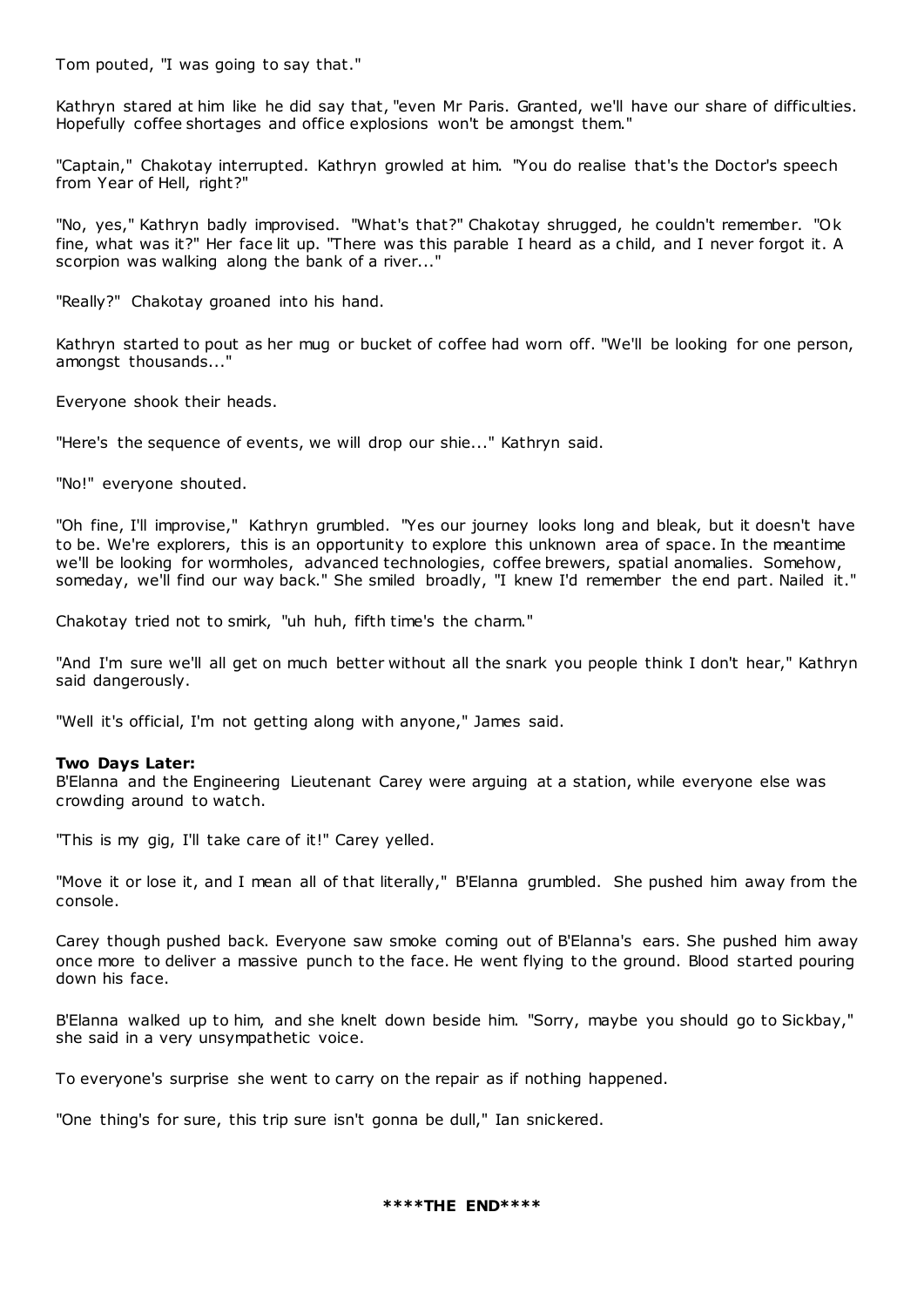Tom pouted, "I was going to say that."

Kathryn stared at him like he did say that, "even Mr Paris. Granted, we'll have our share of difficulties. Hopefully coffee shortages and office explosions won't be amongst them."

"Captain," Chakotay interrupted. Kathryn growled at him. "You do realise that's the Doctor's speech from Year of Hell, right?"

"No, yes," Kathryn badly improvised. "What's that?" Chakotay shrugged, he couldn't remember. "Ok fine, what was it?" Her face lit up. "There was this parable I heard as a child, and I never forgot it. A scorpion was walking along the bank of a river..."

"Really?" Chakotay groaned into his hand.

Kathryn started to pout as her mug or bucket of coffee had worn off. "We'll be looking for one person, amongst thousands..."

Everyone shook their heads.

"Here's the sequence of events, we will drop our shie..." Kathryn said.

"No!" everyone shouted.

"Oh fine, I'll improvise," Kathryn grumbled. "Yes our journey looks long and bleak, but it doesn't have to be. We're explorers, this is an opportunity to explore this unknown area of space. In the meantime we'll be looking for wormholes, advanced technologies, coffee brewers, spatial anomalies. Somehow, someday, we'll find our way back." She smiled broadly, "I knew I'd remember the end part. Nailed it."

Chakotay tried not to smirk, "uh huh, fifth time's the charm."

"And I'm sure we'll all get on much better without all the snark you people think I don't hear," Kathryn said dangerously.

"Well it's official, I'm not getting along with anyone," James said.

**Two Days Later:**
B'Elanna and the Engineering Lieutenant Carey were arguing at a station, while everyone else was crowding around to watch.

"This is my gig, I'll take care of it!" Carey yelled.

"Move it or lose it, and I mean all of that literally," B'Elanna grumbled. She pushed him away from the console.

Carey though pushed back. Everyone saw smoke coming out of B'Elanna's ears. She pushed him away once more to deliver a massive punch to the face. He went flying to the ground. Blood started pouring down his face.

B'Elanna walked up to him, and she knelt down beside him. "Sorry, maybe you should go to Sickbay," she said in a very unsympathetic voice.

To everyone's surprise she went to carry on the repair as if nothing happened.

"One thing's for sure, this trip sure isn't gonna be dull," Ian snickered.

**\*\*\*\*THE END\*\*\*\***